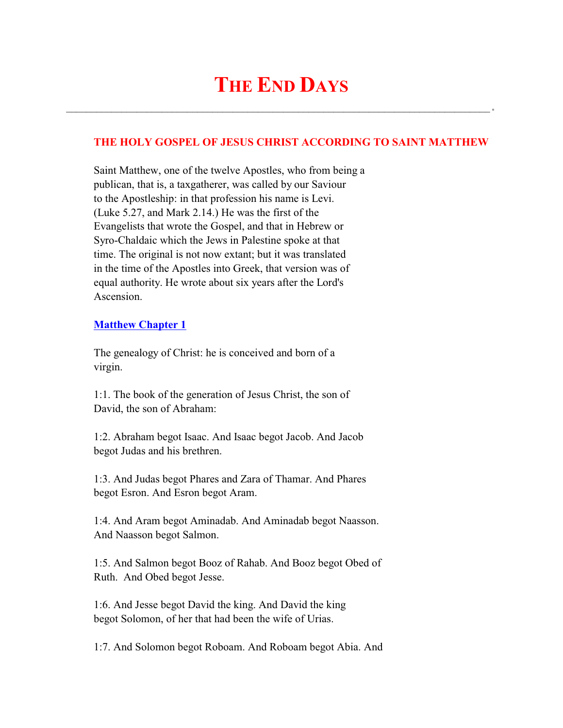# THE END DAYS

---

## THE HOLY GOSPEL OF JESUS CHRIST ACCORDING TO SAINT MATTHEW

Saint Matthew, one of the twelve Apostles, who from being a publican, that is, a taxgatherer, was called by our Saviour to the Apostleship: in that profession his name is Levi. (Luke 5.27, and Mark 2.14.) He was the first of the Evangelists that wrote the Gospel, and that in Hebrew or Syro-Chaldaic which the Jews in Palestine spoke at that time. The original is not now extant; but it was translated in the time of the Apostles into Greek, that version was of equal authority. He wrote about six years after the Lord's Ascension.

### Matthew Chapter 1

The genealogy of Christ: he is conceived and born of a virgin.

1:1. The book of the generation of Jesus Christ, the son of David, the son of Abraham:

1:2. Abraham begot Isaac. And Isaac begot Jacob. And Jacob begot Judas and his brethren.

1:3. And Judas begot Phares and Zara of Thamar. And Phares begot Esron. And Esron begot Aram.

1:4. And Aram begot Aminadab. And Aminadab begot Naasson. And Naasson begot Salmon.

1:5. And Salmon begot Booz of Rahab. And Booz begot Obed of Ruth. And Obed begot Jesse.

1:6. And Jesse begot David the king. And David the king begot Solomon, of her that had been the wife of Urias.

1:7. And Solomon begot Roboam. And Roboam begot Abia. And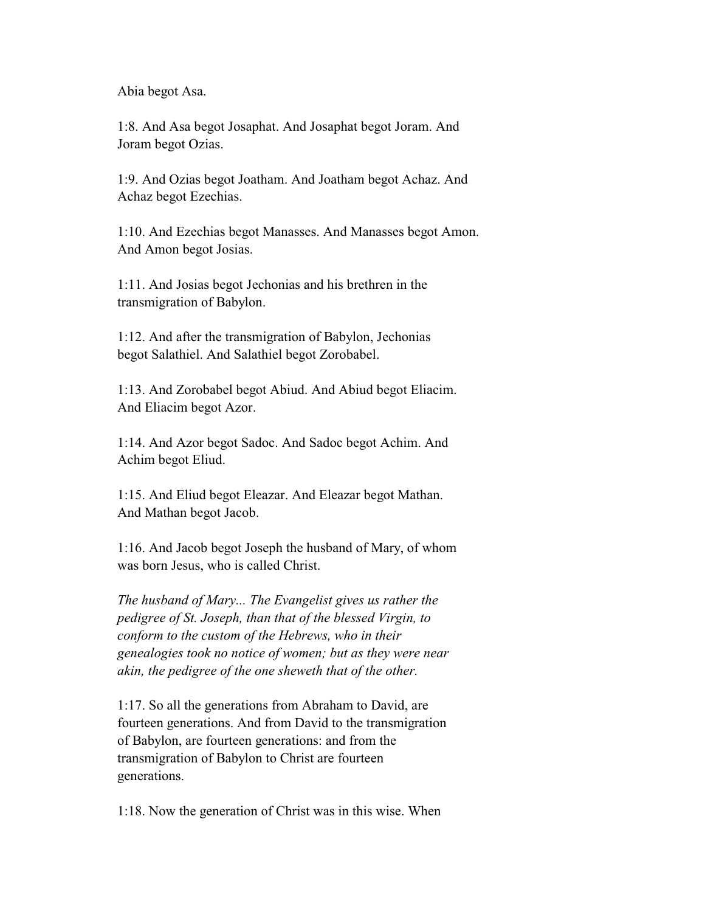Abia begot Asa.

1:8. And Asa begot Josaphat. And Josaphat begot Joram. And Joram begot Ozias.

1:9. And Ozias begot Joatham. And Joatham begot Achaz. And Achaz begot Ezechias.

1:10. And Ezechias begot Manasses. And Manasses begot Amon. And Amon begot Josias.

1:11. And Josias begot Jechonias and his brethren in the transmigration of Babylon.

1:12. And after the transmigration of Babylon, Jechonias begot Salathiel. And Salathiel begot Zorobabel.

1:13. And Zorobabel begot Abiud. And Abiud begot Eliacim. And Eliacim begot Azor.

1:14. And Azor begot Sadoc. And Sadoc begot Achim. And Achim begot Eliud.

1:15. And Eliud begot Eleazar. And Eleazar begot Mathan. And Mathan begot Jacob.

1:16. And Jacob begot Joseph the husband of Mary, of whom was born Jesus, who is called Christ.

*The husband of Mary... The Evangelist gives us rather the pedigree of St. Joseph, than that of the blessed Virgin, to conform to the custom of the Hebrews, who in their genealogies took no notice of women; but as they were near akin, the pedigree of the one sheweth that of the other.*

1:17. So all the generations from Abraham to David, are fourteen generations. And from David to the transmigration of Babylon, are fourteen generations: and from the transmigration of Babylon to Christ are fourteen generations.

1:18. Now the generation of Christ was in this wise. When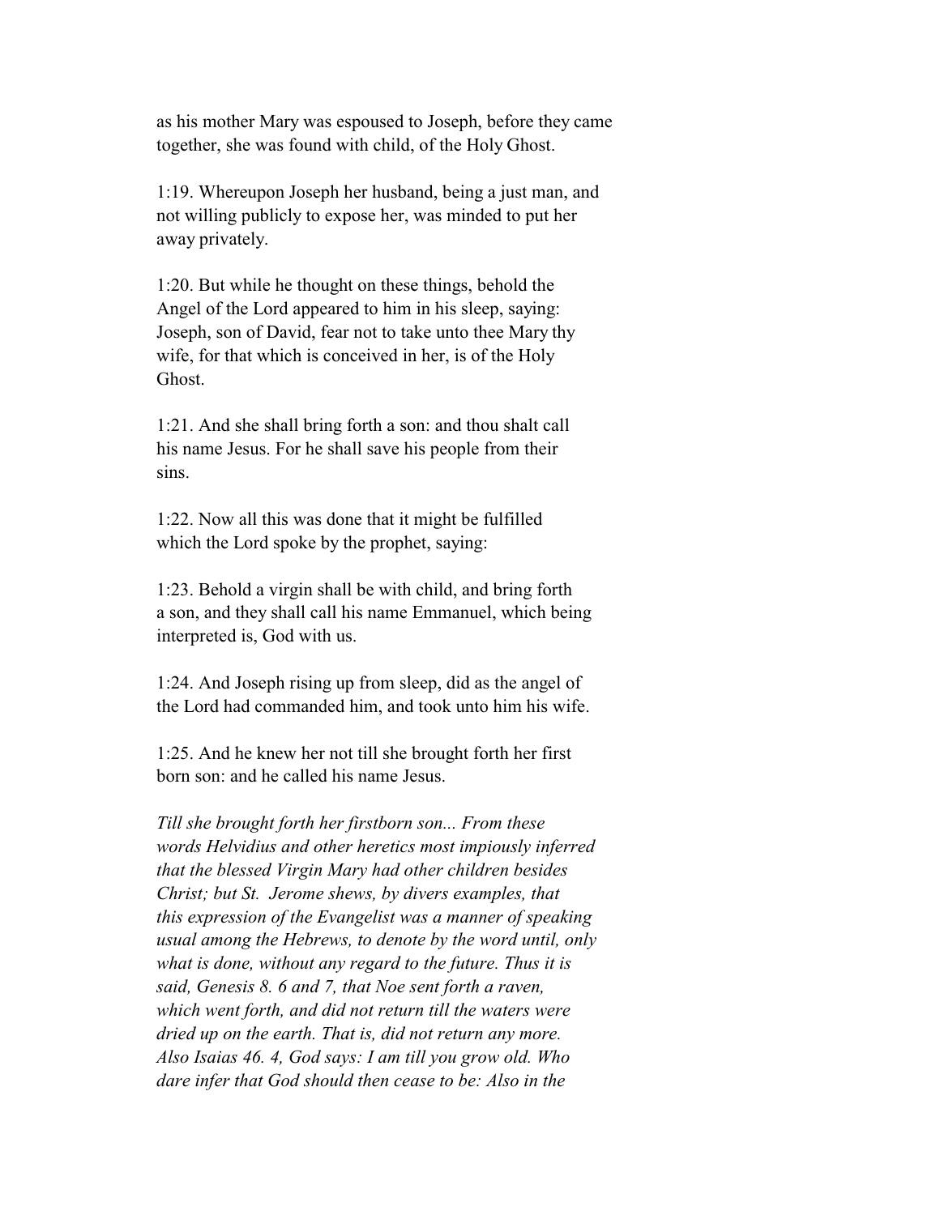as his mother Mary was espoused to Joseph, before they came together, she was found with child, of the Holy Ghost.

1:19. Whereupon Joseph her husband, being a just man, and not willing publicly to expose her, was minded to put her away privately.

1:20. But while he thought on these things, behold the Angel of the Lord appeared to him in his sleep, saying: Joseph, son of David, fear not to take unto thee Mary thy wife, for that which is conceived in her, is of the Holy Ghost.

1:21. And she shall bring forth a son: and thou shalt call his name Jesus. For he shall save his people from their sins.

1:22. Now all this was done that it might be fulfilled which the Lord spoke by the prophet, saying:

1:23. Behold a virgin shall be with child, and bring forth a son, and they shall call his name Emmanuel, which being interpreted is, God with us.

1:24. And Joseph rising up from sleep, did as the angel of the Lord had commanded him, and took unto him his wife.

1:25. And he knew her not till she brought forth her first born son: and he called his name Jesus.

*Till she brought forth her firstborn son... From these words Helvidius and other heretics most impiously inferred that the blessed Virgin Mary had other children besides Christ; but St. Jerome shews, by divers examples, that this expression of the Evangelist was a manner of speaking usual among the Hebrews, to denote by the word until, only what is done, without any regard to the future. Thus it is said, Genesis 8. 6 and 7, that Noe sent forth a raven, which went forth, and did not return till the waters were dried up on the earth. That is, did not return any more. Also Isaias 46. 4, God says: I am till you grow old. Who dare infer that God should then cease to be: Also in the*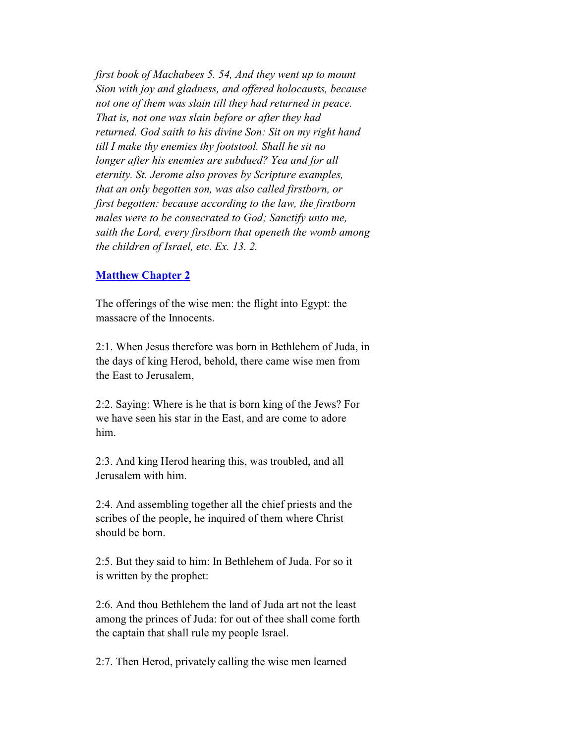*first book of Machabees 5. 54, And they went up to mount Sion with joy and gladness, and offered holocausts, because not one of them was slain till they had returned in peace. That is, not one was slain before or after they had returned. God saith to his divine Son: Sit on my right hand till I make thy enemies thy footstool. Shall he sit no longer after his enemies are subdued? Yea and for all eternity. St. Jerome also proves by Scripture examples, that an only begotten son, was also called firstborn, or first begotten: because according to the law, the firstborn males were to be consecrated to God; Sanctify unto me, saith the Lord, every firstborn that openeth the womb among the children of Israel, etc. Ex. 13. 2.*

## **Matthew Chapter 2**

The offerings of the wise men: the flight into Egypt: the massacre of the Innocents.

2:1. When Jesus therefore was born in Bethlehem of Juda, in the days of king Herod, behold, there came wise men from the East to Jerusalem,

2:2. Saying: Where is he that is born king of the Jews? For we have seen his star in the East, and are come to adore him.

2:3. And king Herod hearing this, was troubled, and all Jerusalem with him.

2:4. And assembling together all the chief priests and the scribes of the people, he inquired of them where Christ should be born.

2:5. But they said to him: In Bethlehem of Juda. For so it is written by the prophet:

2:6. And thou Bethlehem the land of Juda art not the least among the princes of Juda: for out of thee shall come forth the captain that shall rule my people Israel.

2:7. Then Herod, privately calling the wise men learned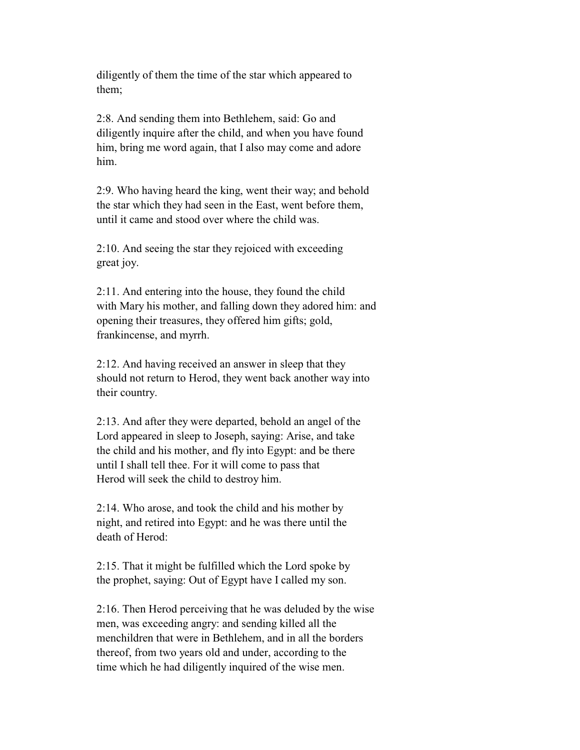diligently of them the time of the star which appeared to them;

2:8. And sending them into Bethlehem, said: Go and diligently inquire after the child, and when you have found him, bring me word again, that I also may come and adore him.

2:9. Who having heard the king, went their way; and behold the star which they had seen in the East, went before them, until it came and stood over where the child was.

2:10. And seeing the star they rejoiced with exceeding great joy.

2:11. And entering into the house, they found the child with Mary his mother, and falling down they adored him: and opening their treasures, they offered him gifts; gold, frankincense, and myrrh.

2:12. And having received an answer in sleep that they should not return to Herod, they went back another way into their country.

2:13. And after they were departed, behold an angel of the Lord appeared in sleep to Joseph, saying: Arise, and take the child and his mother, and fly into Egypt: and be there until I shall tell thee. For it will come to pass that Herod will seek the child to destroy him.

2:14. Who arose, and took the child and his mother by night, and retired into Egypt: and he was there until the death of Herod:

2:15. That it might be fulfilled which the Lord spoke by the prophet, saying: Out of Egypt have I called my son.

2:16. Then Herod perceiving that he was deluded by the wise men, was exceeding angry: and sending killed all the menchildren that were in Bethlehem, and in all the borders thereof, from two years old and under, according to the time which he had diligently inquired of the wise men.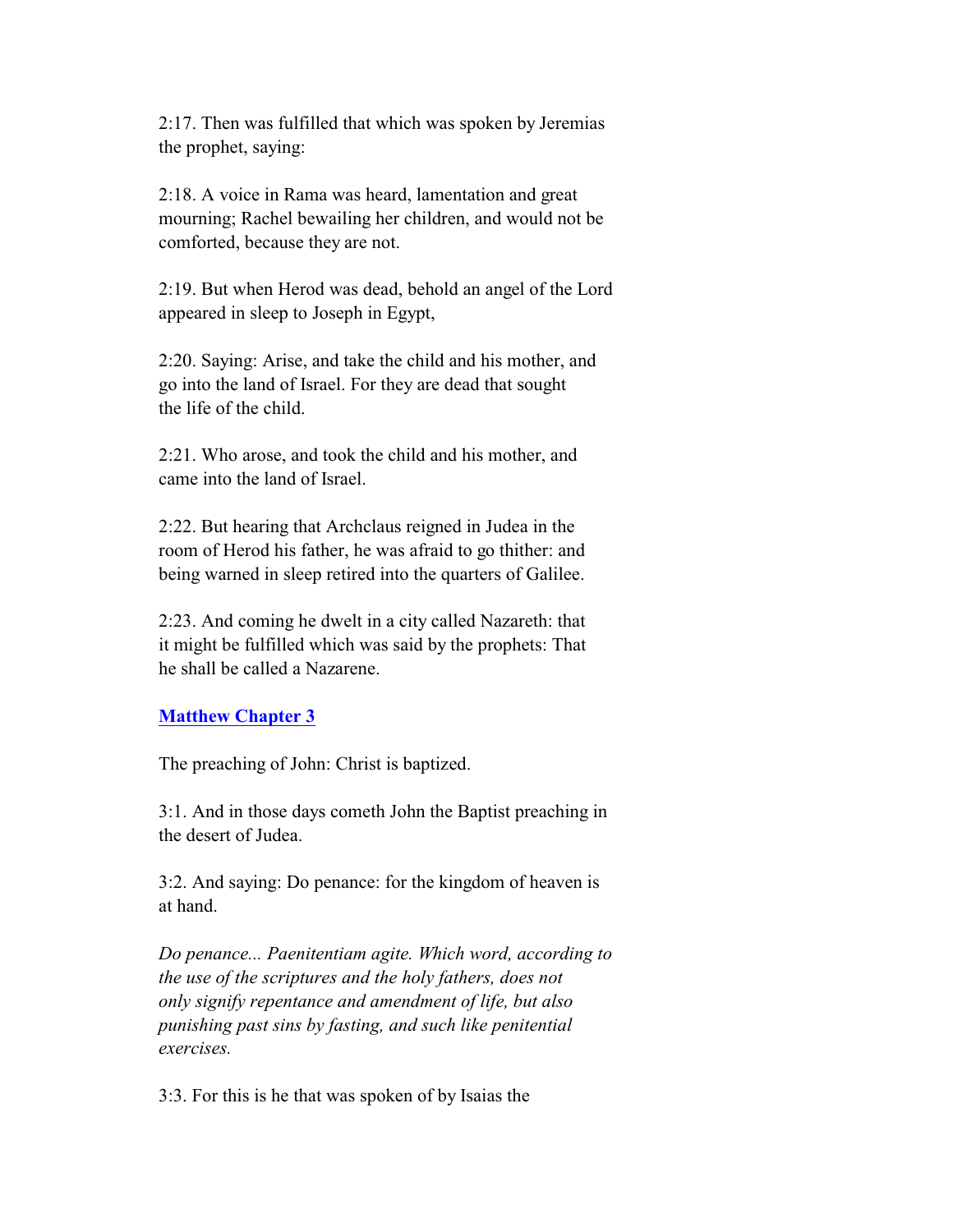2:17. Then was fulfilled that which was spoken by Jeremias the prophet, saying:

2:18. A voice in Rama was heard, lamentation and great mourning; Rachel bewailing her children, and would not be comforted, because they are not.

2:19. But when Herod was dead, behold an angel of the Lord appeared in sleep to Joseph in Egypt,

2:20. Saying: Arise, and take the child and his mother, and go into the land of Israel. For they are dead that sought the life of the child.

2:21. Who arose, and took the child and his mother, and came into the land of Israel.

2:22. But hearing that Archclaus reigned in Judea in the room of Herod his father, he was afraid to go thither: and being warned in sleep retired into the quarters of Galilee.

2:23. And coming he dwelt in a city called Nazareth: that it might be fulfilled which was said by the prophets: That he shall be called a Nazarene.

## Matthew Chapter 3

The preaching of John: Christ is baptized.

3:1. And in those days cometh John the Baptist preaching in the desert of Judea.

3:2. And saying: Do penance: for the kingdom of heaven is at hand.

*Do penance... Paenitentiam agite. Which word, according to the use of the scriptures and the holy fathers, does not only signify repentance and amendment of life, but also punishing past sins by fasting, and such like penitential exercises.*

3:3. For this is he that was spoken of by Isaias the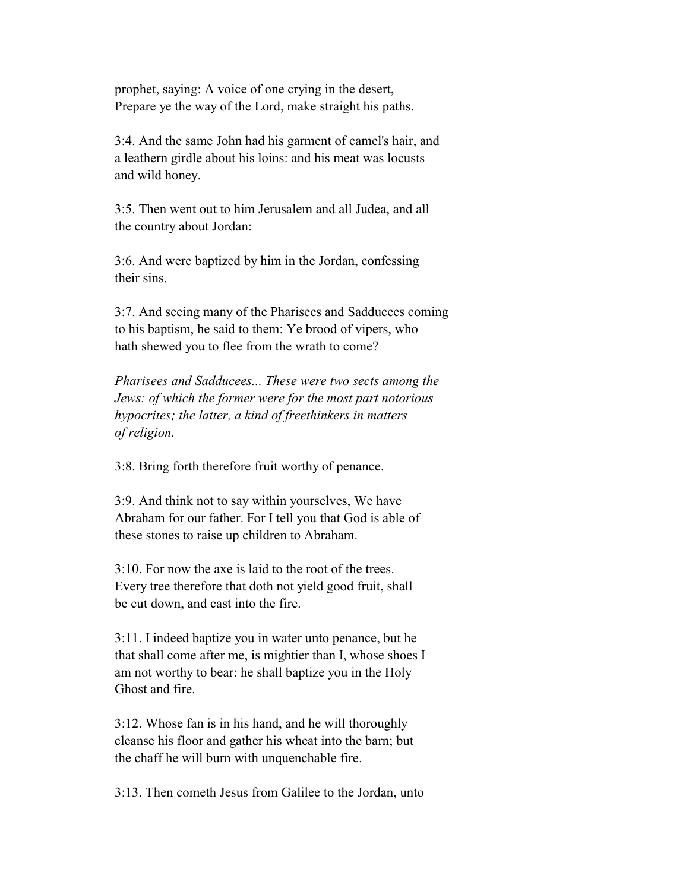prophet, saying: A voice of one crying in the desert, Prepare ye the way of the Lord, make straight his paths.

3:4. And the same John had his garment of camel's hair, and a leathern girdle about his loins: and his meat was locusts and wild honey.

3:5. Then went out to him Jerusalem and all Judea, and all the country about Jordan:

3:6. And were baptized by him in the Jordan, confessing their sins.

3:7. And seeing many of the Pharisees and Sadducees coming to his baptism, he said to them: Ye brood of vipers, who hath shewed you to flee from the wrath to come?

*Pharisees and Sadducees... These were two sects among the Jews: of which the former were for the most part notorious hypocrites; the latter, a kind of freethinkers in matters of religion.*

3:8. Bring forth therefore fruit worthy of penance.

3:9. And think not to say within yourselves, We have Abraham for our father. For I tell you that God is able of these stones to raise up children to Abraham.

3:10. For now the axe is laid to the root of the trees. Every tree therefore that doth not yield good fruit, shall be cut down, and cast into the fire.

3:11. I indeed baptize you in water unto penance, but he that shall come after me, is mightier than I, whose shoes I am not worthy to bear: he shall baptize you in the Holy Ghost and fire.

3:12. Whose fan is in his hand, and he will thoroughly cleanse his floor and gather his wheat into the barn; but the chaff he will burn with unquenchable fire.

3:13. Then cometh Jesus from Galilee to the Jordan, unto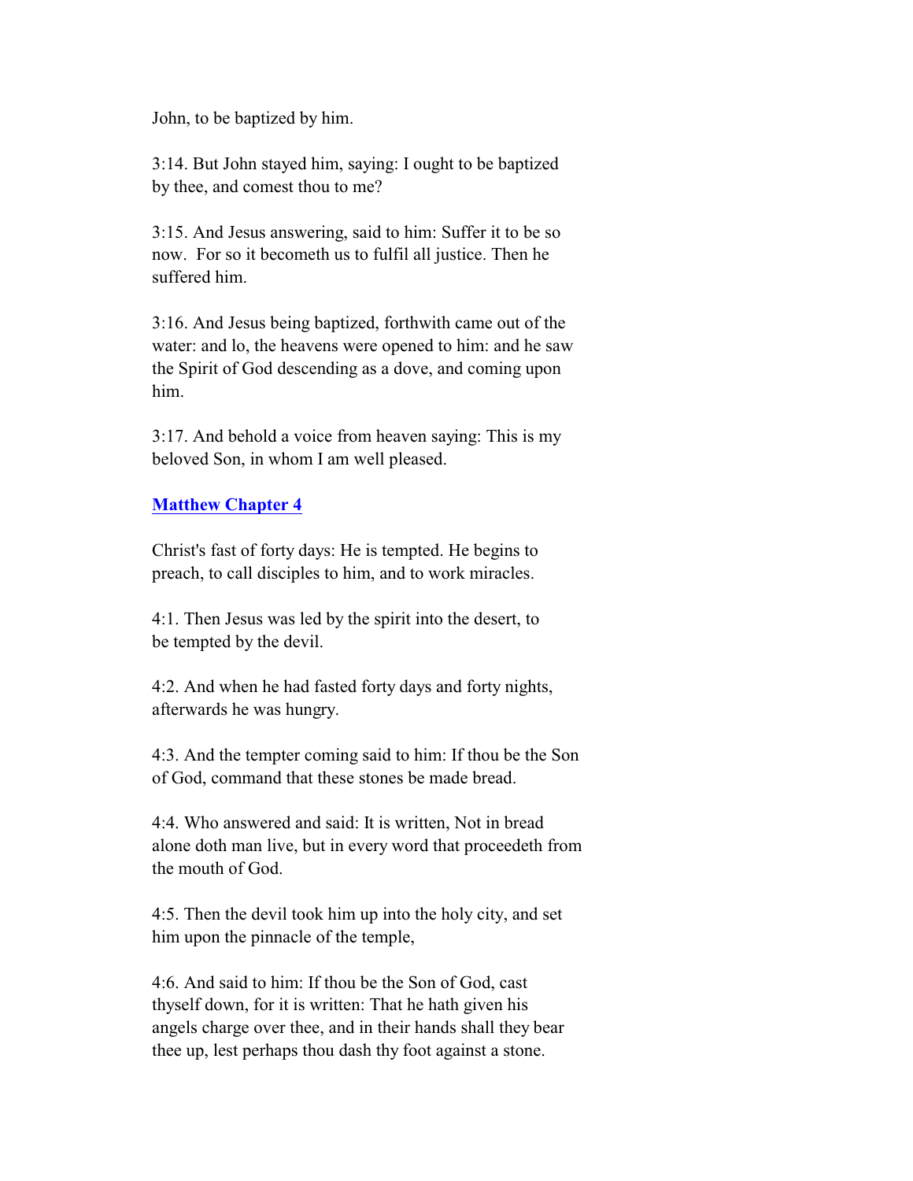John, to be baptized by him.

3:14. But John stayed him, saying: I ought to be baptized by thee, and comest thou to me?

3:15. And Jesus answering, said to him: Suffer it to be so now. For so it becometh us to fulfil all justice. Then he suffered him.

3:16. And Jesus being baptized, forthwith came out of the water: and lo, the heavens were opened to him: and he saw the Spirit of God descending as a dove, and coming upon him.

3:17. And behold a voice from heaven saying: This is my beloved Son, in whom I am well pleased.

## Matthew Chapter 4

Christ's fast of forty days: He is tempted. He begins to preach, to call disciples to him, and to work miracles.

4:1. Then Jesus was led by the spirit into the desert, to be tempted by the devil.

4:2. And when he had fasted forty days and forty nights, afterwards he was hungry.

4:3. And the tempter coming said to him: If thou be the Son of God, command that these stones be made bread.

4:4. Who answered and said: It is written, Not in bread alone doth man live, but in every word that proceedeth from the mouth of God.

4:5. Then the devil took him up into the holy city, and set him upon the pinnacle of the temple,

4:6. And said to him: If thou be the Son of God, cast thyself down, for it is written: That he hath given his angels charge over thee, and in their hands shall they bear thee up, lest perhaps thou dash thy foot against a stone.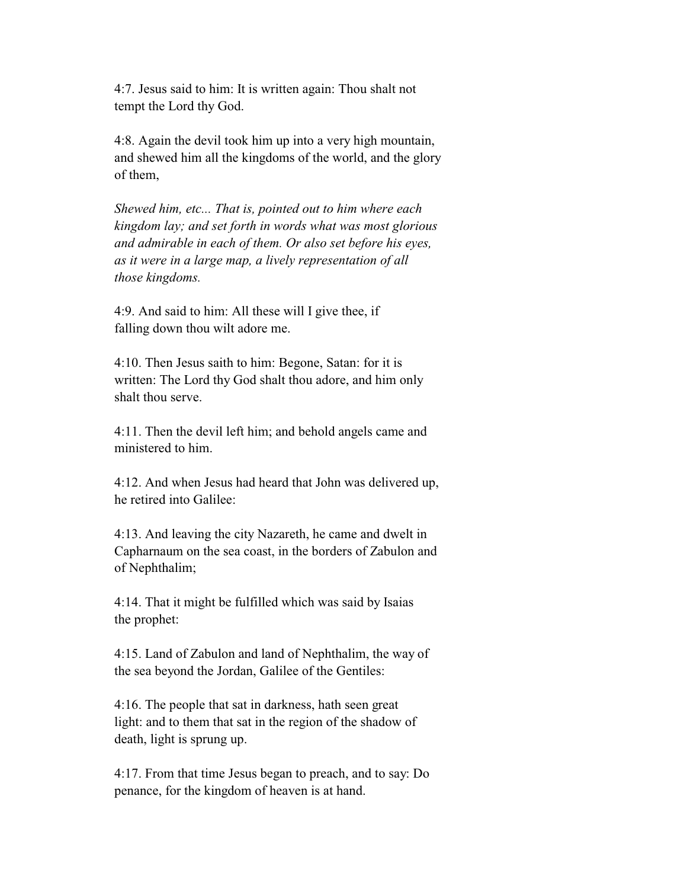4:7. Jesus said to him: It is written again: Thou shalt not tempt the Lord thy God.

4:8. Again the devil took him up into a very high mountain, and shewed him all the kingdoms of the world, and the glory of them,

*Shewed him, etc... That is, pointed out to him where each kingdom lay; and set forth in words what was most glorious and admirable in each of them. Or also set before his eyes, as it were in a large map, a lively representation of all those kingdoms.*

4:9. And said to him: All these will I give thee, if falling down thou wilt adore me.

4:10. Then Jesus saith to him: Begone, Satan: for it is written: The Lord thy God shalt thou adore, and him only shalt thou serve.

4:11. Then the devil left him; and behold angels came and ministered to him.

4:12. And when Jesus had heard that John was delivered up, he retired into Galilee:

4:13. And leaving the city Nazareth, he came and dwelt in Capharnaum on the sea coast, in the borders of Zabulon and of Nephthalim;

4:14. That it might be fulfilled which was said by Isaias the prophet:

4:15. Land of Zabulon and land of Nephthalim, the way of the sea beyond the Jordan, Galilee of the Gentiles:

4:16. The people that sat in darkness, hath seen great light: and to them that sat in the region of the shadow of death, light is sprung up.

4:17. From that time Jesus began to preach, and to say: Do penance, for the kingdom of heaven is at hand.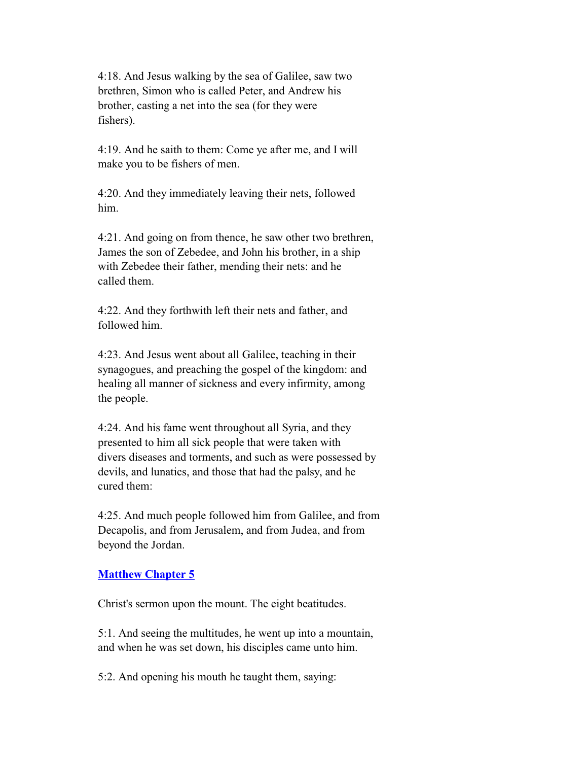4:18. And Jesus walking by the sea of Galilee, saw two brethren, Simon who is called Peter, and Andrew his brother, casting a net into the sea (for they were fishers).

4:19. And he saith to them: Come ye after me, and I will make you to be fishers of men.

4:20. And they immediately leaving their nets, followed him.

4:21. And going on from thence, he saw other two brethren, James the son of Zebedee, and John his brother, in a ship with Zebedee their father, mending their nets: and he called them.

4:22. And they forthwith left their nets and father, and followed him.

4:23. And Jesus went about all Galilee, teaching in their synagogues, and preaching the gospel of the kingdom: and healing all manner of sickness and every infirmity, among the people.

4:24. And his fame went throughout all Syria, and they presented to him all sick people that were taken with divers diseases and torments, and such as were possessed by devils, and lunatics, and those that had the palsy, and he cured them:

4:25. And much people followed him from Galilee, and from Decapolis, and from Jerusalem, and from Judea, and from beyond the Jordan.

## **Matthew Chapter 5**

Christ's sermon upon the mount. The eight beatitudes.

5:1. And seeing the multitudes, he went up into a mountain, and when he was set down, his disciples came unto him.

5:2. And opening his mouth he taught them, saying: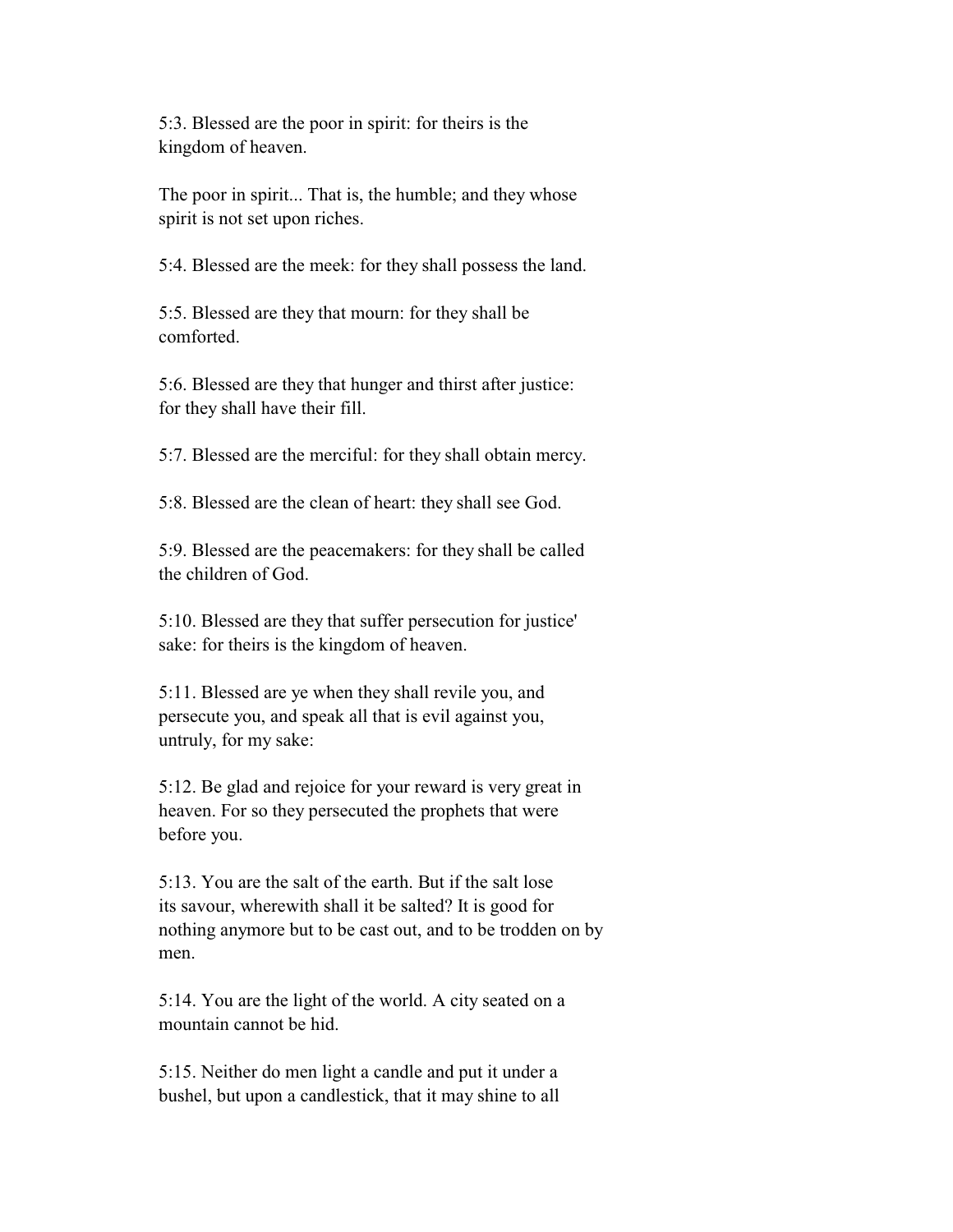5:3. Blessed are the poor in spirit: for theirs is the kingdom of heaven.

The poor in spirit... That is, the humble; and they whose spirit is not set upon riches.

5:4. Blessed are the meek: for they shall possess the land.

5:5. Blessed are they that mourn: for they shall be comforted.

5:6. Blessed are they that hunger and thirst after justice: for they shall have their fill.

5:7. Blessed are the merciful: for they shall obtain mercy.

5:8. Blessed are the clean of heart: they shall see God.

5:9. Blessed are the peacemakers: for they shall be called the children of God.

5:10. Blessed are they that suffer persecution for justice' sake: for theirs is the kingdom of heaven.

5:11. Blessed are ye when they shall revile you, and persecute you, and speak all that is evil against you, untruly, for my sake:

5:12. Be glad and rejoice for your reward is very great in heaven. For so they persecuted the prophets that were before you.

5:13. You are the salt of the earth. But if the salt lose its savour, wherewith shall it be salted? It is good for nothing anymore but to be cast out, and to be trodden on by men.

5:14. You are the light of the world. A city seated on a mountain cannot be hid.

5:15. Neither do men light a candle and put it under a bushel, but upon a candlestick, that it may shine to all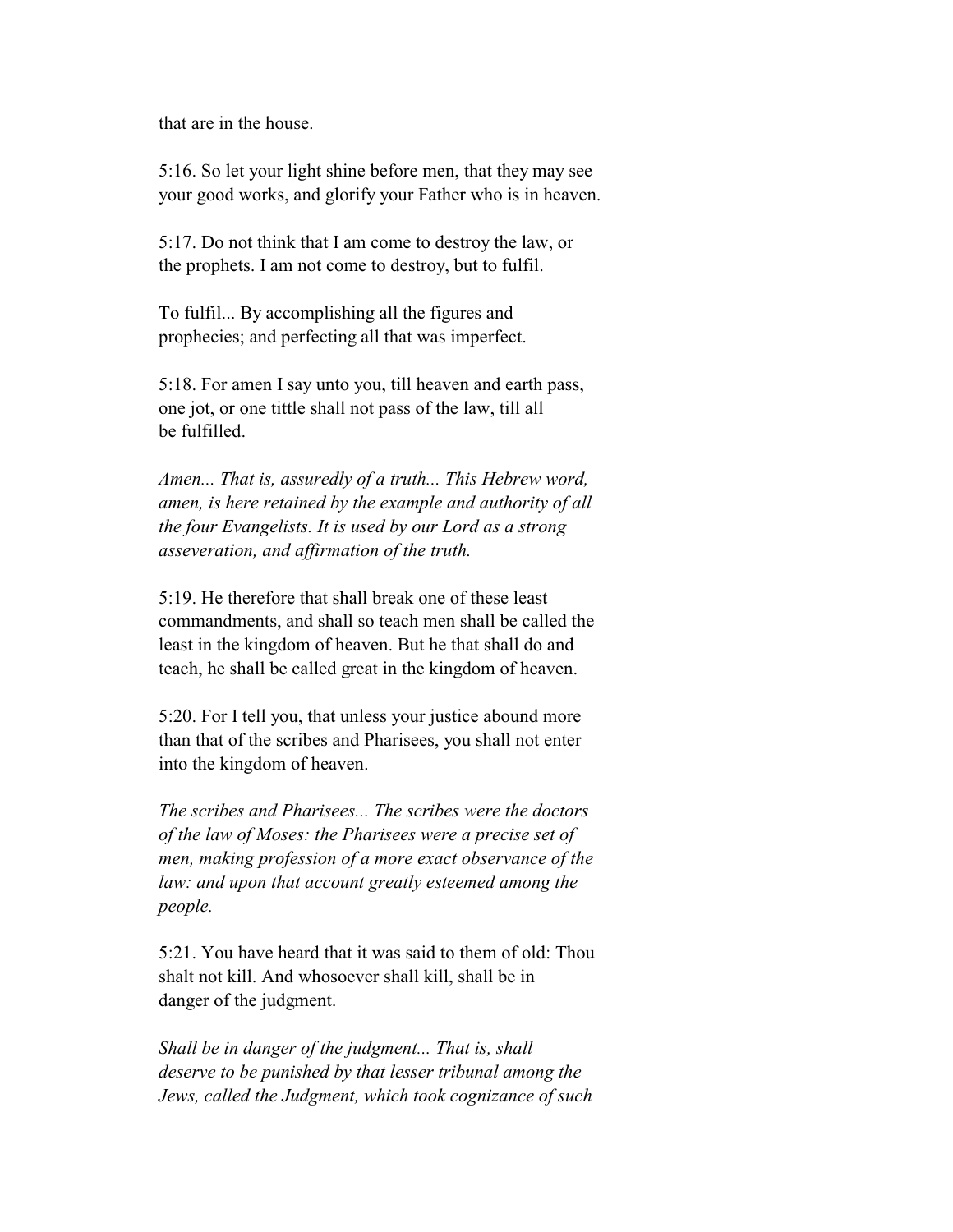that are in the house.

5:16. So let your light shine before men, that they may see your good works, and glorify your Father who is in heaven.

5:17. Do not think that I am come to destroy the law, or the prophets. I am not come to destroy, but to fulfil.

To fulfil... By accomplishing all the figures and prophecies; and perfecting all that was imperfect.

5:18. For amen I say unto you, till heaven and earth pass, one jot, or one tittle shall not pass of the law, till all be fulfilled.

*Amen... That is, assuredly of a truth... This Hebrew word, amen, is here retained by the example and authority of all the four Evangelists. It is used by our Lord as a strong asseveration, and affirmation of the truth.*

5:19. He therefore that shall break one of these least commandments, and shall so teach men shall be called the least in the kingdom of heaven. But he that shall do and teach, he shall be called great in the kingdom of heaven.

5:20. For I tell you, that unless your justice abound more than that of the scribes and Pharisees, you shall not enter into the kingdom of heaven.

*The scribes and Pharisees... The scribes were the doctors of the law of Moses: the Pharisees were a precise set of men, making profession of a more exact observance of the law: and upon that account greatly esteemed among the people.*

5:21. You have heard that it was said to them of old: Thou shalt not kill. And whosoever shall kill, shall be in danger of the judgment.

*Shall be in danger of the judgment... That is, shall deserve to be punished by that lesser tribunal among the Jews, called the Judgment, which took cognizance of such*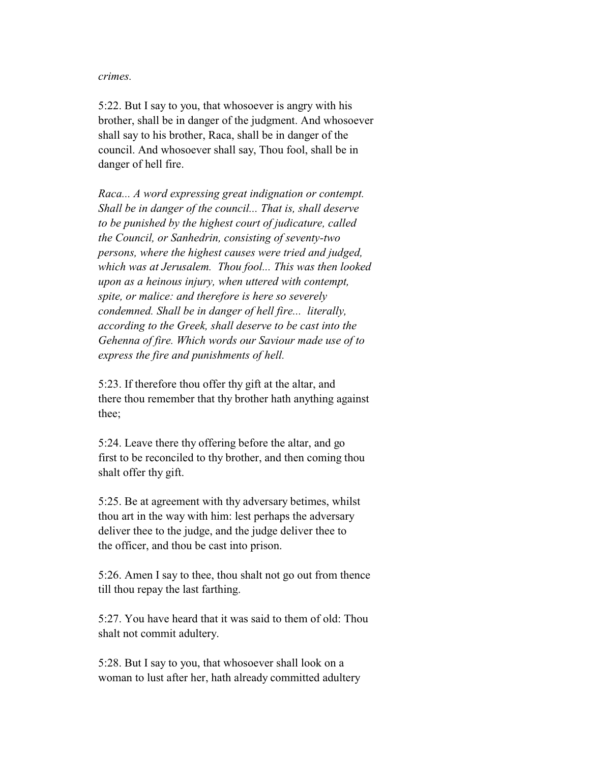*crimes.*

5:22. But I say to you, that whosoever is angry with his brother, shall be in danger of the judgment. And whosoever shall say to his brother, Raca, shall be in danger of the council. And whosoever shall say, Thou fool, shall be in danger of hell fire.

*Raca... A word expressing great indignation or contempt. Shall be in danger of the council... That is, shall deserve to be punished by the highest court of judicature, called the Council, or Sanhedrin, consisting of seventy-two persons, where the highest causes were tried and judged, which was at Jerusalem. Thou fool... This was then looked upon as a heinous injury, when uttered with contempt, spite, or malice: and therefore is here so severely condemned. Shall be in danger of hell fire... literally, according to the Greek, shall deserve to be cast into the Gehenna of fire. Which words our Saviour made use of to express the fire and punishments of hell.*

5:23. If therefore thou offer thy gift at the altar, and there thou remember that thy brother hath anything against thee;

5:24. Leave there thy offering before the altar, and go first to be reconciled to thy brother, and then coming thou shalt offer thy gift.

5:25. Be at agreement with thy adversary betimes, whilst thou art in the way with him: lest perhaps the adversary deliver thee to the judge, and the judge deliver thee to the officer, and thou be cast into prison.

5:26. Amen I say to thee, thou shalt not go out from thence till thou repay the last farthing.

5:27. You have heard that it was said to them of old: Thou shalt not commit adultery.

5:28. But I say to you, that whosoever shall look on a woman to lust after her, hath already committed adultery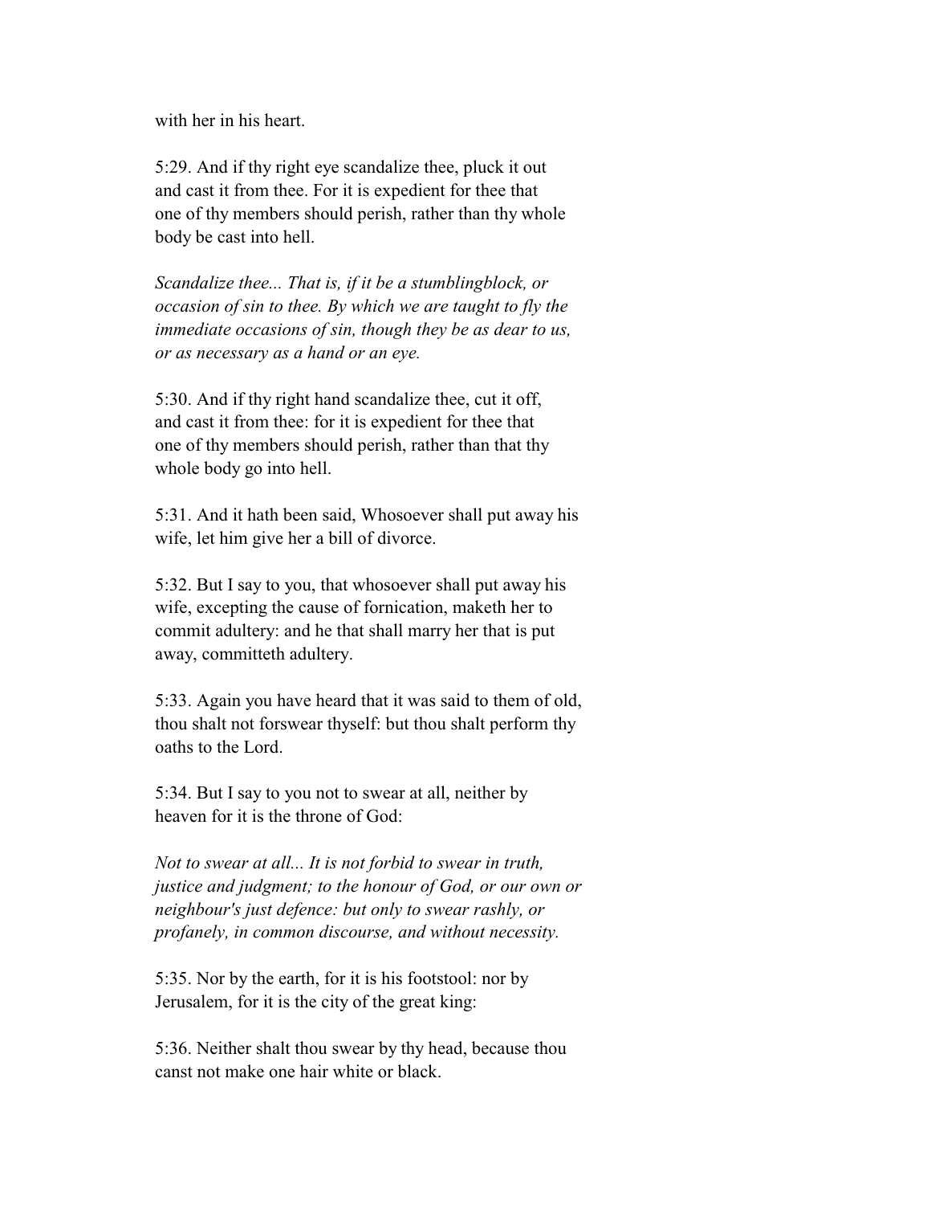with her in his heart.

5:29. And if thy right eye scandalize thee, pluck it out and cast it from thee. For it is expedient for thee that one of thy members should perish, rather than thy whole body be cast into hell.

*Scandalize thee... That is, if it be a stumblingblock, or occasion of sin to thee. By which we are taught to fly the immediate occasions of sin, though they be as dear to us, or as necessary as a hand or an eye.*

5:30. And if thy right hand scandalize thee, cut it off, and cast it from thee: for it is expedient for thee that one of thy members should perish, rather than that thy whole body go into hell.

5:31. And it hath been said, Whosoever shall put away his wife, let him give her a bill of divorce.

5:32. But I say to you, that whosoever shall put away his wife, excepting the cause of fornication, maketh her to commit adultery: and he that shall marry her that is put away, committeth adultery.

5:33. Again you have heard that it was said to them of old, thou shalt not forswear thyself: but thou shalt perform thy oaths to the Lord.

5:34. But I say to you not to swear at all, neither by heaven for it is the throne of God:

*Not to swear at all... It is not forbid to swear in truth, justice and judgment; to the honour of God, or our own or neighbour's just defence: but only to swear rashly, or profanely, in common discourse, and without necessity.*

5:35. Nor by the earth, for it is his footstool: nor by Jerusalem, for it is the city of the great king:

5:36. Neither shalt thou swear by thy head, because thou canst not make one hair white or black.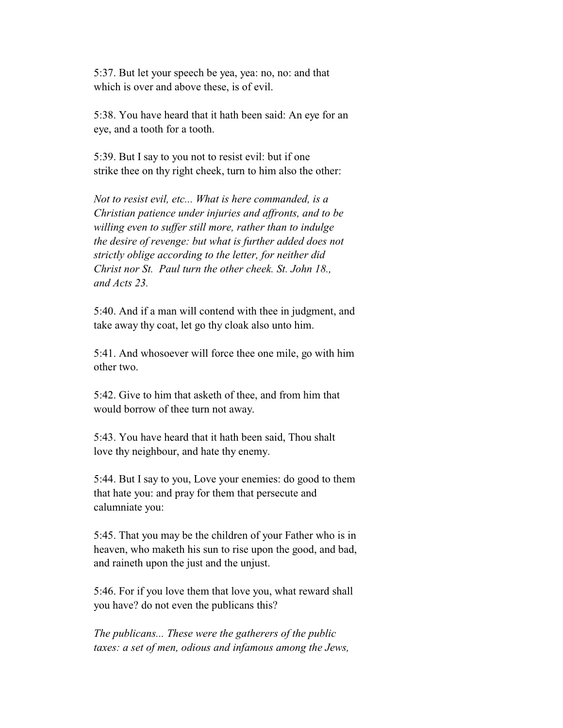5:37. But let your speech be yea, yea: no, no: and that which is over and above these, is of evil.

5:38. You have heard that it hath been said: An eye for an eye, and a tooth for a tooth.

5:39. But I say to you not to resist evil: but if one strike thee on thy right cheek, turn to him also the other:

*Not to resist evil, etc... What is here commanded, is a Christian patience under injuries and affronts, and to be willing even to suffer still more, rather than to indulge the desire of revenge: but what is further added does not strictly oblige according to the letter, for neither did Christ nor St. Paul turn the other cheek. St. John 18., and Acts 23.*

5:40. And if a man will contend with thee in judgment, and take away thy coat, let go thy cloak also unto him.

5:41. And whosoever will force thee one mile, go with him other two.

5:42. Give to him that asketh of thee, and from him that would borrow of thee turn not away.

5:43. You have heard that it hath been said, Thou shalt love thy neighbour, and hate thy enemy.

5:44. But I say to you, Love your enemies: do good to them that hate you: and pray for them that persecute and calumniate you:

5:45. That you may be the children of your Father who is in heaven, who maketh his sun to rise upon the good, and bad, and raineth upon the just and the unjust.

5:46. For if you love them that love you, what reward shall you have? do not even the publicans this?

*The publicans... These were the gatherers of the public taxes: a set of men, odious and infamous among the Jews,*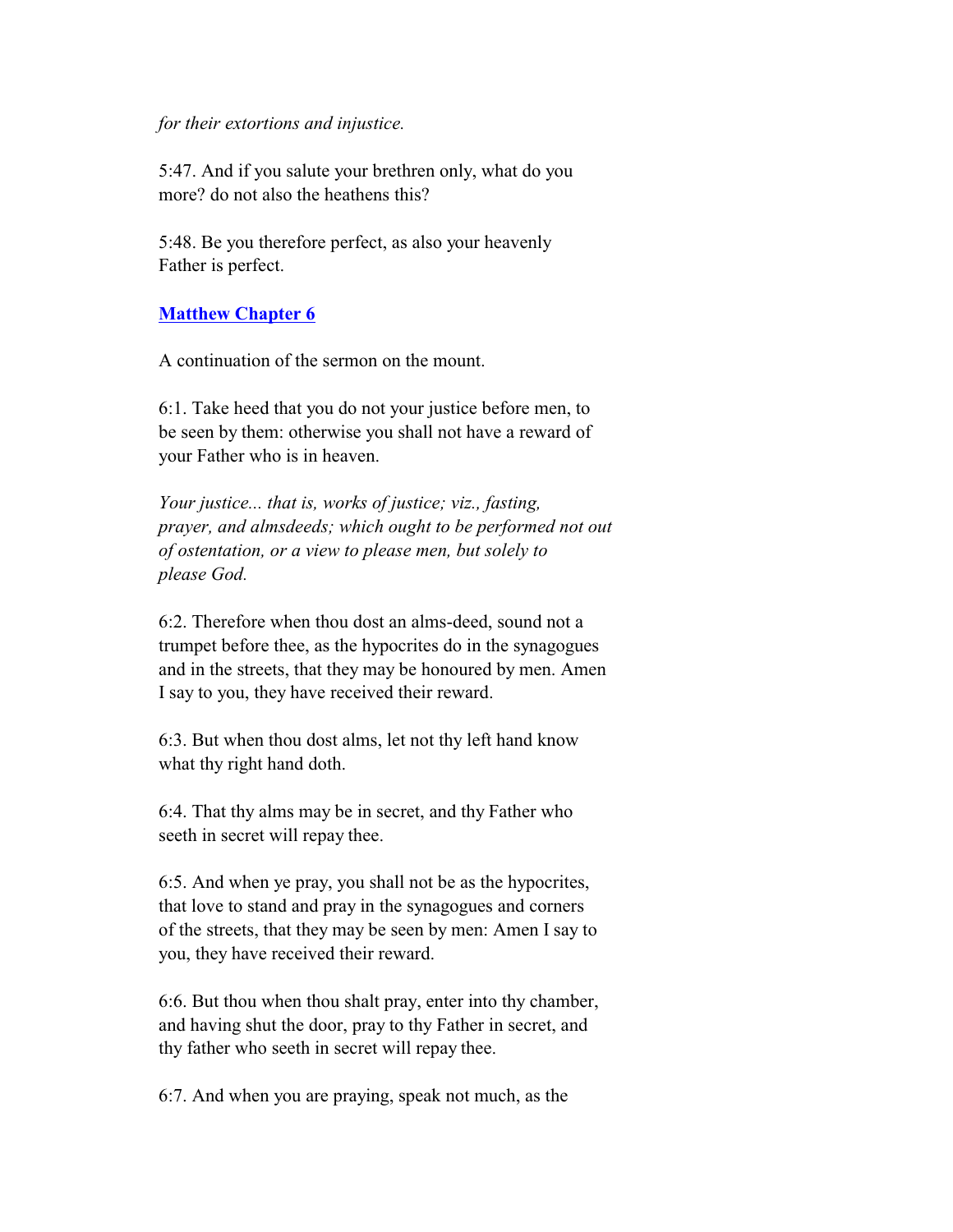*for their extortions and injustice.*

5:47. And if you salute your brethren only, what do you more? do not also the heathens this?

5:48. Be you therefore perfect, as also your heavenly Father is perfect.

## Matthew Chapter 6

A continuation of the sermon on the mount.

6:1. Take heed that you do not your justice before men, to be seen by them: otherwise you shall not have a reward of your Father who is in heaven.

*Your justice... that is, works of justice; viz., fasting, prayer, and almsdeeds; which ought to be performed not out of ostentation, or a view to please men, but solely to please God.*

6:2. Therefore when thou dost an alms-deed, sound not a trumpet before thee, as the hypocrites do in the synagogues and in the streets, that they may be honoured by men. Amen I say to you, they have received their reward.

6:3. But when thou dost alms, let not thy left hand know what thy right hand doth.

6:4. That thy alms may be in secret, and thy Father who seeth in secret will repay thee.

6:5. And when ye pray, you shall not be as the hypocrites, that love to stand and pray in the synagogues and corners of the streets, that they may be seen by men: Amen I say to you, they have received their reward.

6:6. But thou when thou shalt pray, enter into thy chamber, and having shut the door, pray to thy Father in secret, and thy father who seeth in secret will repay thee.

6:7. And when you are praying, speak not much, as the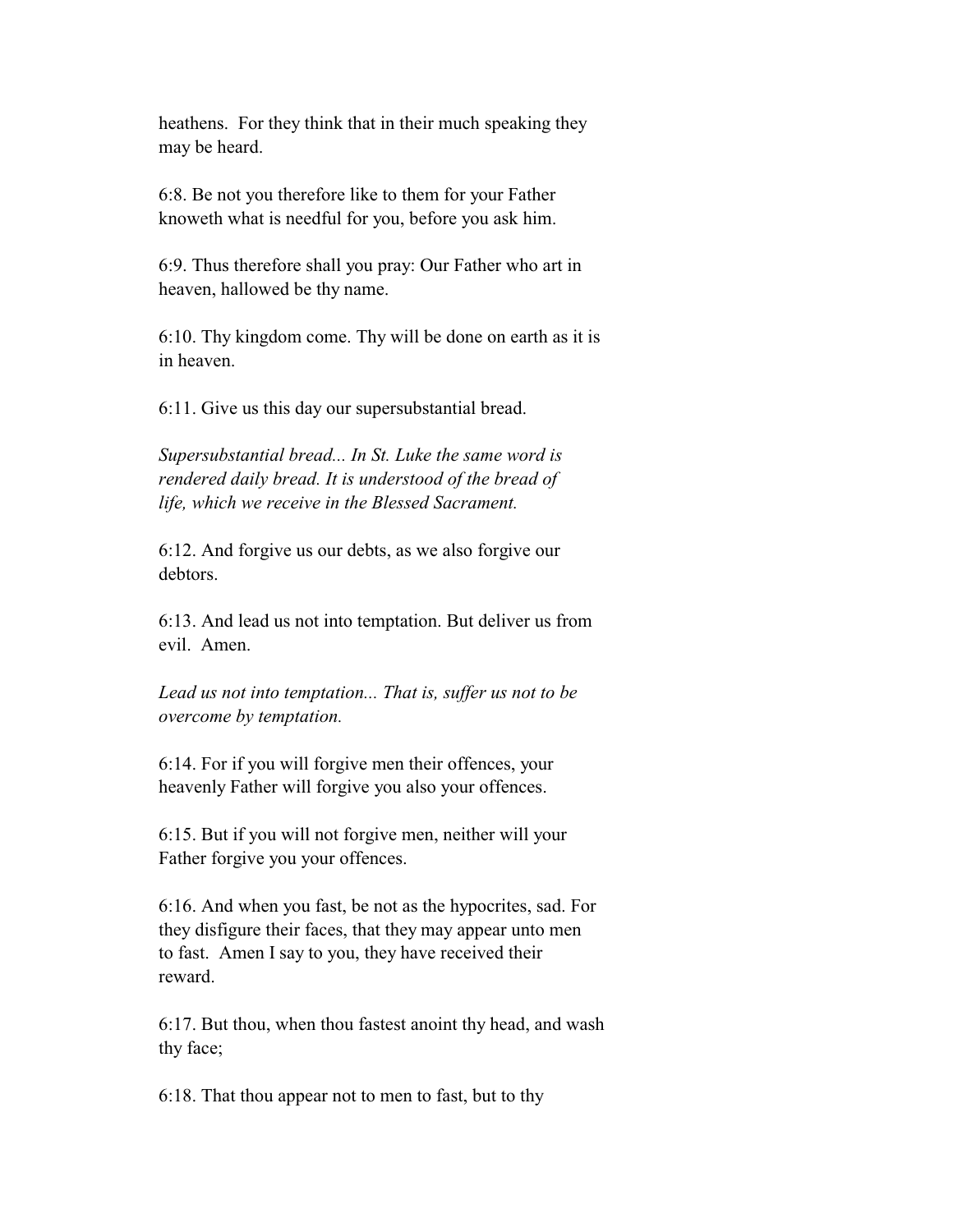heathens.  For they think that in their much speaking they may be heard.

6:8. Be not you therefore like to them for your Father knoweth what is needful for you, before you ask him.

6:9. Thus therefore shall you pray: Our Father who art in heaven, hallowed be thy name.

6:10. Thy kingdom come. Thy will be done on earth as it is in heaven.

6:11. Give us this day our supersubstantial bread.

*Supersubstantial bread... In St. Luke the same word is rendered daily bread. It is understood of the bread of life, which we receive in the Blessed Sacrament.*

6:12. And forgive us our debts, as we also forgive our debtors.

6:13. And lead us not into temptation. But deliver us from evil.  Amen.

*Lead us not into temptation... That is, suffer us not to be overcome by temptation.*

6:14. For if you will forgive men their offences, your heavenly Father will forgive you also your offences.

6:15. But if you will not forgive men, neither will your Father forgive you your offences.

6:16. And when you fast, be not as the hypocrites, sad. For they disfigure their faces, that they may appear unto men to fast.  Amen I say to you, they have received their reward.

6:17. But thou, when thou fastest anoint thy head, and wash thy face;

6:18. That thou appear not to men to fast, but to thy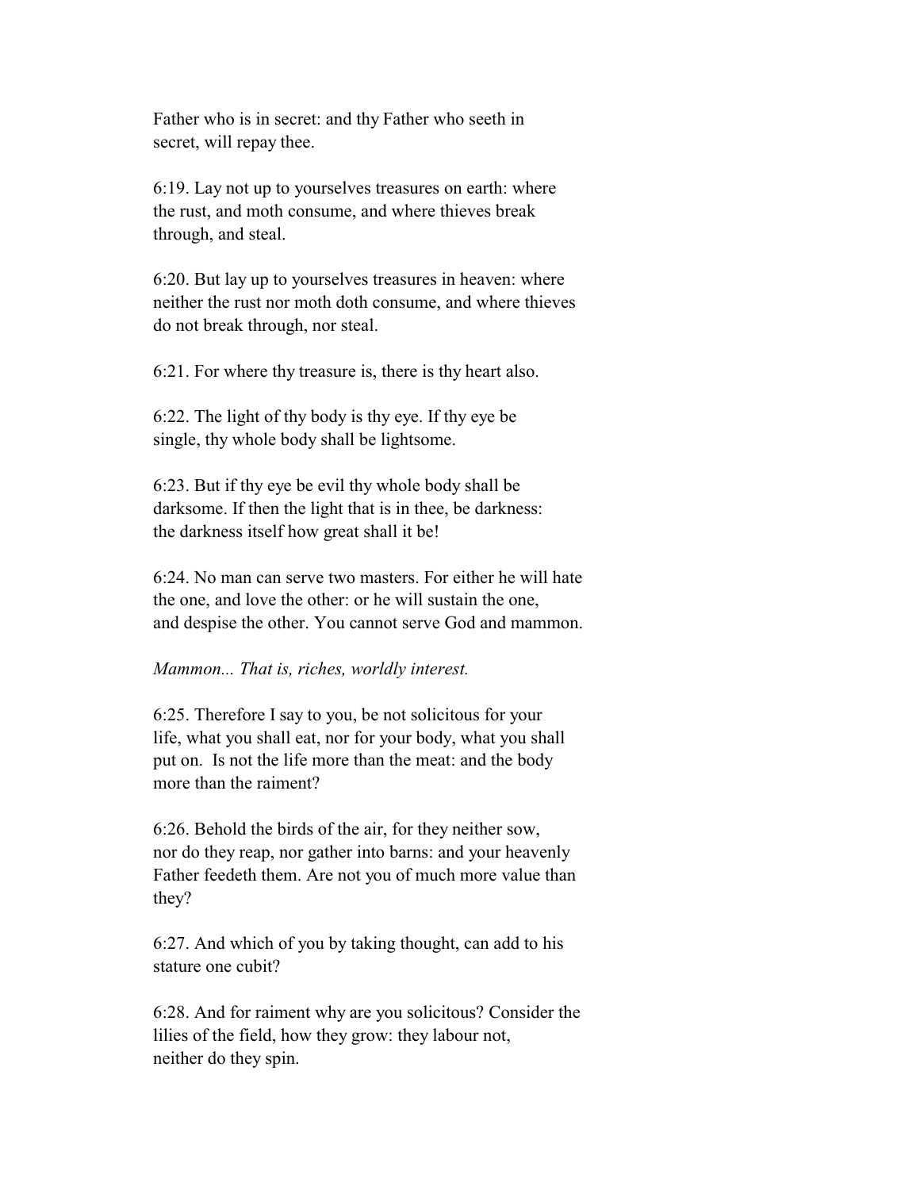Father who is in secret: and thy Father who seeth in secret, will repay thee.

6:19. Lay not up to yourselves treasures on earth: where the rust, and moth consume, and where thieves break through, and steal.

6:20. But lay up to yourselves treasures in heaven: where neither the rust nor moth doth consume, and where thieves do not break through, nor steal.

6:21. For where thy treasure is, there is thy heart also.

6:22. The light of thy body is thy eye. If thy eye be single, thy whole body shall be lightsome.

6:23. But if thy eye be evil thy whole body shall be darksome. If then the light that is in thee, be darkness: the darkness itself how great shall it be!

6:24. No man can serve two masters. For either he will hate the one, and love the other: or he will sustain the one, and despise the other. You cannot serve God and mammon.

*Mammon... That is, riches, worldly interest.*

6:25. Therefore I say to you, be not solicitous for your life, what you shall eat, nor for your body, what you shall put on. Is not the life more than the meat: and the body more than the raiment?

6:26. Behold the birds of the air, for they neither sow, nor do they reap, nor gather into barns: and your heavenly Father feedeth them. Are not you of much more value than they?

6:27. And which of you by taking thought, can add to his stature one cubit?

6:28. And for raiment why are you solicitous? Consider the lilies of the field, how they grow: they labour not, neither do they spin.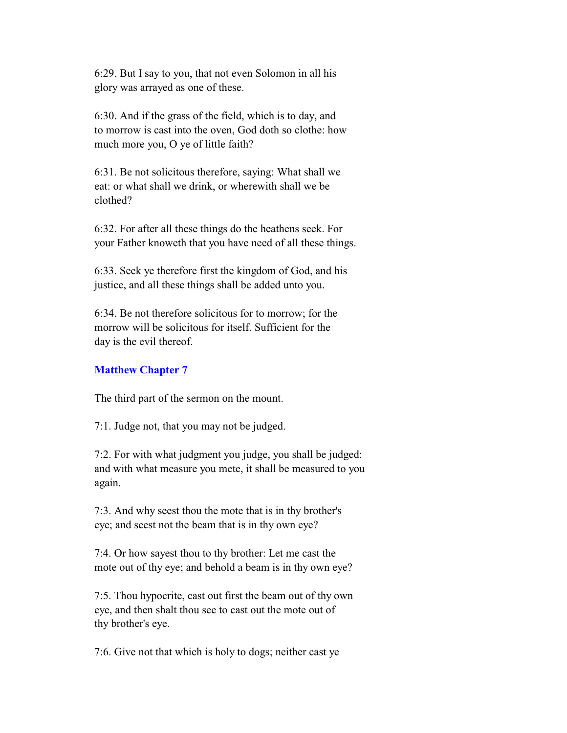6:29. But I say to you, that not even Solomon in all his glory was arrayed as one of these.

6:30. And if the grass of the field, which is to day, and to morrow is cast into the oven, God doth so clothe: how much more you, O ye of little faith?

6:31. Be not solicitous therefore, saying: What shall we eat: or what shall we drink, or wherewith shall we be clothed?

6:32. For after all these things do the heathens seek. For your Father knoweth that you have need of all these things.

6:33. Seek ye therefore first the kingdom of God, and his justice, and all these things shall be added unto you.

6:34. Be not therefore solicitous for to morrow; for the morrow will be solicitous for itself. Sufficient for the day is the evil thereof.

## Matthew Chapter 7

The third part of the sermon on the mount.

7:1. Judge not, that you may not be judged.

7:2. For with what judgment you judge, you shall be judged: and with what measure you mete, it shall be measured to you again.

7:3. And why seest thou the mote that is in thy brother's eye; and seest not the beam that is in thy own eye?

7:4. Or how sayest thou to thy brother: Let me cast the mote out of thy eye; and behold a beam is in thy own eye?

7:5. Thou hypocrite, cast out first the beam out of thy own eye, and then shalt thou see to cast out the mote out of thy brother's eye.

7:6. Give not that which is holy to dogs; neither cast ye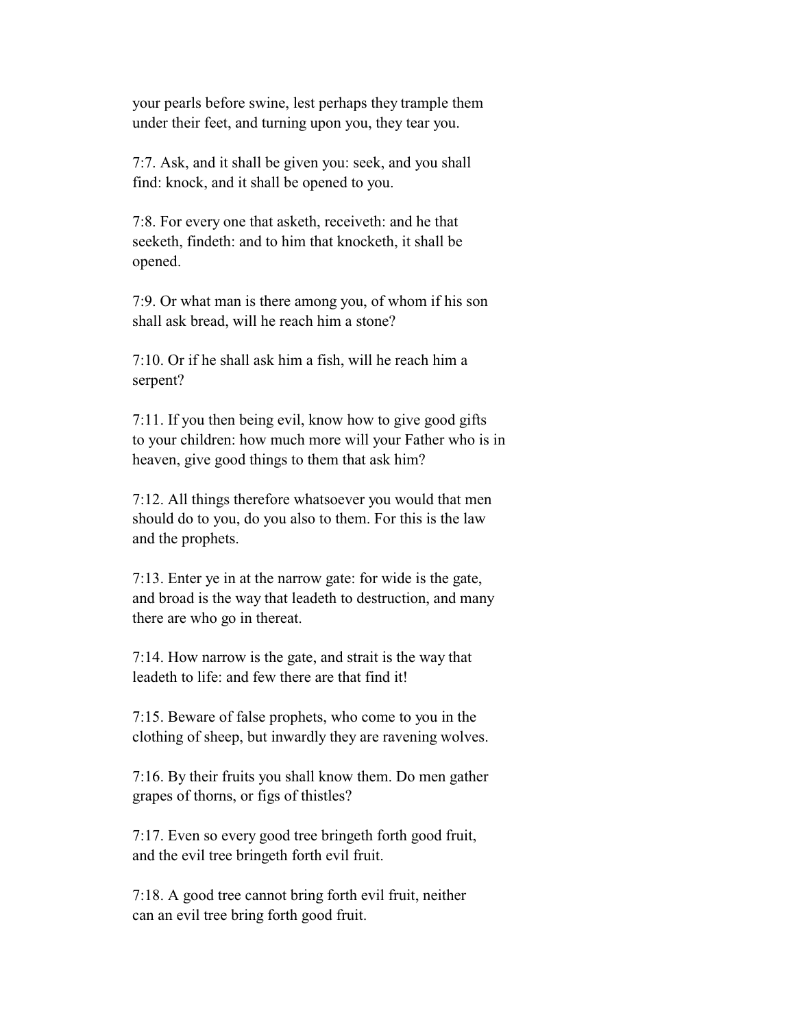your pearls before swine, lest perhaps they trample them under their feet, and turning upon you, they tear you.

7:7. Ask, and it shall be given you: seek, and you shall find: knock, and it shall be opened to you.

7:8. For every one that asketh, receiveth: and he that seeketh, findeth: and to him that knocketh, it shall be opened.

7:9. Or what man is there among you, of whom if his son shall ask bread, will he reach him a stone?

7:10. Or if he shall ask him a fish, will he reach him a serpent?

7:11. If you then being evil, know how to give good gifts to your children: how much more will your Father who is in heaven, give good things to them that ask him?

7:12. All things therefore whatsoever you would that men should do to you, do you also to them. For this is the law and the prophets.

7:13. Enter ye in at the narrow gate: for wide is the gate, and broad is the way that leadeth to destruction, and many there are who go in thereat.

7:14. How narrow is the gate, and strait is the way that leadeth to life: and few there are that find it!

7:15. Beware of false prophets, who come to you in the clothing of sheep, but inwardly they are ravening wolves.

7:16. By their fruits you shall know them. Do men gather grapes of thorns, or figs of thistles?

7:17. Even so every good tree bringeth forth good fruit, and the evil tree bringeth forth evil fruit.

7:18. A good tree cannot bring forth evil fruit, neither can an evil tree bring forth good fruit.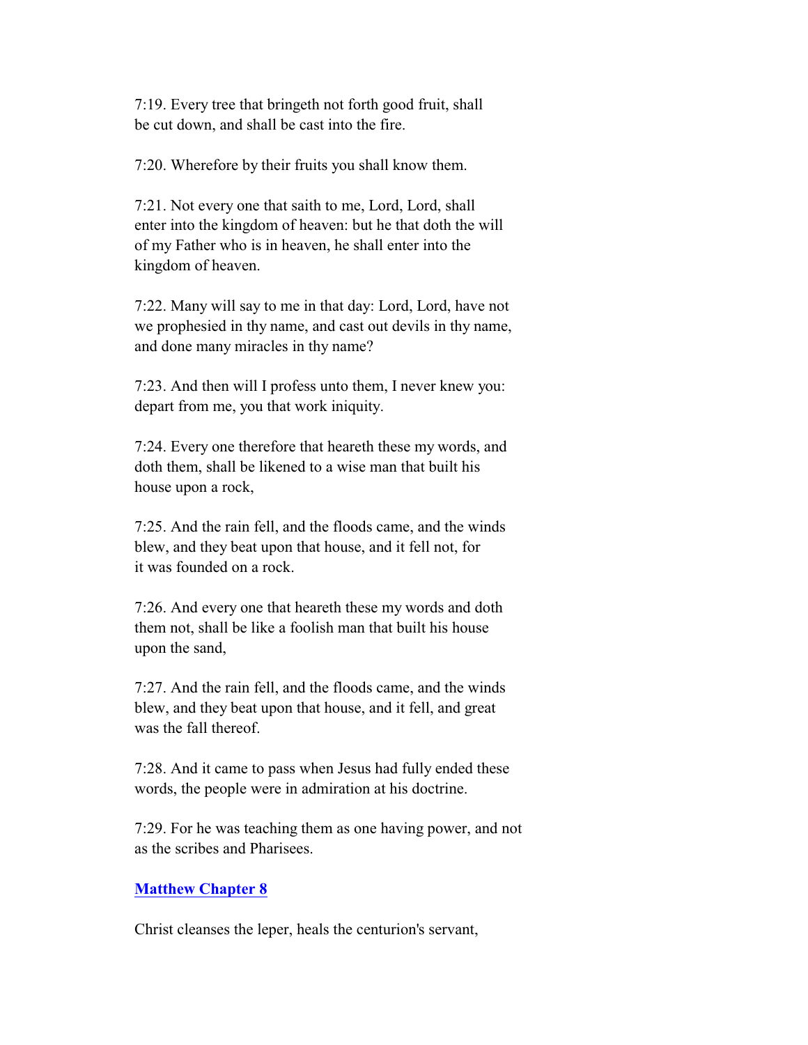7:19. Every tree that bringeth not forth good fruit, shall be cut down, and shall be cast into the fire.

7:20. Wherefore by their fruits you shall know them.

7:21. Not every one that saith to me, Lord, Lord, shall enter into the kingdom of heaven: but he that doth the will of my Father who is in heaven, he shall enter into the kingdom of heaven.

7:22. Many will say to me in that day: Lord, Lord, have not we prophesied in thy name, and cast out devils in thy name, and done many miracles in thy name?

7:23. And then will I profess unto them, I never knew you: depart from me, you that work iniquity.

7:24. Every one therefore that heareth these my words, and doth them, shall be likened to a wise man that built his house upon a rock,

7:25. And the rain fell, and the floods came, and the winds blew, and they beat upon that house, and it fell not, for it was founded on a rock.

7:26. And every one that heareth these my words and doth them not, shall be like a foolish man that built his house upon the sand,

7:27. And the rain fell, and the floods came, and the winds blew, and they beat upon that house, and it fell, and great was the fall thereof.

7:28. And it came to pass when Jesus had fully ended these words, the people were in admiration at his doctrine.

7:29. For he was teaching them as one having power, and not as the scribes and Pharisees.

## Matthew Chapter 8

Christ cleanses the leper, heals the centurion's servant,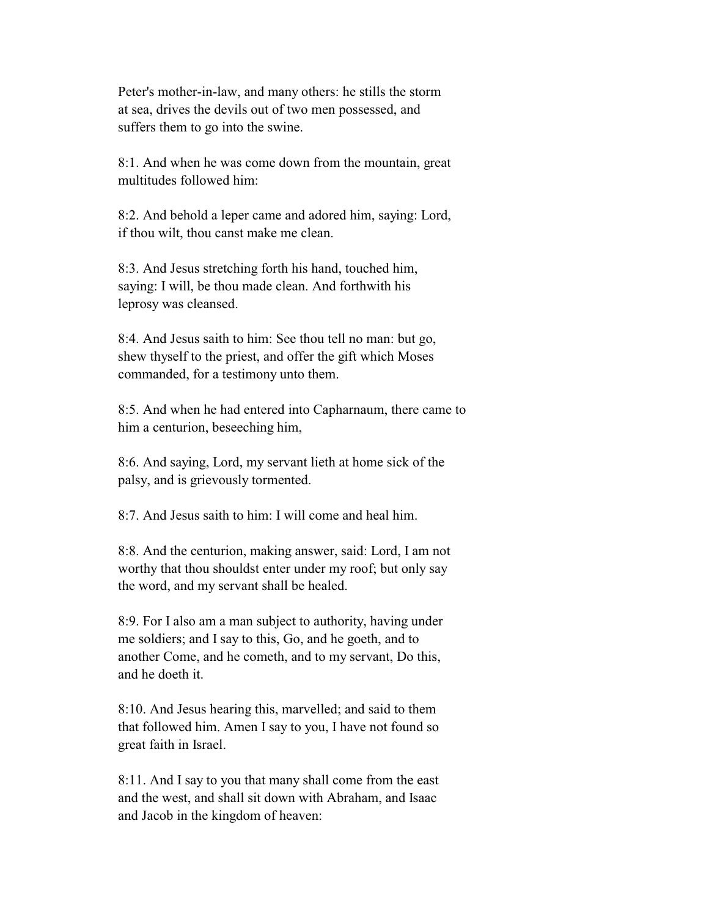Peter's mother-in-law, and many others: he stills the storm at sea, drives the devils out of two men possessed, and suffers them to go into the swine.

8:1. And when he was come down from the mountain, great multitudes followed him:

8:2. And behold a leper came and adored him, saying: Lord, if thou wilt, thou canst make me clean.

8:3. And Jesus stretching forth his hand, touched him, saying: I will, be thou made clean. And forthwith his leprosy was cleansed.

8:4. And Jesus saith to him: See thou tell no man: but go, shew thyself to the priest, and offer the gift which Moses commanded, for a testimony unto them.

8:5. And when he had entered into Capharnaum, there came to him a centurion, beseeching him,

8:6. And saying, Lord, my servant lieth at home sick of the palsy, and is grievously tormented.

8:7. And Jesus saith to him: I will come and heal him.

8:8. And the centurion, making answer, said: Lord, I am not worthy that thou shouldst enter under my roof; but only say the word, and my servant shall be healed.

8:9. For I also am a man subject to authority, having under me soldiers; and I say to this, Go, and he goeth, and to another Come, and he cometh, and to my servant, Do this, and he doeth it.

8:10. And Jesus hearing this, marvelled; and said to them that followed him. Amen I say to you, I have not found so great faith in Israel.

8:11. And I say to you that many shall come from the east and the west, and shall sit down with Abraham, and Isaac and Jacob in the kingdom of heaven: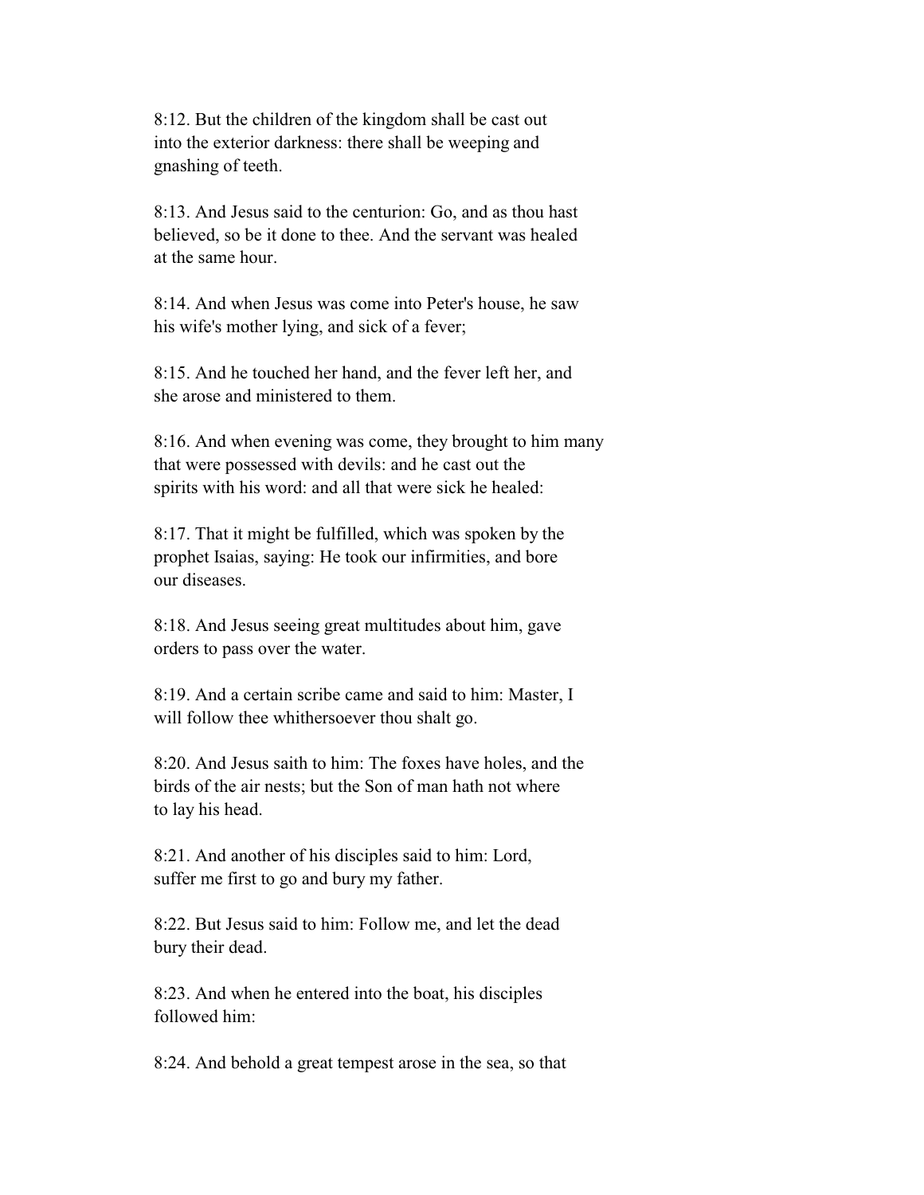8:12. But the children of the kingdom shall be cast out into the exterior darkness: there shall be weeping and gnashing of teeth.

8:13. And Jesus said to the centurion: Go, and as thou hast believed, so be it done to thee. And the servant was healed at the same hour.

8:14. And when Jesus was come into Peter's house, he saw his wife's mother lying, and sick of a fever;

8:15. And he touched her hand, and the fever left her, and she arose and ministered to them.

8:16. And when evening was come, they brought to him many that were possessed with devils: and he cast out the spirits with his word: and all that were sick he healed:

8:17. That it might be fulfilled, which was spoken by the prophet Isaias, saying: He took our infirmities, and bore our diseases.

8:18. And Jesus seeing great multitudes about him, gave orders to pass over the water.

8:19. And a certain scribe came and said to him: Master, I will follow thee whithersoever thou shalt go.

8:20. And Jesus saith to him: The foxes have holes, and the birds of the air nests; but the Son of man hath not where to lay his head.

8:21. And another of his disciples said to him: Lord, suffer me first to go and bury my father.

8:22. But Jesus said to him: Follow me, and let the dead bury their dead.

8:23. And when he entered into the boat, his disciples followed him:

8:24. And behold a great tempest arose in the sea, so that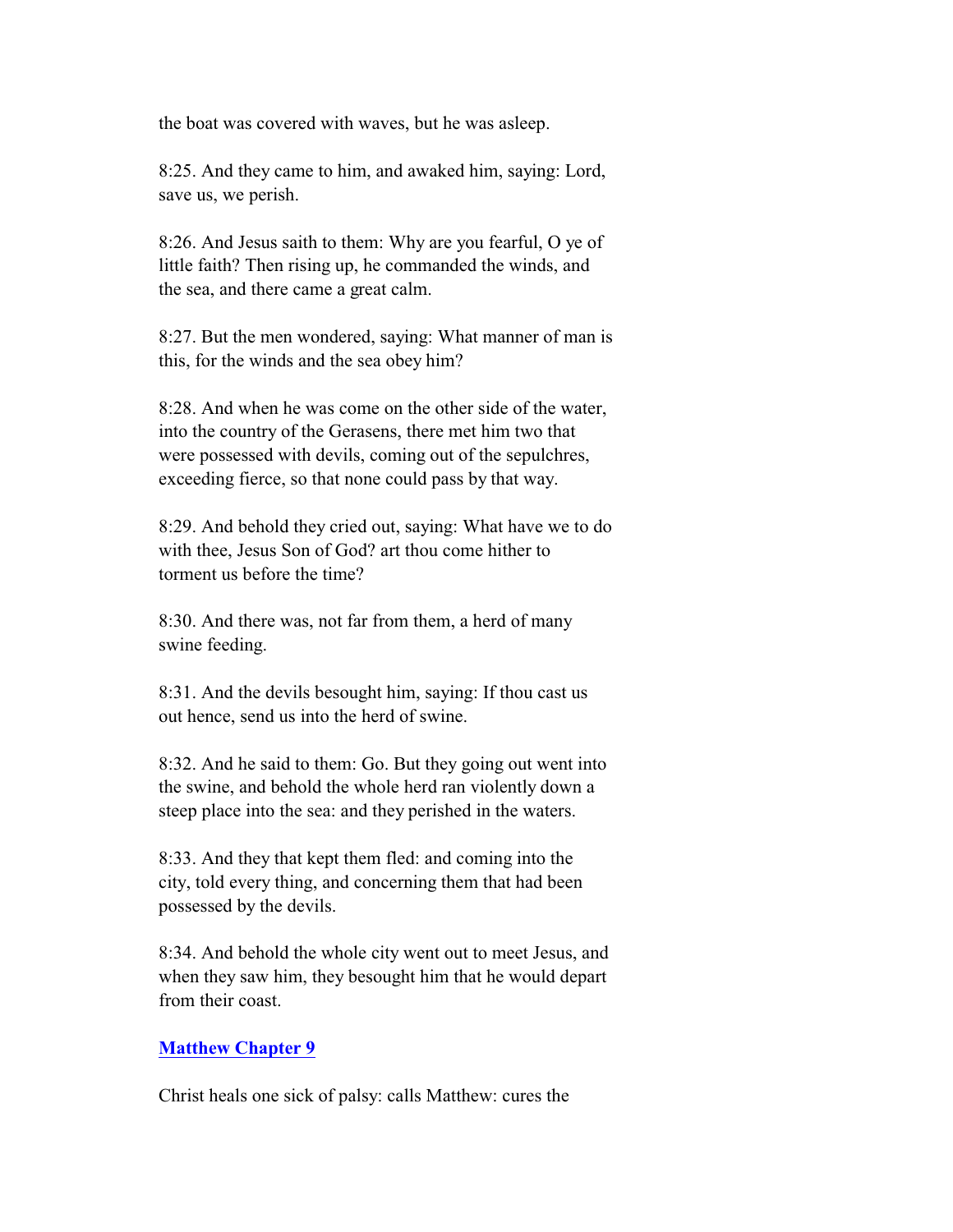the boat was covered with waves, but he was asleep.

8:25. And they came to him, and awaked him, saying: Lord, save us, we perish.

8:26. And Jesus saith to them: Why are you fearful, O ye of little faith? Then rising up, he commanded the winds, and the sea, and there came a great calm.

8:27. But the men wondered, saying: What manner of man is this, for the winds and the sea obey him?

8:28. And when he was come on the other side of the water, into the country of the Gerasens, there met him two that were possessed with devils, coming out of the sepulchres, exceeding fierce, so that none could pass by that way.

8:29. And behold they cried out, saying: What have we to do with thee, Jesus Son of God? art thou come hither to torment us before the time?

8:30. And there was, not far from them, a herd of many swine feeding.

8:31. And the devils besought him, saying: If thou cast us out hence, send us into the herd of swine.

8:32. And he said to them: Go. But they going out went into the swine, and behold the whole herd ran violently down a steep place into the sea: and they perished in the waters.

8:33. And they that kept them fled: and coming into the city, told every thing, and concerning them that had been possessed by the devils.

8:34. And behold the whole city went out to meet Jesus, and when they saw him, they besought him that he would depart from their coast.

## Matthew Chapter 9

Christ heals one sick of palsy: calls Matthew: cures the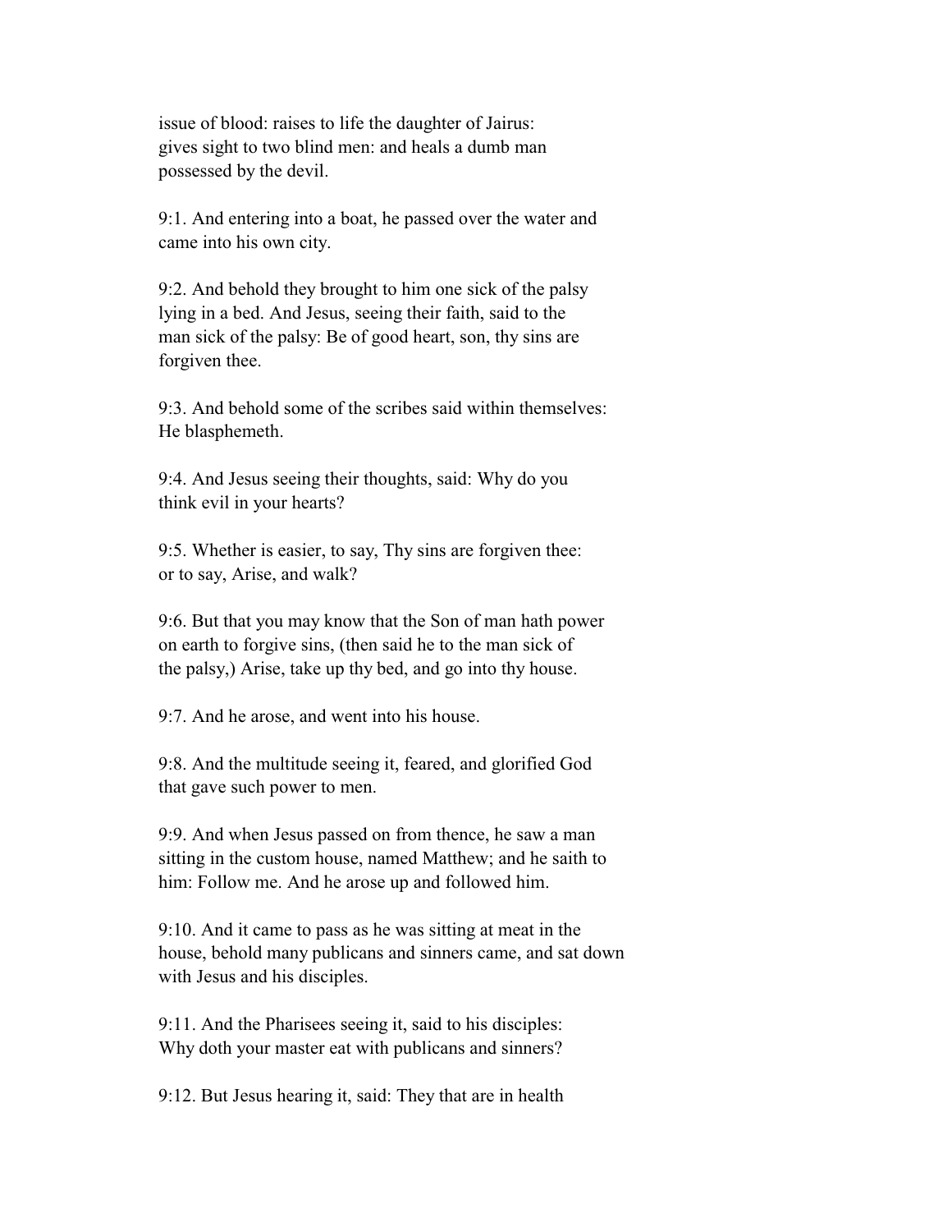issue of blood: raises to life the daughter of Jairus: gives sight to two blind men: and heals a dumb man possessed by the devil.

9:1. And entering into a boat, he passed over the water and came into his own city.

9:2. And behold they brought to him one sick of the palsy lying in a bed. And Jesus, seeing their faith, said to the man sick of the palsy: Be of good heart, son, thy sins are forgiven thee.

9:3. And behold some of the scribes said within themselves: He blasphemeth.

9:4. And Jesus seeing their thoughts, said: Why do you think evil in your hearts?

9:5. Whether is easier, to say, Thy sins are forgiven thee: or to say, Arise, and walk?

9:6. But that you may know that the Son of man hath power on earth to forgive sins, (then said he to the man sick of the palsy,) Arise, take up thy bed, and go into thy house.

9:7. And he arose, and went into his house.

9:8. And the multitude seeing it, feared, and glorified God that gave such power to men.

9:9. And when Jesus passed on from thence, he saw a man sitting in the custom house, named Matthew; and he saith to him: Follow me. And he arose up and followed him.

9:10. And it came to pass as he was sitting at meat in the house, behold many publicans and sinners came, and sat down with Jesus and his disciples.

9:11. And the Pharisees seeing it, said to his disciples: Why doth your master eat with publicans and sinners?

9:12. But Jesus hearing it, said: They that are in health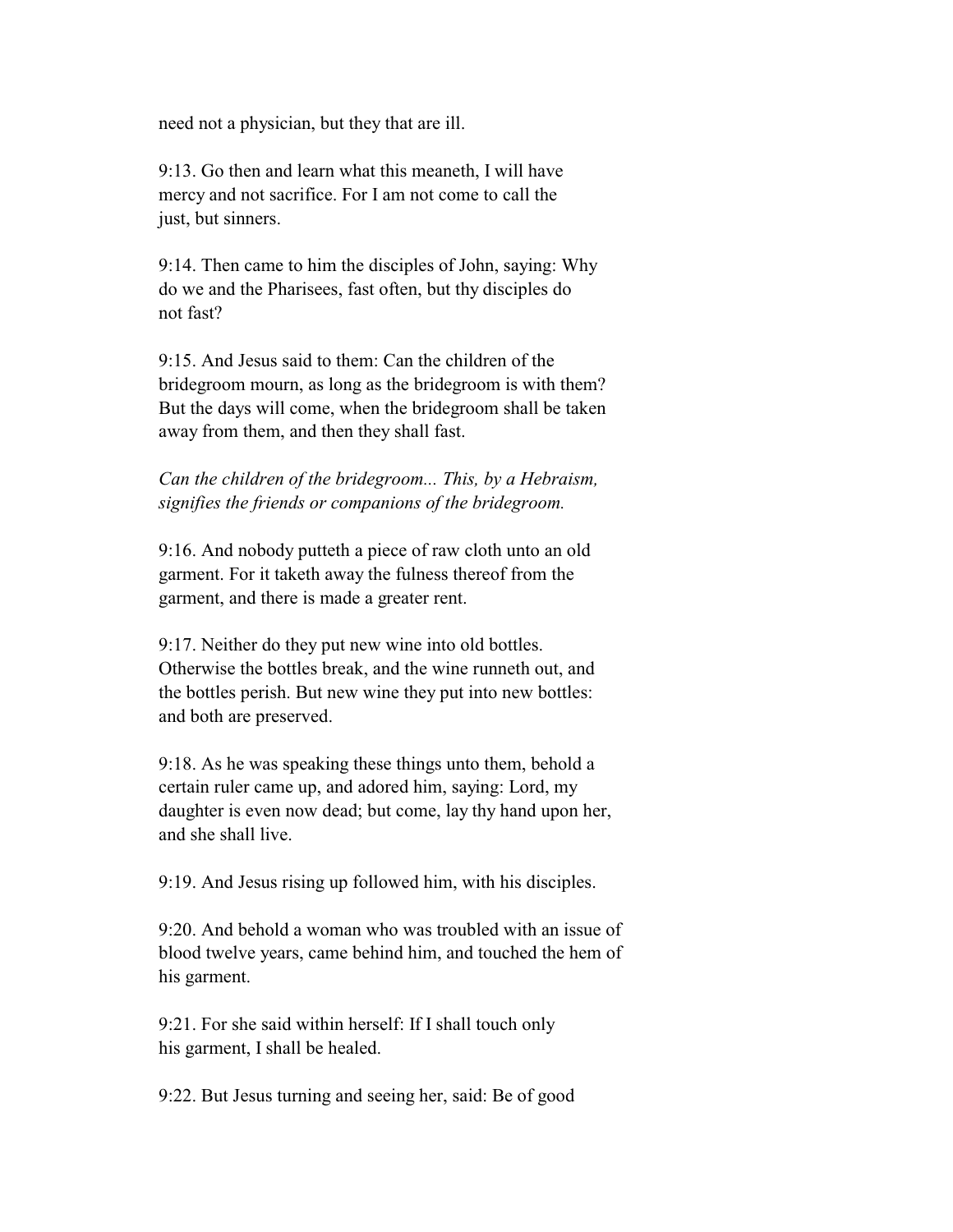need not a physician, but they that are ill.

9:13. Go then and learn what this meaneth, I will have mercy and not sacrifice. For I am not come to call the just, but sinners.

9:14. Then came to him the disciples of John, saying: Why do we and the Pharisees, fast often, but thy disciples do not fast?

9:15. And Jesus said to them: Can the children of the bridegroom mourn, as long as the bridegroom is with them? But the days will come, when the bridegroom shall be taken away from them, and then they shall fast.

*Can the children of the bridegroom... This, by a Hebraism, signifies the friends or companions of the bridegroom.*

9:16. And nobody putteth a piece of raw cloth unto an old garment. For it taketh away the fulness thereof from the garment, and there is made a greater rent.

9:17. Neither do they put new wine into old bottles. Otherwise the bottles break, and the wine runneth out, and the bottles perish. But new wine they put into new bottles: and both are preserved.

9:18. As he was speaking these things unto them, behold a certain ruler came up, and adored him, saying: Lord, my daughter is even now dead; but come, lay thy hand upon her, and she shall live.

9:19. And Jesus rising up followed him, with his disciples.

9:20. And behold a woman who was troubled with an issue of blood twelve years, came behind him, and touched the hem of his garment.

9:21. For she said within herself: If I shall touch only his garment, I shall be healed.

9:22. But Jesus turning and seeing her, said: Be of good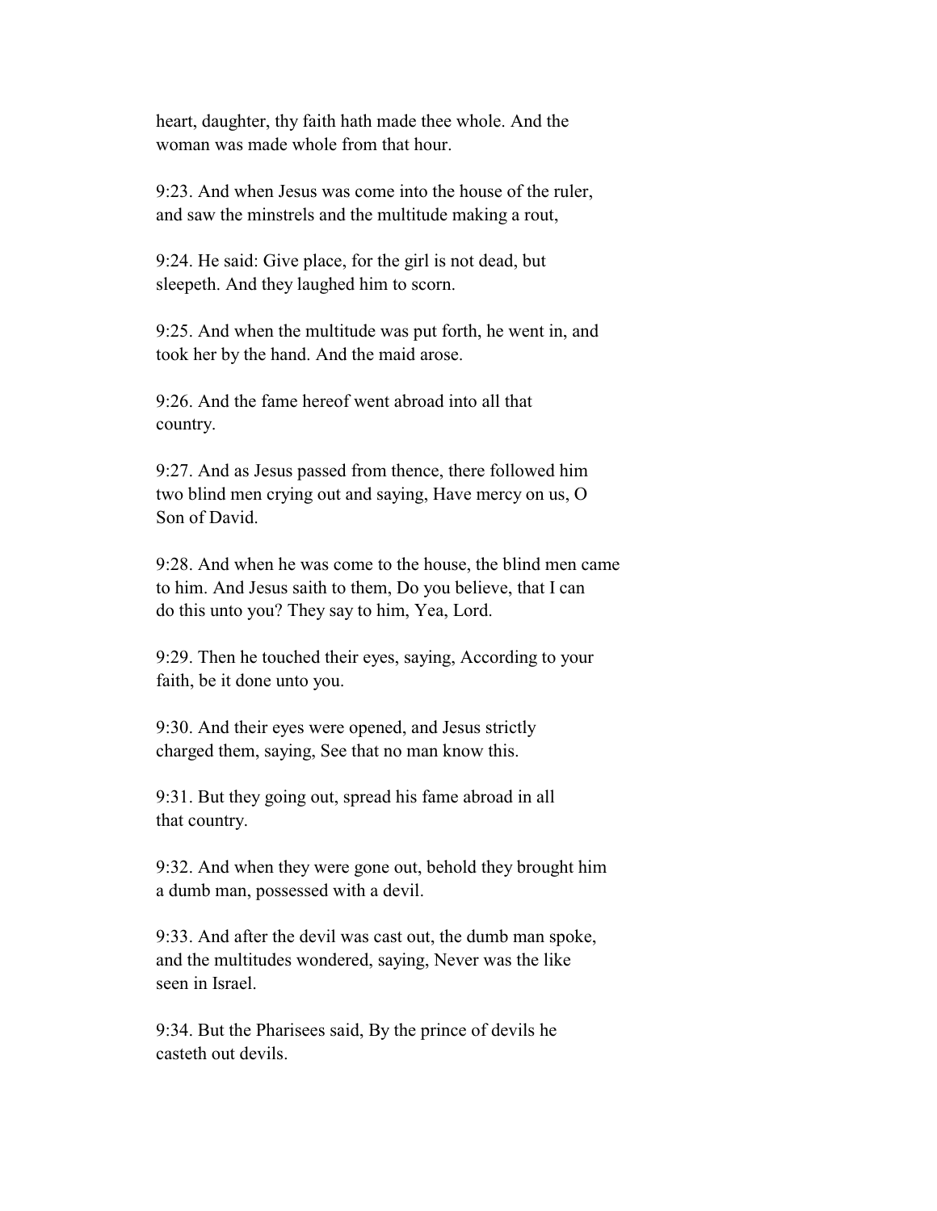heart, daughter, thy faith hath made thee whole. And the woman was made whole from that hour.

9:23. And when Jesus was come into the house of the ruler, and saw the minstrels and the multitude making a rout,

9:24. He said: Give place, for the girl is not dead, but sleepeth. And they laughed him to scorn.

9:25. And when the multitude was put forth, he went in, and took her by the hand. And the maid arose.

9:26. And the fame hereof went abroad into all that country.

9:27. And as Jesus passed from thence, there followed him two blind men crying out and saying, Have mercy on us, O Son of David.

9:28. And when he was come to the house, the blind men came to him. And Jesus saith to them, Do you believe, that I can do this unto you? They say to him, Yea, Lord.

9:29. Then he touched their eyes, saying, According to your faith, be it done unto you.

9:30. And their eyes were opened, and Jesus strictly charged them, saying, See that no man know this.

9:31. But they going out, spread his fame abroad in all that country.

9:32. And when they were gone out, behold they brought him a dumb man, possessed with a devil.

9:33. And after the devil was cast out, the dumb man spoke, and the multitudes wondered, saying, Never was the like seen in Israel.

9:34. But the Pharisees said, By the prince of devils he casteth out devils.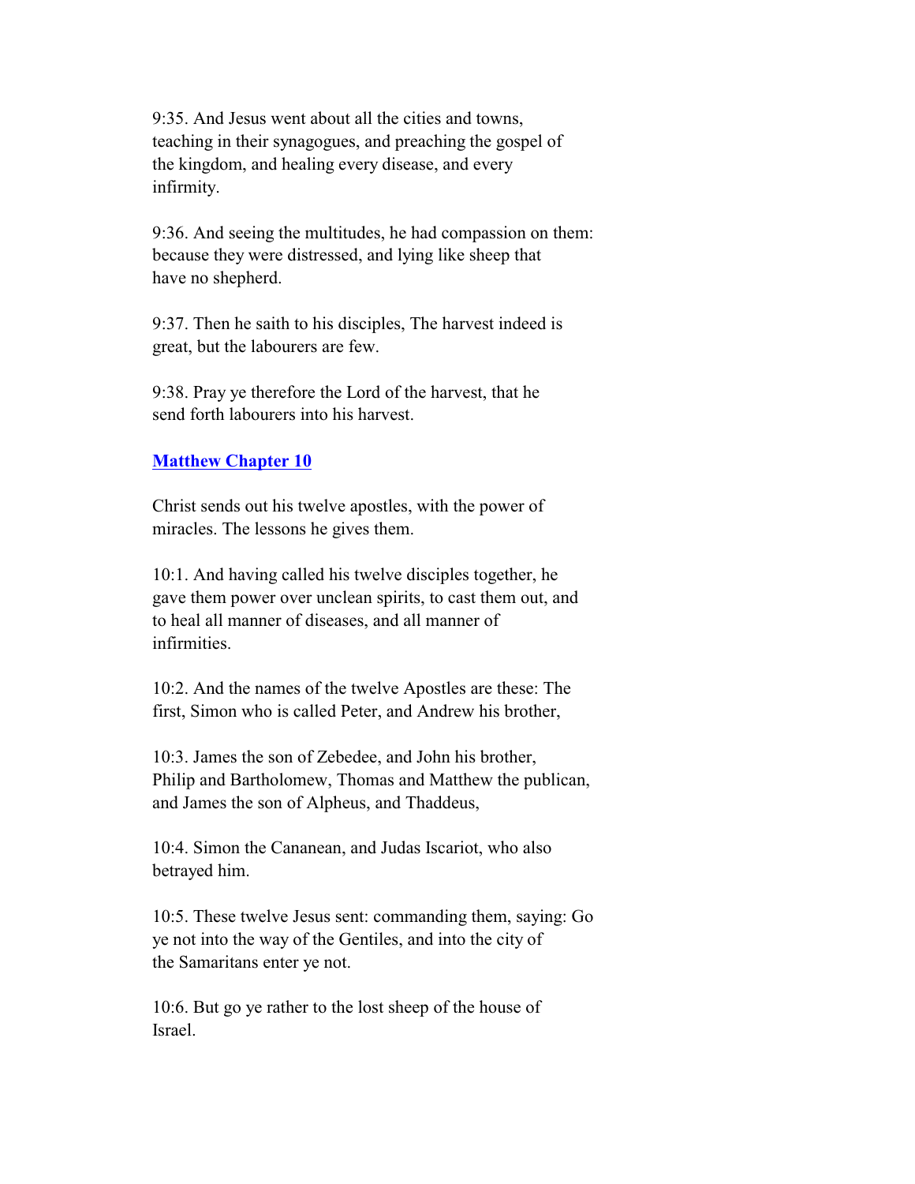9:35. And Jesus went about all the cities and towns, teaching in their synagogues, and preaching the gospel of the kingdom, and healing every disease, and every infirmity.

9:36. And seeing the multitudes, he had compassion on them: because they were distressed, and lying like sheep that have no shepherd.

9:37. Then he saith to his disciples, The harvest indeed is great, but the labourers are few.

9:38. Pray ye therefore the Lord of the harvest, that he send forth labourers into his harvest.

## Matthew Chapter 10

Christ sends out his twelve apostles, with the power of miracles. The lessons he gives them.

10:1. And having called his twelve disciples together, he gave them power over unclean spirits, to cast them out, and to heal all manner of diseases, and all manner of infirmities.

10:2. And the names of the twelve Apostles are these: The first, Simon who is called Peter, and Andrew his brother,

10:3. James the son of Zebedee, and John his brother, Philip and Bartholomew, Thomas and Matthew the publican, and James the son of Alpheus, and Thaddeus,

10:4. Simon the Cananean, and Judas Iscariot, who also betrayed him.

10:5. These twelve Jesus sent: commanding them, saying: Go ye not into the way of the Gentiles, and into the city of the Samaritans enter ye not.

10:6. But go ye rather to the lost sheep of the house of Israel.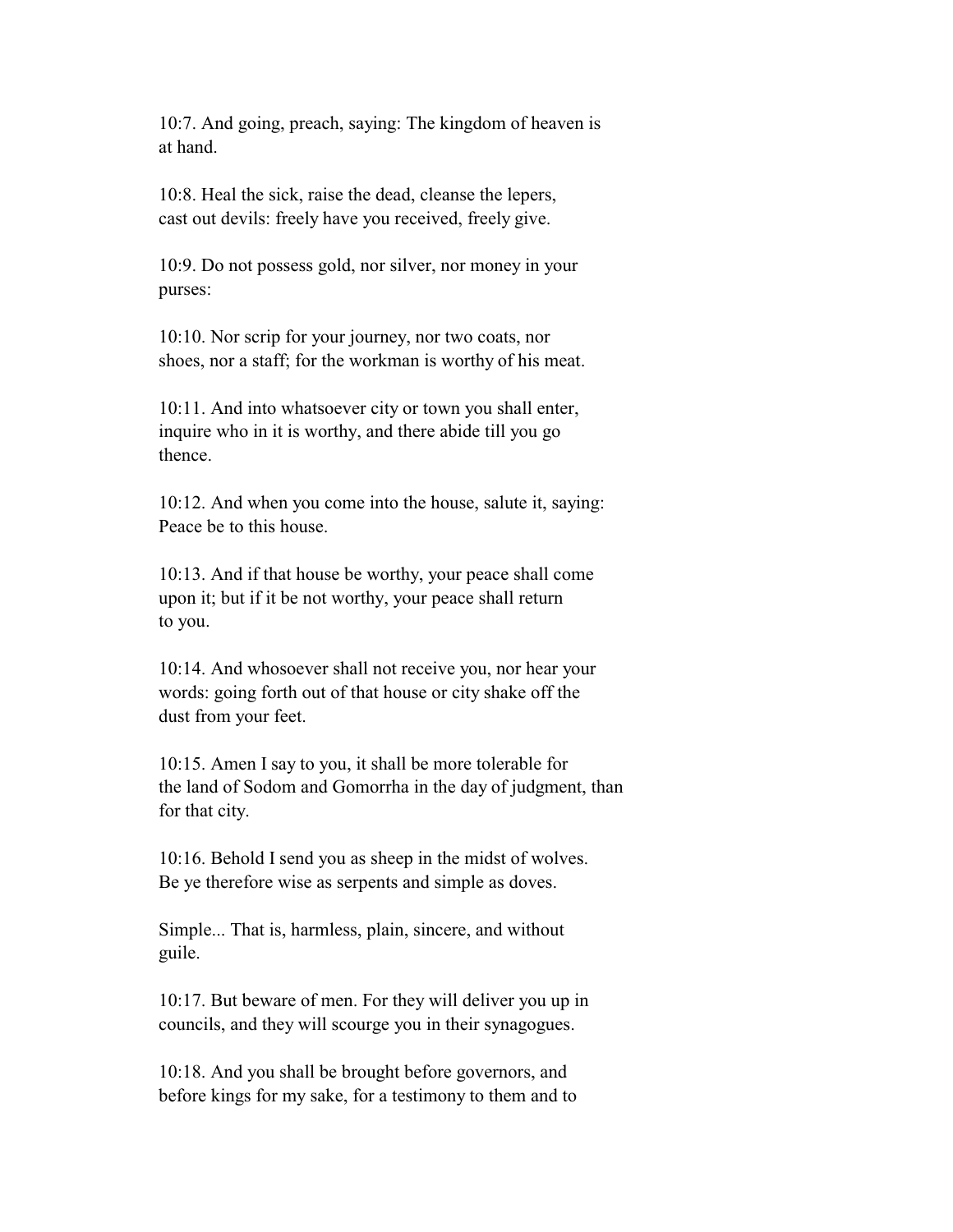10:7. And going, preach, saying: The kingdom of heaven is at hand.

10:8. Heal the sick, raise the dead, cleanse the lepers, cast out devils: freely have you received, freely give.

10:9. Do not possess gold, nor silver, nor money in your purses:

10:10. Nor scrip for your journey, nor two coats, nor shoes, nor a staff; for the workman is worthy of his meat.

10:11. And into whatsoever city or town you shall enter, inquire who in it is worthy, and there abide till you go thence.

10:12. And when you come into the house, salute it, saying: Peace be to this house.

10:13. And if that house be worthy, your peace shall come upon it; but if it be not worthy, your peace shall return to you.

10:14. And whosoever shall not receive you, nor hear your words: going forth out of that house or city shake off the dust from your feet.

10:15. Amen I say to you, it shall be more tolerable for the land of Sodom and Gomorrha in the day of judgment, than for that city.

10:16. Behold I send you as sheep in the midst of wolves. Be ye therefore wise as serpents and simple as doves.

Simple... That is, harmless, plain, sincere, and without guile.

10:17. But beware of men. For they will deliver you up in councils, and they will scourge you in their synagogues.

10:18. And you shall be brought before governors, and before kings for my sake, for a testimony to them and to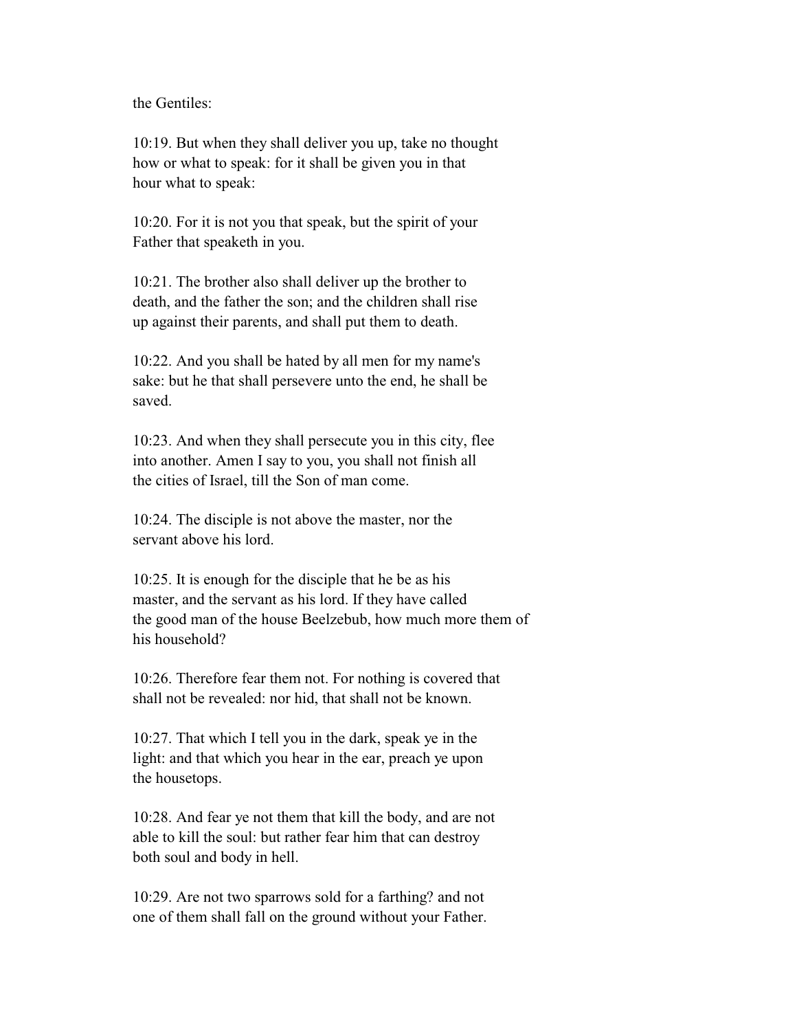the Gentiles:

10:19. But when they shall deliver you up, take no thought how or what to speak: for it shall be given you in that hour what to speak:

10:20. For it is not you that speak, but the spirit of your Father that speaketh in you.

10:21. The brother also shall deliver up the brother to death, and the father the son; and the children shall rise up against their parents, and shall put them to death.

10:22. And you shall be hated by all men for my name's sake: but he that shall persevere unto the end, he shall be saved.

10:23. And when they shall persecute you in this city, flee into another. Amen I say to you, you shall not finish all the cities of Israel, till the Son of man come.

10:24. The disciple is not above the master, nor the servant above his lord.

10:25. It is enough for the disciple that he be as his master, and the servant as his lord. If they have called the good man of the house Beelzebub, how much more them of his household?

10:26. Therefore fear them not. For nothing is covered that shall not be revealed: nor hid, that shall not be known.

10:27. That which I tell you in the dark, speak ye in the light: and that which you hear in the ear, preach ye upon the housetops.

10:28. And fear ye not them that kill the body, and are not able to kill the soul: but rather fear him that can destroy both soul and body in hell.

10:29. Are not two sparrows sold for a farthing? and not one of them shall fall on the ground without your Father.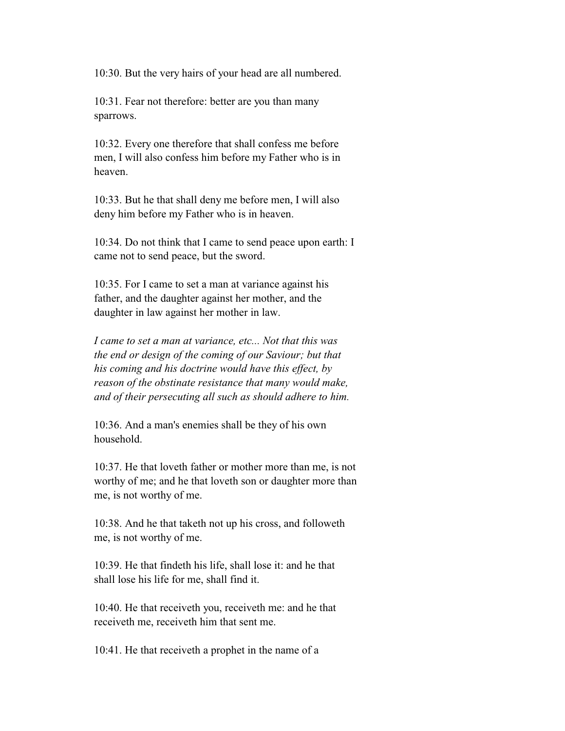10:30. But the very hairs of your head are all numbered.

10:31. Fear not therefore: better are you than many sparrows.

10:32. Every one therefore that shall confess me before men, I will also confess him before my Father who is in heaven.

10:33. But he that shall deny me before men, I will also deny him before my Father who is in heaven.

10:34. Do not think that I came to send peace upon earth: I came not to send peace, but the sword.

10:35. For I came to set a man at variance against his father, and the daughter against her mother, and the daughter in law against her mother in law.

*I came to set a man at variance, etc... Not that this was the end or design of the coming of our Saviour; but that his coming and his doctrine would have this effect, by reason of the obstinate resistance that many would make, and of their persecuting all such as should adhere to him.*

10:36. And a man's enemies shall be they of his own household.

10:37. He that loveth father or mother more than me, is not worthy of me; and he that loveth son or daughter more than me, is not worthy of me.

10:38. And he that taketh not up his cross, and followeth me, is not worthy of me.

10:39. He that findeth his life, shall lose it: and he that shall lose his life for me, shall find it.

10:40. He that receiveth you, receiveth me: and he that receiveth me, receiveth him that sent me.

10:41. He that receiveth a prophet in the name of a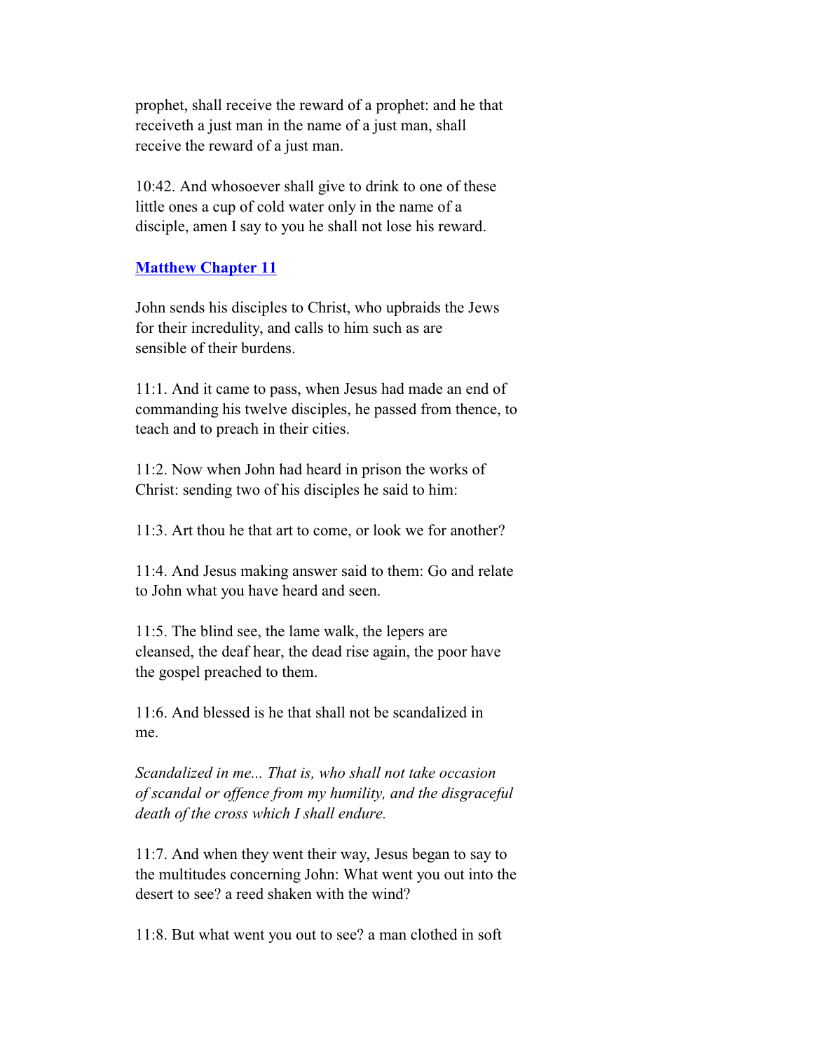prophet, shall receive the reward of a prophet: and he that receiveth a just man in the name of a just man, shall receive the reward of a just man.

10:42. And whosoever shall give to drink to one of these little ones a cup of cold water only in the name of a disciple, amen I say to you he shall not lose his reward.

## [Matthew Chapter 11]

John sends his disciples to Christ, who upbraids the Jews for their incredulity, and calls to him such as are sensible of their burdens.

11:1. And it came to pass, when Jesus had made an end of commanding his twelve disciples, he passed from thence, to teach and to preach in their cities.

11:2. Now when John had heard in prison the works of Christ: sending two of his disciples he said to him:

11:3. Art thou he that art to come, or look we for another?

11:4. And Jesus making answer said to them: Go and relate to John what you have heard and seen.

11:5. The blind see, the lame walk, the lepers are cleansed, the deaf hear, the dead rise again, the poor have the gospel preached to them.

11:6. And blessed is he that shall not be scandalized in me.

*Scandalized in me... That is, who shall not take occasion of scandal or offence from my humility, and the disgraceful death of the cross which I shall endure.*

11:7. And when they went their way, Jesus began to say to the multitudes concerning John: What went you out into the desert to see? a reed shaken with the wind?

11:8. But what went you out to see? a man clothed in soft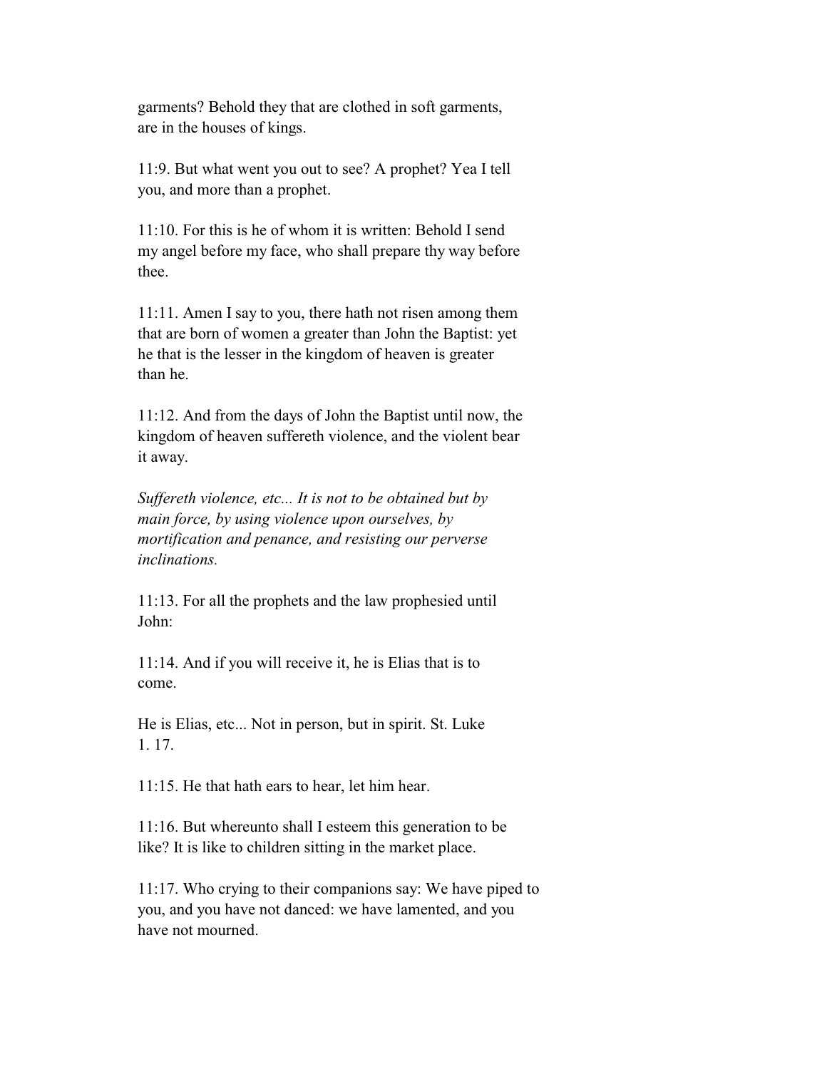garments? Behold they that are clothed in soft garments, are in the houses of kings.

11:9. But what went you out to see? A prophet? Yea I tell you, and more than a prophet.

11:10. For this is he of whom it is written: Behold I send my angel before my face, who shall prepare thy way before thee.

11:11. Amen I say to you, there hath not risen among them that are born of women a greater than John the Baptist: yet he that is the lesser in the kingdom of heaven is greater than he.

11:12. And from the days of John the Baptist until now, the kingdom of heaven suffereth violence, and the violent bear it away.

*Suffereth violence, etc... It is not to be obtained but by main force, by using violence upon ourselves, by mortification and penance, and resisting our perverse inclinations.*

11:13. For all the prophets and the law prophesied until John:

11:14. And if you will receive it, he is Elias that is to come.

He is Elias, etc... Not in person, but in spirit. St. Luke 1. 17.

11:15. He that hath ears to hear, let him hear.

11:16. But whereunto shall I esteem this generation to be like? It is like to children sitting in the market place.

11:17. Who crying to their companions say: We have piped to you, and you have not danced: we have lamented, and you have not mourned.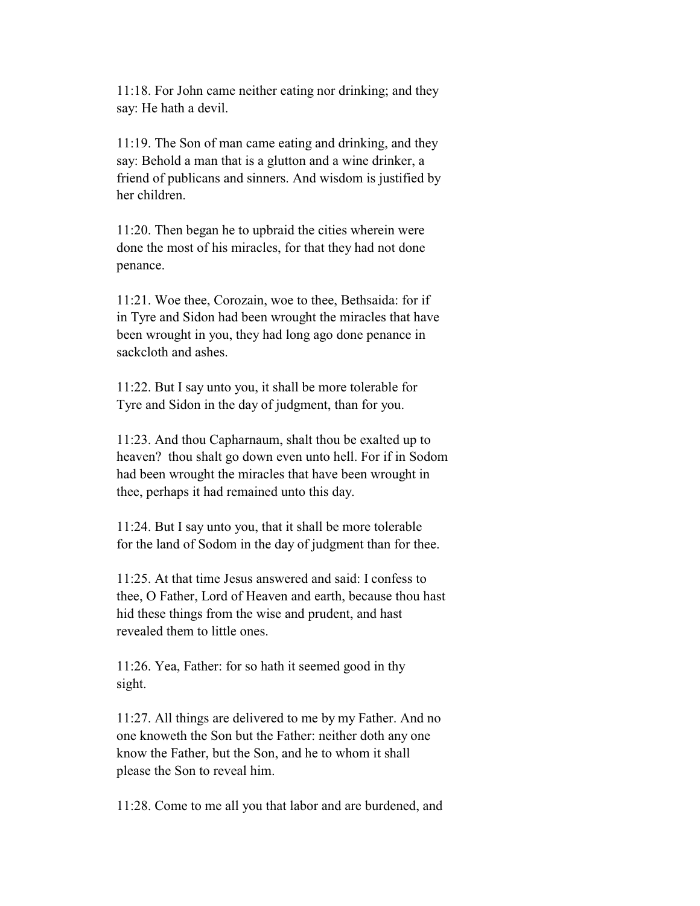11:18. For John came neither eating nor drinking; and they say: He hath a devil.

11:19. The Son of man came eating and drinking, and they say: Behold a man that is a glutton and a wine drinker, a friend of publicans and sinners. And wisdom is justified by her children.

11:20. Then began he to upbraid the cities wherein were done the most of his miracles, for that they had not done penance.

11:21. Woe thee, Corozain, woe to thee, Bethsaida: for if in Tyre and Sidon had been wrought the miracles that have been wrought in you, they had long ago done penance in sackcloth and ashes.

11:22. But I say unto you, it shall be more tolerable for Tyre and Sidon in the day of judgment, than for you.

11:23. And thou Capharnaum, shalt thou be exalted up to heaven? thou shalt go down even unto hell. For if in Sodom had been wrought the miracles that have been wrought in thee, perhaps it had remained unto this day.

11:24. But I say unto you, that it shall be more tolerable for the land of Sodom in the day of judgment than for thee.

11:25. At that time Jesus answered and said: I confess to thee, O Father, Lord of Heaven and earth, because thou hast hid these things from the wise and prudent, and hast revealed them to little ones.

11:26. Yea, Father: for so hath it seemed good in thy sight.

11:27. All things are delivered to me by my Father. And no one knoweth the Son but the Father: neither doth any one know the Father, but the Son, and he to whom it shall please the Son to reveal him.

11:28. Come to me all you that labor and are burdened, and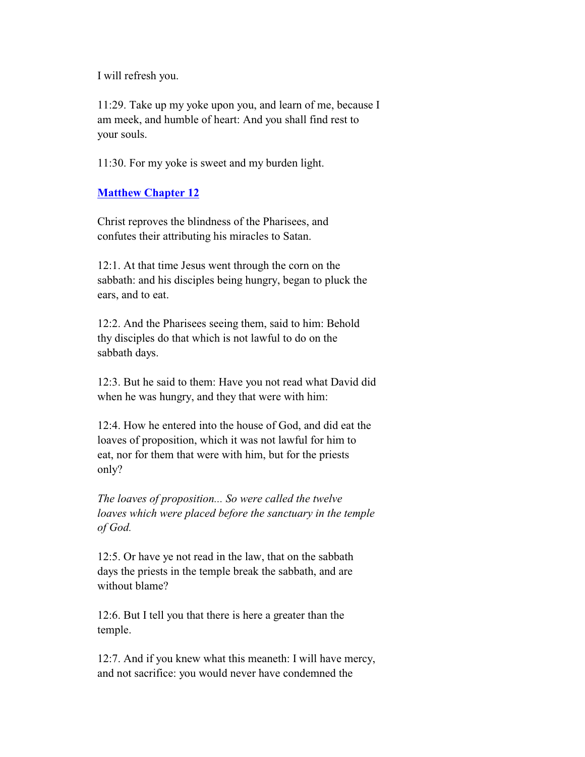I will refresh you.

11:29. Take up my yoke upon you, and learn of me, because I am meek, and humble of heart: And you shall find rest to your souls.

11:30. For my yoke is sweet and my burden light.

## Matthew Chapter 12

Christ reproves the blindness of the Pharisees, and confutes their attributing his miracles to Satan.

12:1. At that time Jesus went through the corn on the sabbath: and his disciples being hungry, began to pluck the ears, and to eat.

12:2. And the Pharisees seeing them, said to him: Behold thy disciples do that which is not lawful to do on the sabbath days.

12:3. But he said to them: Have you not read what David did when he was hungry, and they that were with him:

12:4. How he entered into the house of God, and did eat the loaves of proposition, which it was not lawful for him to eat, nor for them that were with him, but for the priests only?

*The loaves of proposition... So were called the twelve loaves which were placed before the sanctuary in the temple of God.*

12:5. Or have ye not read in the law, that on the sabbath days the priests in the temple break the sabbath, and are without blame?

12:6. But I tell you that there is here a greater than the temple.

12:7. And if you knew what this meaneth: I will have mercy, and not sacrifice: you would never have condemned the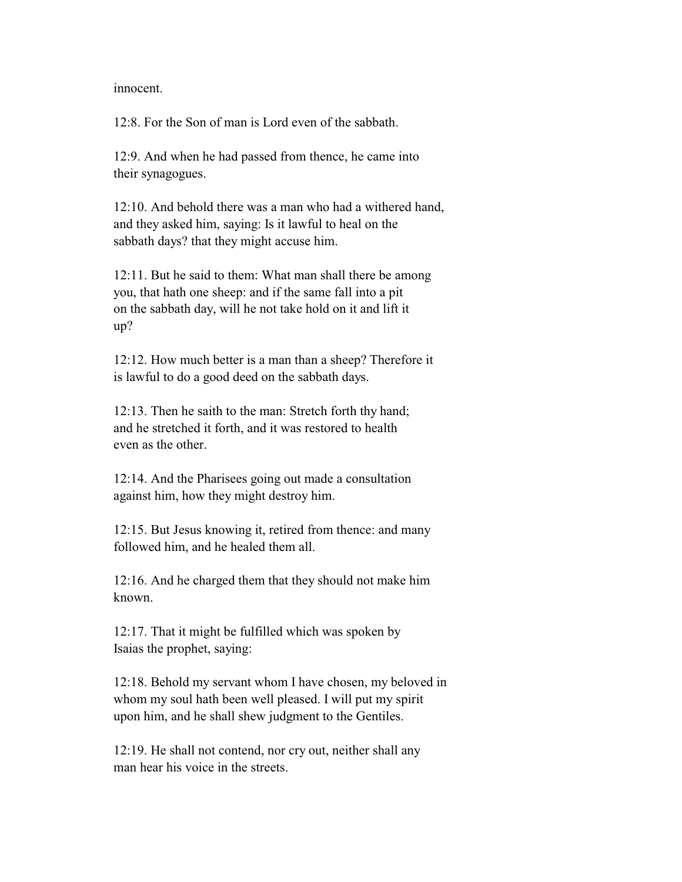innocent.

12:8. For the Son of man is Lord even of the sabbath.

12:9. And when he had passed from thence, he came into their synagogues.

12:10. And behold there was a man who had a withered hand, and they asked him, saying: Is it lawful to heal on the sabbath days? that they might accuse him.

12:11. But he said to them: What man shall there be among you, that hath one sheep: and if the same fall into a pit on the sabbath day, will he not take hold on it and lift it up?

12:12. How much better is a man than a sheep? Therefore it is lawful to do a good deed on the sabbath days.

12:13. Then he saith to the man: Stretch forth thy hand; and he stretched it forth, and it was restored to health even as the other.

12:14. And the Pharisees going out made a consultation against him, how they might destroy him.

12:15. But Jesus knowing it, retired from thence: and many followed him, and he healed them all.

12:16. And he charged them that they should not make him known.

12:17. That it might be fulfilled which was spoken by Isaias the prophet, saying:

12:18. Behold my servant whom I have chosen, my beloved in whom my soul hath been well pleased. I will put my spirit upon him, and he shall shew judgment to the Gentiles.

12:19. He shall not contend, nor cry out, neither shall any man hear his voice in the streets.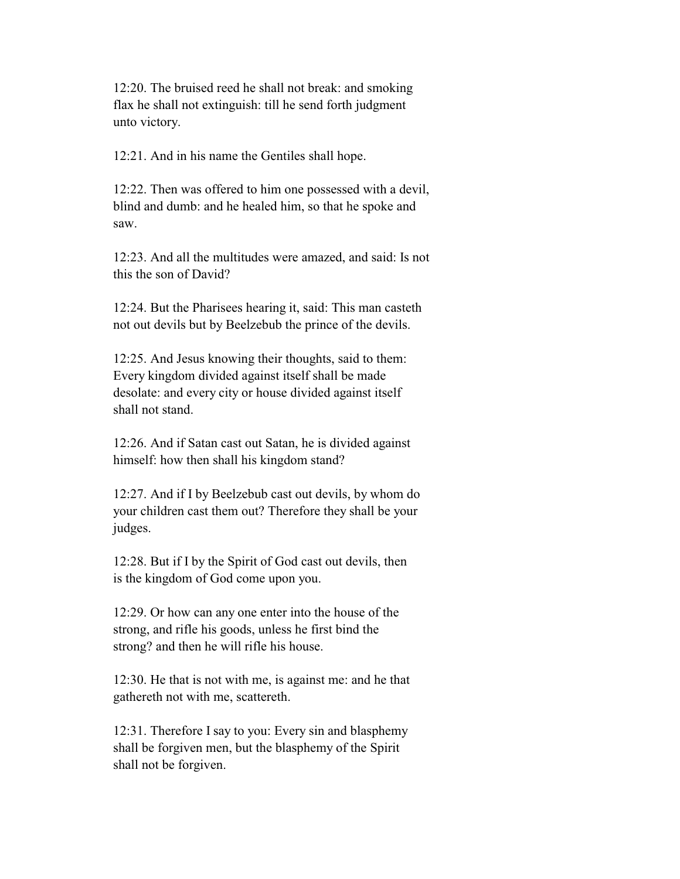12:20. The bruised reed he shall not break: and smoking flax he shall not extinguish: till he send forth judgment unto victory.

12:21. And in his name the Gentiles shall hope.

12:22. Then was offered to him one possessed with a devil, blind and dumb: and he healed him, so that he spoke and saw.

12:23. And all the multitudes were amazed, and said: Is not this the son of David?

12:24. But the Pharisees hearing it, said: This man casteth not out devils but by Beelzebub the prince of the devils.

12:25. And Jesus knowing their thoughts, said to them: Every kingdom divided against itself shall be made desolate: and every city or house divided against itself shall not stand.

12:26. And if Satan cast out Satan, he is divided against himself: how then shall his kingdom stand?

12:27. And if I by Beelzebub cast out devils, by whom do your children cast them out? Therefore they shall be your judges.

12:28. But if I by the Spirit of God cast out devils, then is the kingdom of God come upon you.

12:29. Or how can any one enter into the house of the strong, and rifle his goods, unless he first bind the strong? and then he will rifle his house.

12:30. He that is not with me, is against me: and he that gathereth not with me, scattereth.

12:31. Therefore I say to you: Every sin and blasphemy shall be forgiven men, but the blasphemy of the Spirit shall not be forgiven.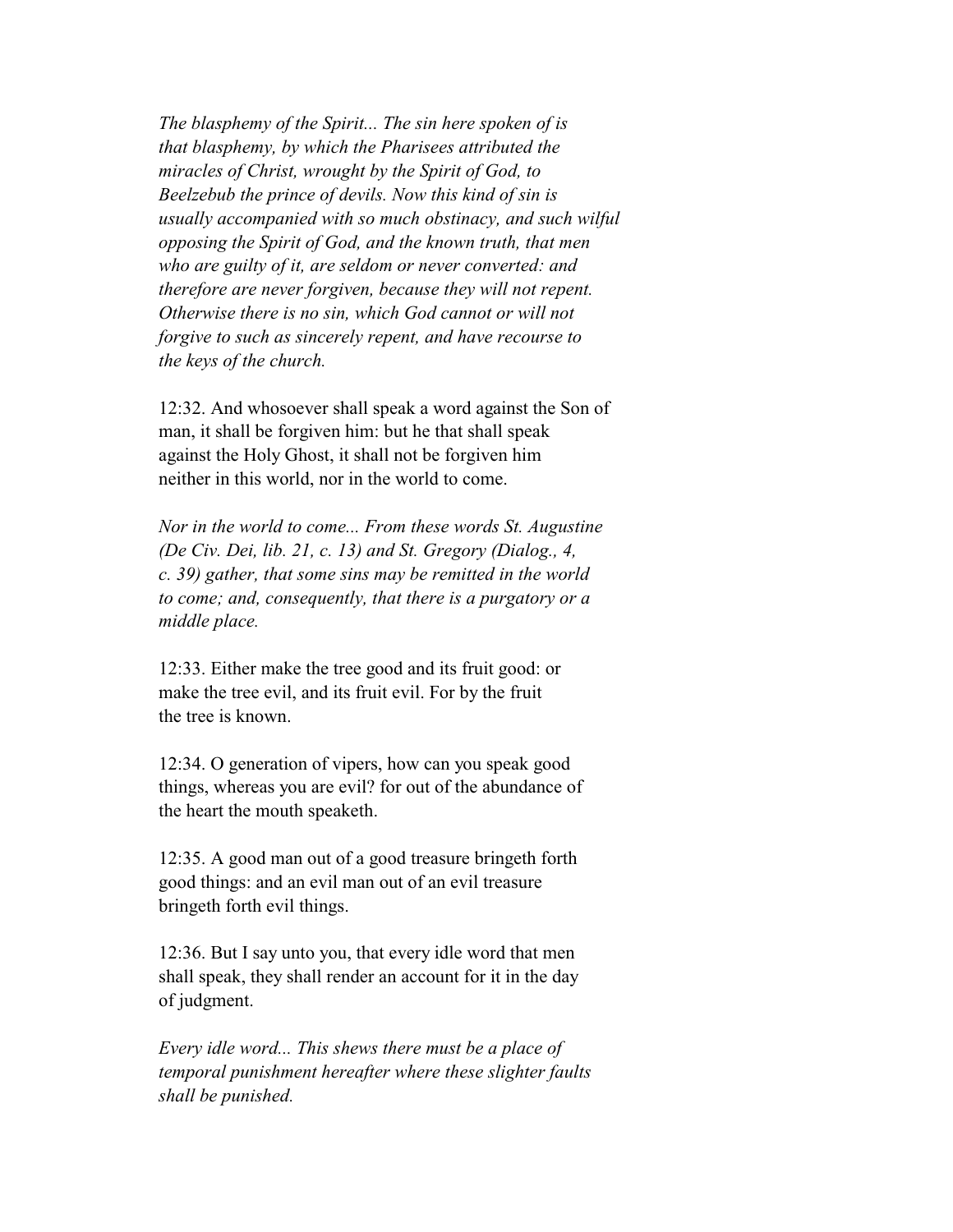*The blasphemy of the Spirit... The sin here spoken of is that blasphemy, by which the Pharisees attributed the miracles of Christ, wrought by the Spirit of God, to Beelzebub the prince of devils. Now this kind of sin is usually accompanied with so much obstinacy, and such wilful opposing the Spirit of God, and the known truth, that men who are guilty of it, are seldom or never converted: and therefore are never forgiven, because they will not repent. Otherwise there is no sin, which God cannot or will not forgive to such as sincerely repent, and have recourse to the keys of the church.*

12:32. And whosoever shall speak a word against the Son of man, it shall be forgiven him: but he that shall speak against the Holy Ghost, it shall not be forgiven him neither in this world, nor in the world to come.

*Nor in the world to come... From these words St. Augustine (De Civ. Dei, lib. 21, c. 13) and St. Gregory (Dialog., 4, c. 39) gather, that some sins may be remitted in the world to come; and, consequently, that there is a purgatory or a middle place.*

12:33. Either make the tree good and its fruit good: or make the tree evil, and its fruit evil. For by the fruit the tree is known.

12:34. O generation of vipers, how can you speak good things, whereas you are evil? for out of the abundance of the heart the mouth speaketh.

12:35. A good man out of a good treasure bringeth forth good things: and an evil man out of an evil treasure bringeth forth evil things.

12:36. But I say unto you, that every idle word that men shall speak, they shall render an account for it in the day of judgment.

*Every idle word... This shews there must be a place of temporal punishment hereafter where these slighter faults shall be punished.*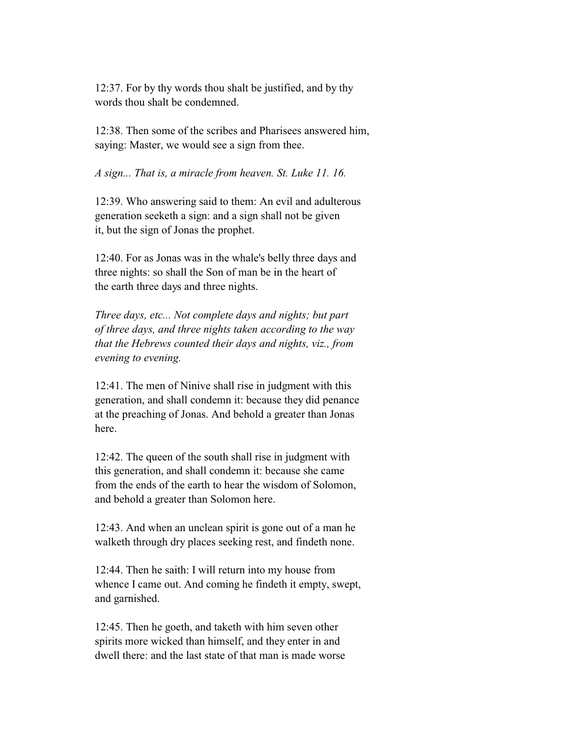12:37. For by thy words thou shalt be justified, and by thy words thou shalt be condemned.

12:38. Then some of the scribes and Pharisees answered him, saying: Master, we would see a sign from thee.

*A sign... That is, a miracle from heaven. St. Luke 11. 16.*

12:39. Who answering said to them: An evil and adulterous generation seeketh a sign: and a sign shall not be given it, but the sign of Jonas the prophet.

12:40. For as Jonas was in the whale's belly three days and three nights: so shall the Son of man be in the heart of the earth three days and three nights.

*Three days, etc... Not complete days and nights; but part of three days, and three nights taken according to the way that the Hebrews counted their days and nights, viz., from evening to evening.*

12:41. The men of Ninive shall rise in judgment with this generation, and shall condemn it: because they did penance at the preaching of Jonas. And behold a greater than Jonas here.

12:42. The queen of the south shall rise in judgment with this generation, and shall condemn it: because she came from the ends of the earth to hear the wisdom of Solomon, and behold a greater than Solomon here.

12:43. And when an unclean spirit is gone out of a man he walketh through dry places seeking rest, and findeth none.

12:44. Then he saith: I will return into my house from whence I came out. And coming he findeth it empty, swept, and garnished.

12:45. Then he goeth, and taketh with him seven other spirits more wicked than himself, and they enter in and dwell there: and the last state of that man is made worse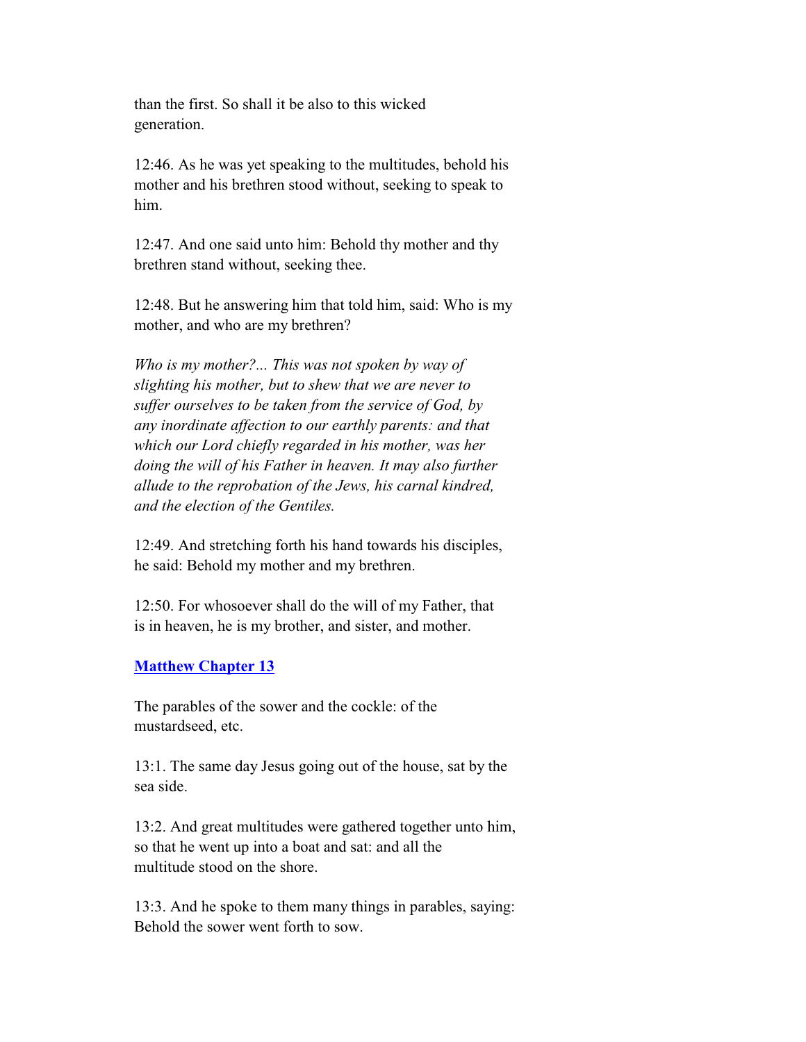than the first. So shall it be also to this wicked generation.

12:46. As he was yet speaking to the multitudes, behold his mother and his brethren stood without, seeking to speak to him.

12:47. And one said unto him: Behold thy mother and thy brethren stand without, seeking thee.

12:48. But he answering him that told him, said: Who is my mother, and who are my brethren?

*Who is my mother?... This was not spoken by way of slighting his mother, but to shew that we are never to suffer ourselves to be taken from the service of God, by any inordinate affection to our earthly parents: and that which our Lord chiefly regarded in his mother, was her doing the will of his Father in heaven. It may also further allude to the reprobation of the Jews, his carnal kindred, and the election of the Gentiles.*

12:49. And stretching forth his hand towards his disciples, he said: Behold my mother and my brethren.

12:50. For whosoever shall do the will of my Father, that is in heaven, he is my brother, and sister, and mother.

## Matthew Chapter 13

The parables of the sower and the cockle: of the mustardseed, etc.

13:1. The same day Jesus going out of the house, sat by the sea side.

13:2. And great multitudes were gathered together unto him, so that he went up into a boat and sat: and all the multitude stood on the shore.

13:3. And he spoke to them many things in parables, saying: Behold the sower went forth to sow.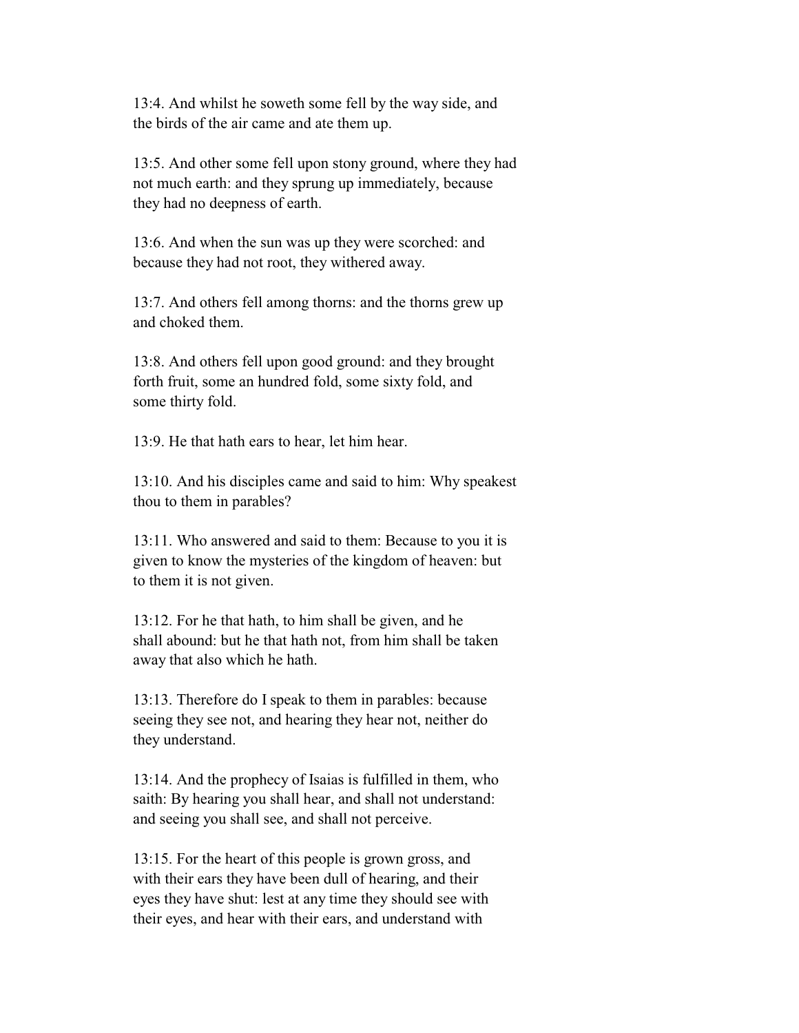13:4. And whilst he soweth some fell by the way side, and the birds of the air came and ate them up.

13:5. And other some fell upon stony ground, where they had not much earth: and they sprung up immediately, because they had no deepness of earth.

13:6. And when the sun was up they were scorched: and because they had not root, they withered away.

13:7. And others fell among thorns: and the thorns grew up and choked them.

13:8. And others fell upon good ground: and they brought forth fruit, some an hundred fold, some sixty fold, and some thirty fold.

13:9. He that hath ears to hear, let him hear.

13:10. And his disciples came and said to him: Why speakest thou to them in parables?

13:11. Who answered and said to them: Because to you it is given to know the mysteries of the kingdom of heaven: but to them it is not given.

13:12. For he that hath, to him shall be given, and he shall abound: but he that hath not, from him shall be taken away that also which he hath.

13:13. Therefore do I speak to them in parables: because seeing they see not, and hearing they hear not, neither do they understand.

13:14. And the prophecy of Isaias is fulfilled in them, who saith: By hearing you shall hear, and shall not understand: and seeing you shall see, and shall not perceive.

13:15. For the heart of this people is grown gross, and with their ears they have been dull of hearing, and their eyes they have shut: lest at any time they should see with their eyes, and hear with their ears, and understand with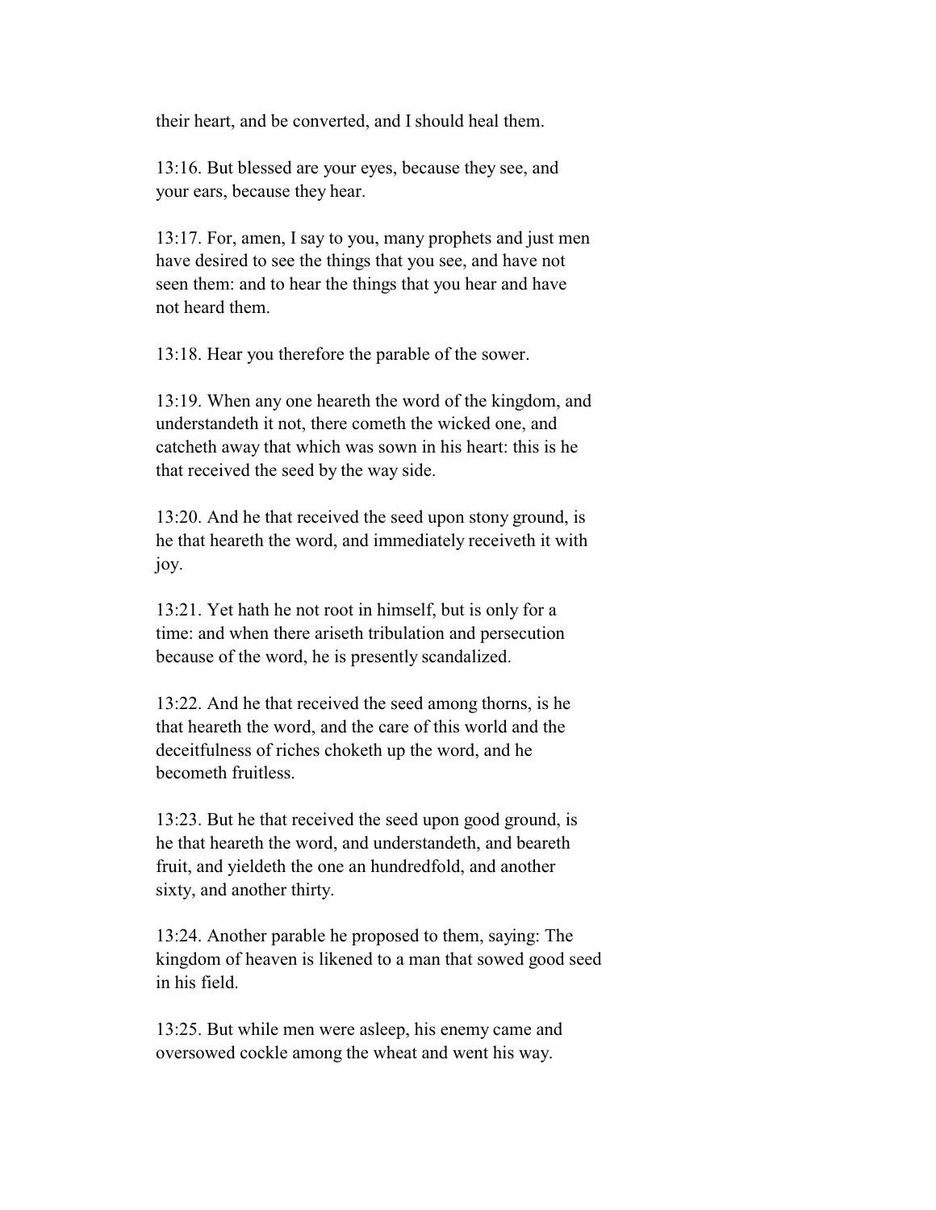their heart, and be converted, and I should heal them.

13:16. But blessed are your eyes, because they see, and your ears, because they hear.

13:17. For, amen, I say to you, many prophets and just men have desired to see the things that you see, and have not seen them: and to hear the things that you hear and have not heard them.

13:18. Hear you therefore the parable of the sower.

13:19. When any one heareth the word of the kingdom, and understandeth it not, there cometh the wicked one, and catcheth away that which was sown in his heart: this is he that received the seed by the way side.

13:20. And he that received the seed upon stony ground, is he that heareth the word, and immediately receiveth it with joy.

13:21. Yet hath he not root in himself, but is only for a time: and when there ariseth tribulation and persecution because of the word, he is presently scandalized.

13:22. And he that received the seed among thorns, is he that heareth the word, and the care of this world and the deceitfulness of riches choketh up the word, and he becometh fruitless.

13:23. But he that received the seed upon good ground, is he that heareth the word, and understandeth, and beareth fruit, and yieldeth the one an hundredfold, and another sixty, and another thirty.

13:24. Another parable he proposed to them, saying: The kingdom of heaven is likened to a man that sowed good seed in his field.

13:25. But while men were asleep, his enemy came and oversowed cockle among the wheat and went his way.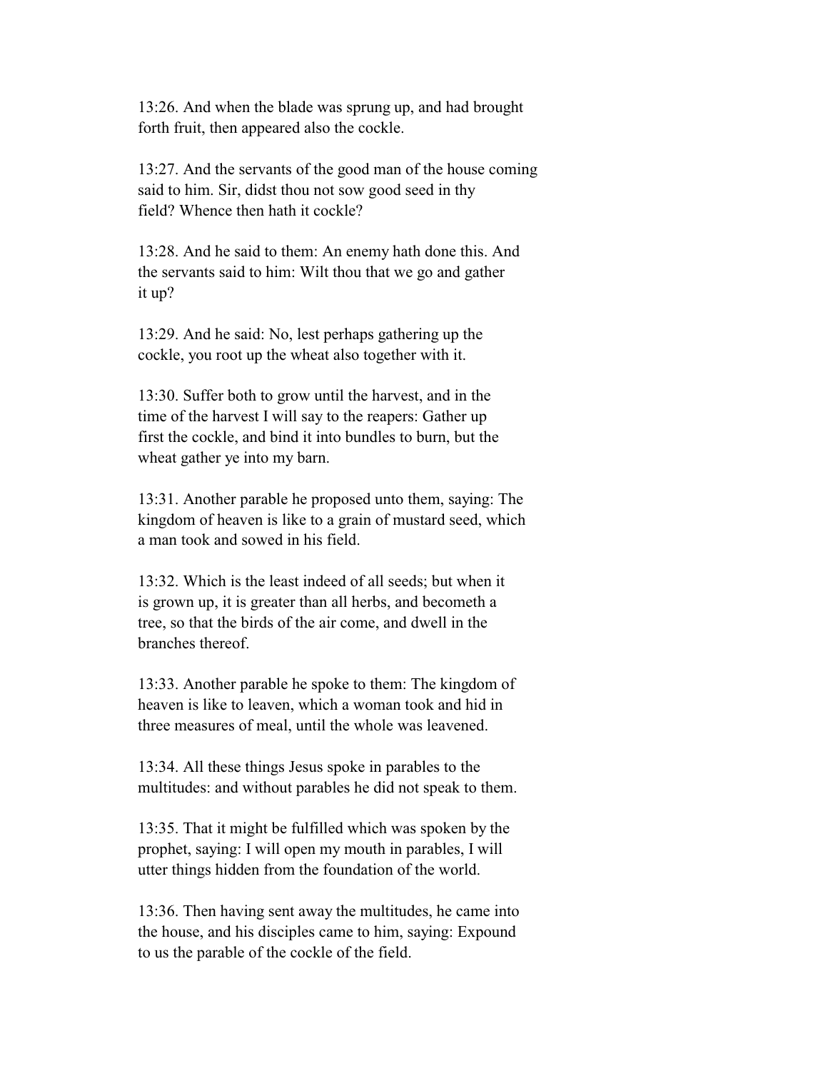13:26. And when the blade was sprung up, and had brought forth fruit, then appeared also the cockle.

13:27. And the servants of the good man of the house coming said to him. Sir, didst thou not sow good seed in thy field? Whence then hath it cockle?

13:28. And he said to them: An enemy hath done this. And the servants said to him: Wilt thou that we go and gather it up?

13:29. And he said: No, lest perhaps gathering up the cockle, you root up the wheat also together with it.

13:30. Suffer both to grow until the harvest, and in the time of the harvest I will say to the reapers: Gather up first the cockle, and bind it into bundles to burn, but the wheat gather ye into my barn.

13:31. Another parable he proposed unto them, saying: The kingdom of heaven is like to a grain of mustard seed, which a man took and sowed in his field.

13:32. Which is the least indeed of all seeds; but when it is grown up, it is greater than all herbs, and becometh a tree, so that the birds of the air come, and dwell in the branches thereof.

13:33. Another parable he spoke to them: The kingdom of heaven is like to leaven, which a woman took and hid in three measures of meal, until the whole was leavened.

13:34. All these things Jesus spoke in parables to the multitudes: and without parables he did not speak to them.

13:35. That it might be fulfilled which was spoken by the prophet, saying: I will open my mouth in parables, I will utter things hidden from the foundation of the world.

13:36. Then having sent away the multitudes, he came into the house, and his disciples came to him, saying: Expound to us the parable of the cockle of the field.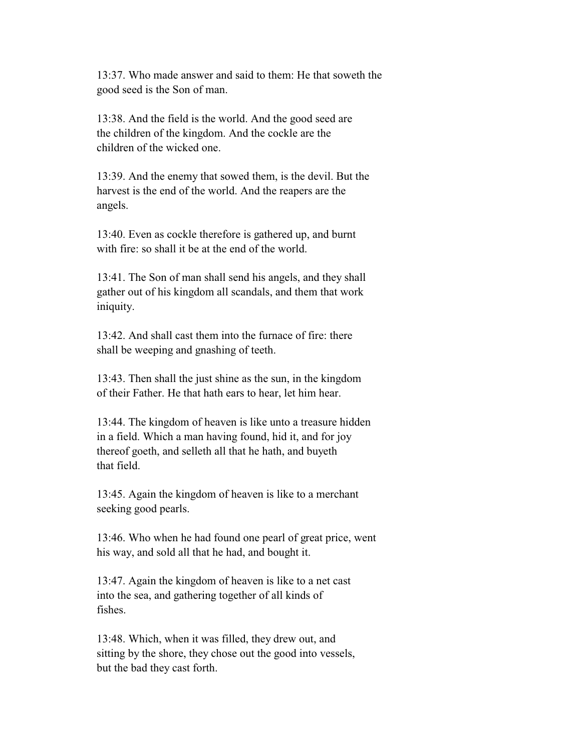13:37. Who made answer and said to them: He that soweth the good seed is the Son of man.

13:38. And the field is the world. And the good seed are the children of the kingdom. And the cockle are the children of the wicked one.

13:39. And the enemy that sowed them, is the devil. But the harvest is the end of the world. And the reapers are the angels.

13:40. Even as cockle therefore is gathered up, and burnt with fire: so shall it be at the end of the world.

13:41. The Son of man shall send his angels, and they shall gather out of his kingdom all scandals, and them that work iniquity.

13:42. And shall cast them into the furnace of fire: there shall be weeping and gnashing of teeth.

13:43. Then shall the just shine as the sun, in the kingdom of their Father. He that hath ears to hear, let him hear.

13:44. The kingdom of heaven is like unto a treasure hidden in a field. Which a man having found, hid it, and for joy thereof goeth, and selleth all that he hath, and buyeth that field.

13:45. Again the kingdom of heaven is like to a merchant seeking good pearls.

13:46. Who when he had found one pearl of great price, went his way, and sold all that he had, and bought it.

13:47. Again the kingdom of heaven is like to a net cast into the sea, and gathering together of all kinds of fishes.

13:48. Which, when it was filled, they drew out, and sitting by the shore, they chose out the good into vessels, but the bad they cast forth.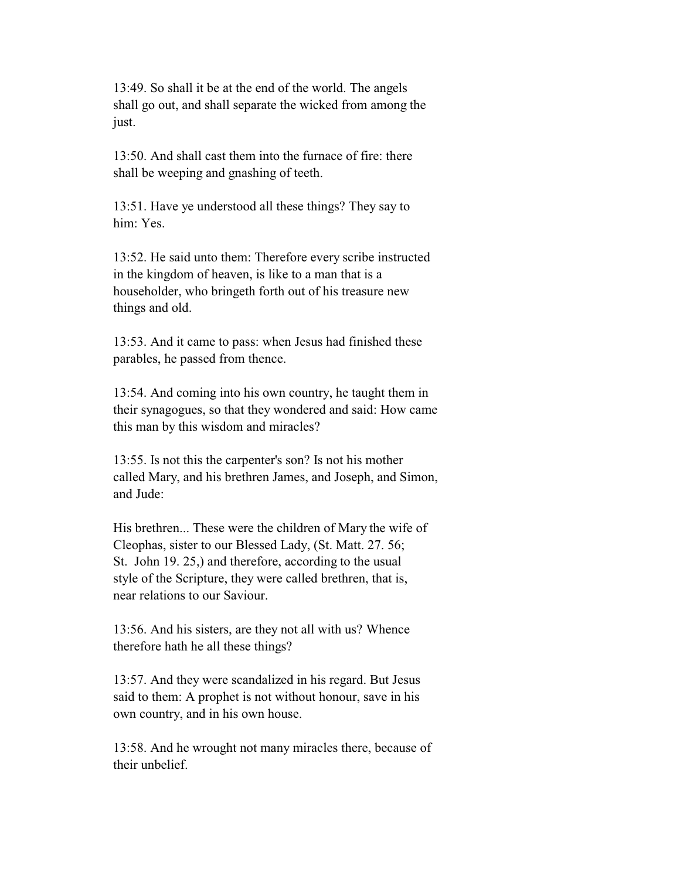13:49. So shall it be at the end of the world. The angels shall go out, and shall separate the wicked from among the just.

13:50. And shall cast them into the furnace of fire: there shall be weeping and gnashing of teeth.

13:51. Have ye understood all these things? They say to him: Yes.

13:52. He said unto them: Therefore every scribe instructed in the kingdom of heaven, is like to a man that is a householder, who bringeth forth out of his treasure new things and old.

13:53. And it came to pass: when Jesus had finished these parables, he passed from thence.

13:54. And coming into his own country, he taught them in their synagogues, so that they wondered and said: How came this man by this wisdom and miracles?

13:55. Is not this the carpenter's son? Is not his mother called Mary, and his brethren James, and Joseph, and Simon, and Jude:

His brethren... These were the children of Mary the wife of Cleophas, sister to our Blessed Lady, (St. Matt. 27. 56; St. John 19. 25,) and therefore, according to the usual style of the Scripture, they were called brethren, that is, near relations to our Saviour.

13:56. And his sisters, are they not all with us? Whence therefore hath he all these things?

13:57. And they were scandalized in his regard. But Jesus said to them: A prophet is not without honour, save in his own country, and in his own house.

13:58. And he wrought not many miracles there, because of their unbelief.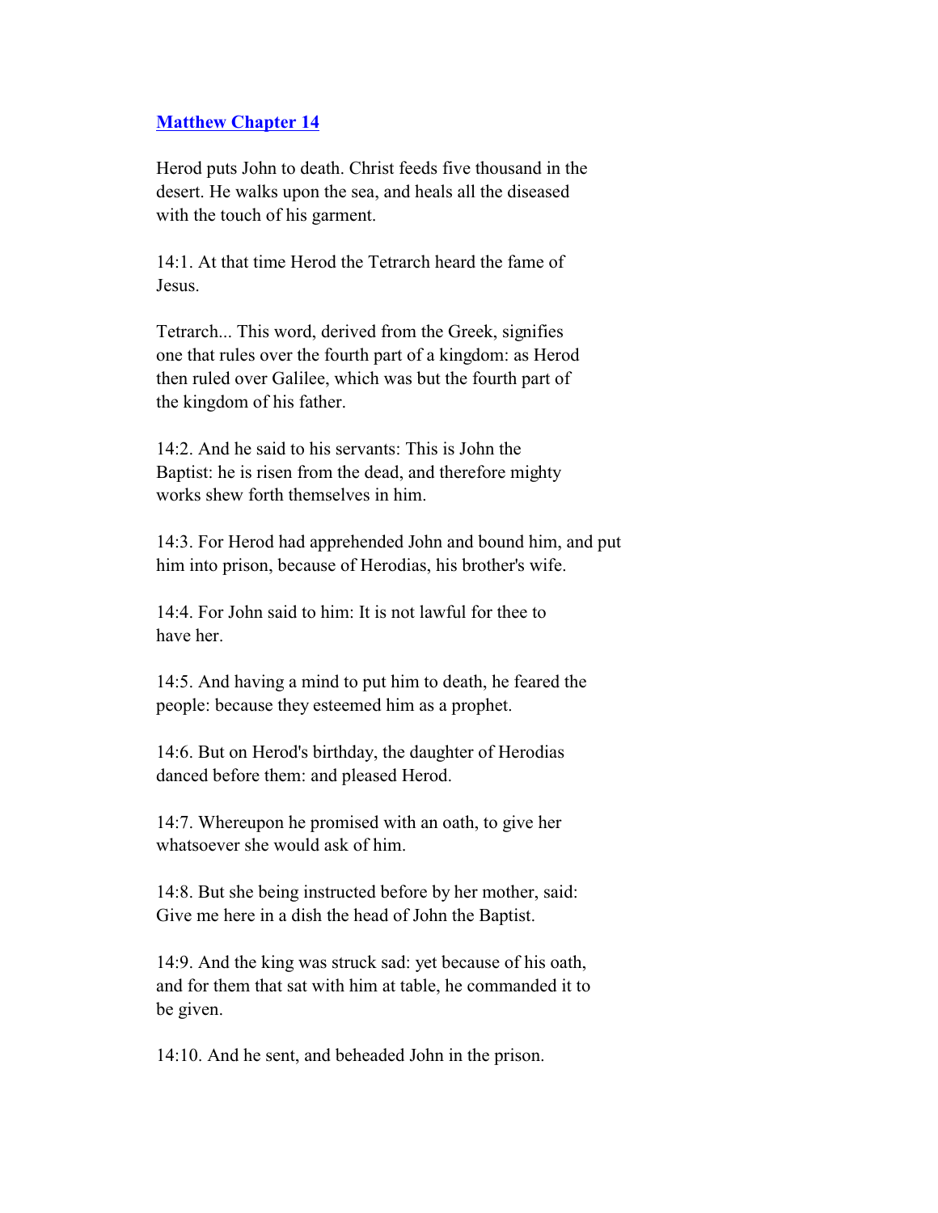## Matthew Chapter 14

Herod puts John to death. Christ feeds five thousand in the desert. He walks upon the sea, and heals all the diseased with the touch of his garment.

14:1. At that time Herod the Tetrarch heard the fame of Jesus.

Tetrarch... This word, derived from the Greek, signifies one that rules over the fourth part of a kingdom: as Herod then ruled over Galilee, which was but the fourth part of the kingdom of his father.

14:2. And he said to his servants: This is John the Baptist: he is risen from the dead, and therefore mighty works shew forth themselves in him.

14:3. For Herod had apprehended John and bound him, and put him into prison, because of Herodias, his brother's wife.

14:4. For John said to him: It is not lawful for thee to have her.

14:5. And having a mind to put him to death, he feared the people: because they esteemed him as a prophet.

14:6. But on Herod's birthday, the daughter of Herodias danced before them: and pleased Herod.

14:7. Whereupon he promised with an oath, to give her whatsoever she would ask of him.

14:8. But she being instructed before by her mother, said: Give me here in a dish the head of John the Baptist.

14:9. And the king was struck sad: yet because of his oath, and for them that sat with him at table, he commanded it to be given.

14:10. And he sent, and beheaded John in the prison.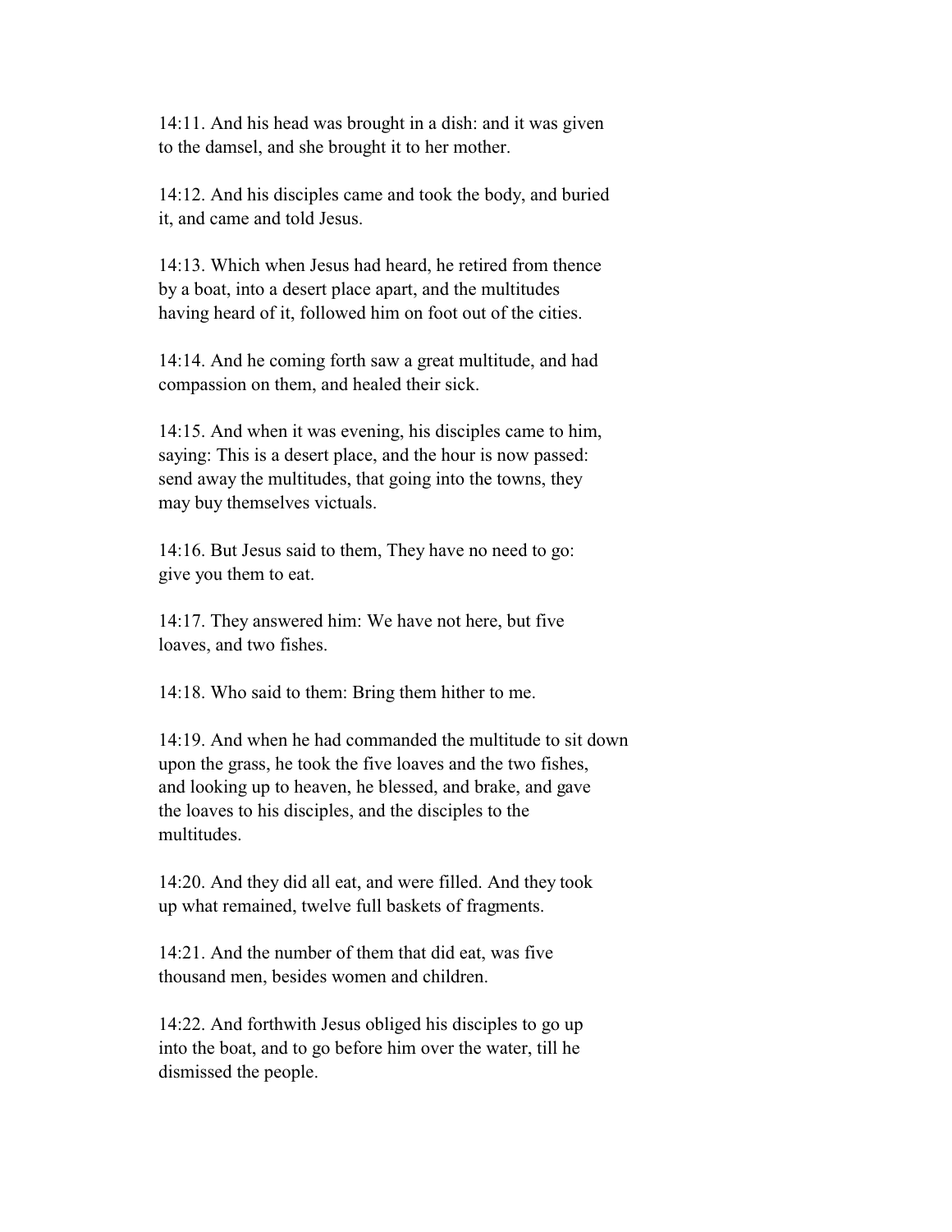14:11. And his head was brought in a dish: and it was given to the damsel, and she brought it to her mother.

14:12. And his disciples came and took the body, and buried it, and came and told Jesus.

14:13. Which when Jesus had heard, he retired from thence by a boat, into a desert place apart, and the multitudes having heard of it, followed him on foot out of the cities.

14:14. And he coming forth saw a great multitude, and had compassion on them, and healed their sick.

14:15. And when it was evening, his disciples came to him, saying: This is a desert place, and the hour is now passed: send away the multitudes, that going into the towns, they may buy themselves victuals.

14:16. But Jesus said to them, They have no need to go: give you them to eat.

14:17. They answered him: We have not here, but five loaves, and two fishes.

14:18. Who said to them: Bring them hither to me.

14:19. And when he had commanded the multitude to sit down upon the grass, he took the five loaves and the two fishes, and looking up to heaven, he blessed, and brake, and gave the loaves to his disciples, and the disciples to the multitudes.

14:20. And they did all eat, and were filled. And they took up what remained, twelve full baskets of fragments.

14:21. And the number of them that did eat, was five thousand men, besides women and children.

14:22. And forthwith Jesus obliged his disciples to go up into the boat, and to go before him over the water, till he dismissed the people.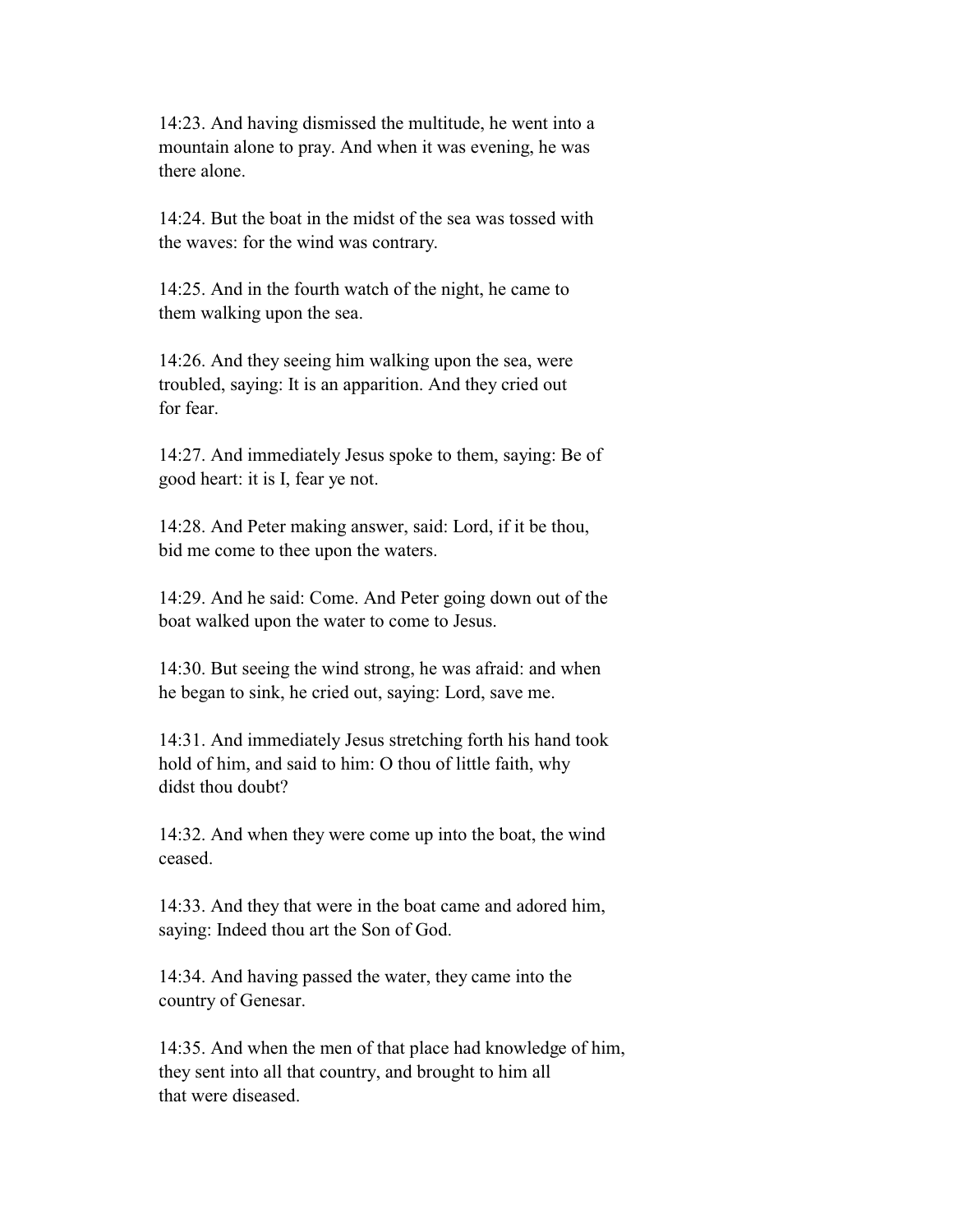14:23. And having dismissed the multitude, he went into a mountain alone to pray. And when it was evening, he was there alone.

14:24. But the boat in the midst of the sea was tossed with the waves: for the wind was contrary.

14:25. And in the fourth watch of the night, he came to them walking upon the sea.

14:26. And they seeing him walking upon the sea, were troubled, saying: It is an apparition. And they cried out for fear.

14:27. And immediately Jesus spoke to them, saying: Be of good heart: it is I, fear ye not.

14:28. And Peter making answer, said: Lord, if it be thou, bid me come to thee upon the waters.

14:29. And he said: Come. And Peter going down out of the boat walked upon the water to come to Jesus.

14:30. But seeing the wind strong, he was afraid: and when he began to sink, he cried out, saying: Lord, save me.

14:31. And immediately Jesus stretching forth his hand took hold of him, and said to him: O thou of little faith, why didst thou doubt?

14:32. And when they were come up into the boat, the wind ceased.

14:33. And they that were in the boat came and adored him, saying: Indeed thou art the Son of God.

14:34. And having passed the water, they came into the country of Genesar.

14:35. And when the men of that place had knowledge of him, they sent into all that country, and brought to him all that were diseased.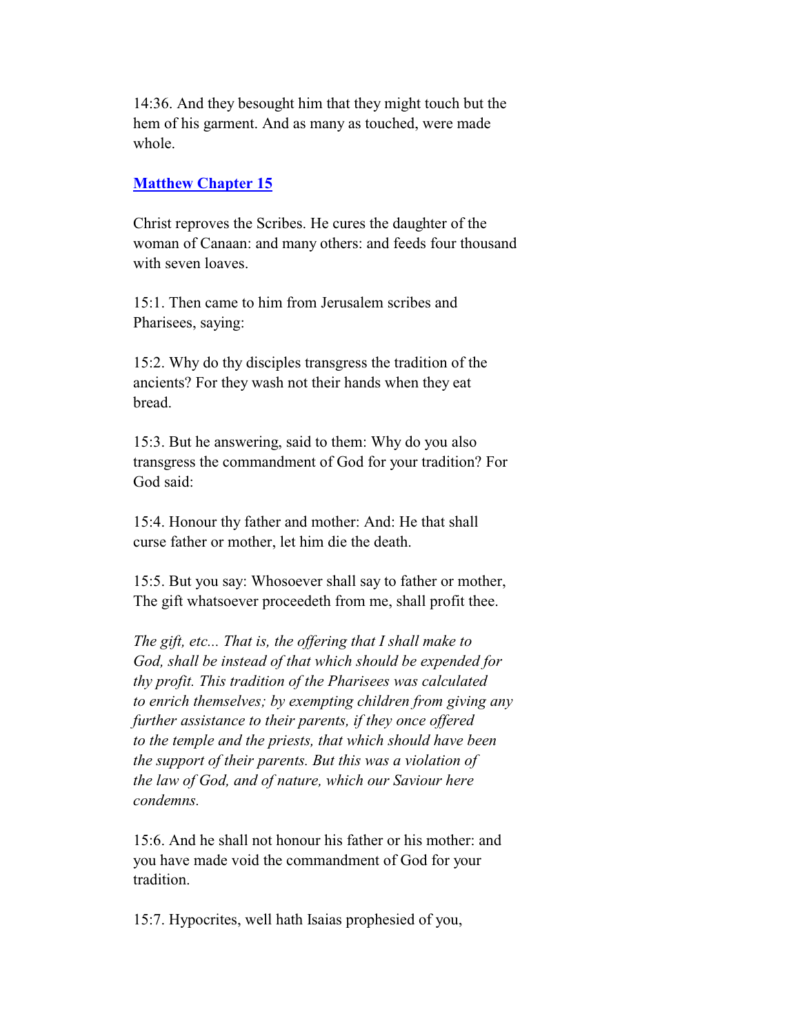14:36. And they besought him that they might touch but the hem of his garment. And as many as touched, were made whole.

## Matthew Chapter 15

Christ reproves the Scribes. He cures the daughter of the woman of Canaan: and many others: and feeds four thousand with seven loaves.

15:1. Then came to him from Jerusalem scribes and Pharisees, saying:

15:2. Why do thy disciples transgress the tradition of the ancients? For they wash not their hands when they eat bread.

15:3. But he answering, said to them: Why do you also transgress the commandment of God for your tradition? For God said:

15:4. Honour thy father and mother: And: He that shall curse father or mother, let him die the death.

15:5. But you say: Whosoever shall say to father or mother, The gift whatsoever proceedeth from me, shall profit thee.

*The gift, etc... That is, the offering that I shall make to God, shall be instead of that which should be expended for thy profit. This tradition of the Pharisees was calculated to enrich themselves; by exempting children from giving any further assistance to their parents, if they once offered to the temple and the priests, that which should have been the support of their parents. But this was a violation of the law of God, and of nature, which our Saviour here condemns.*

15:6. And he shall not honour his father or his mother: and you have made void the commandment of God for your tradition.

15:7. Hypocrites, well hath Isaias prophesied of you,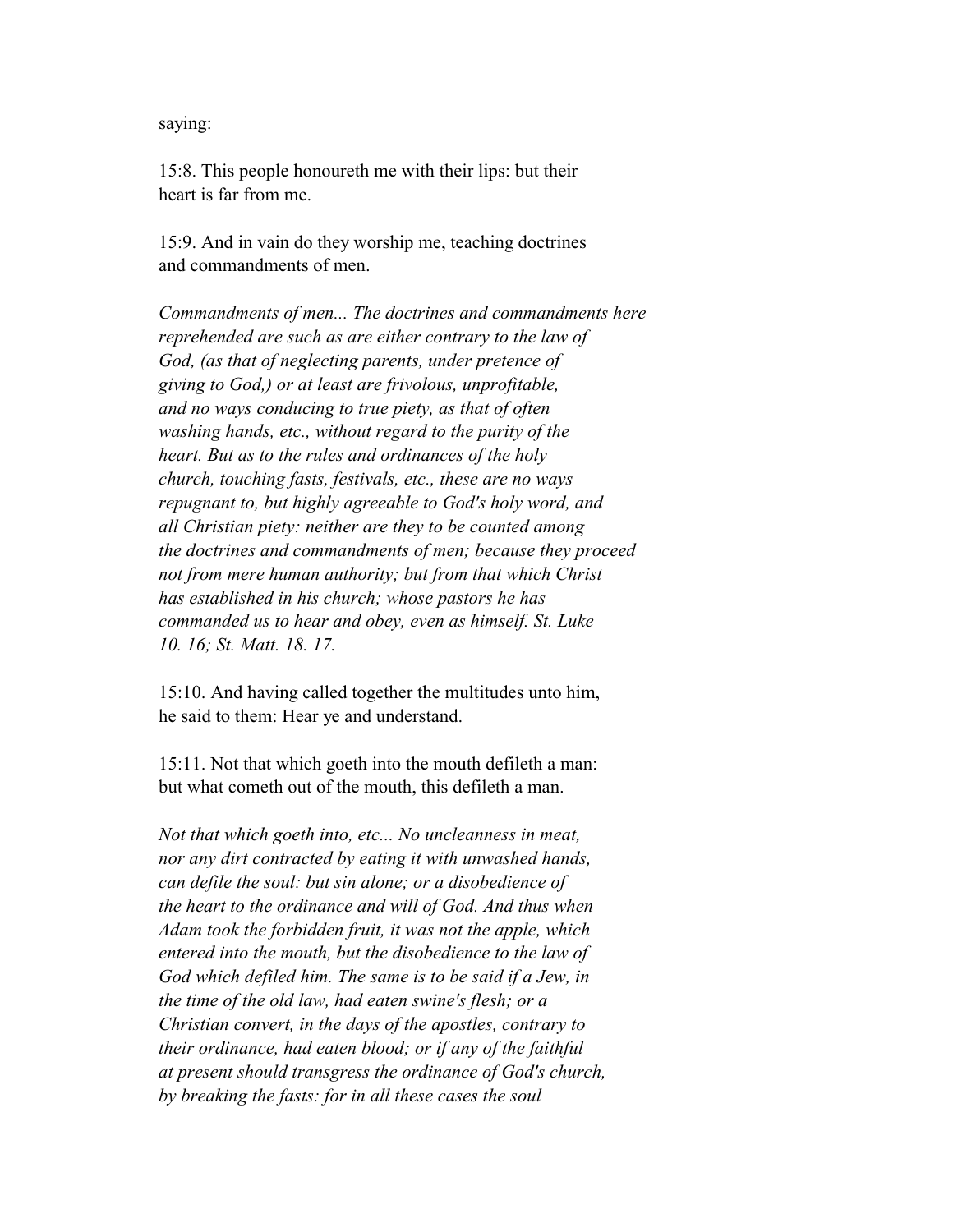saying:

15:8. This people honoureth me with their lips: but their heart is far from me.

15:9. And in vain do they worship me, teaching doctrines and commandments of men.

*Commandments of men... The doctrines and commandments here reprehended are such as are either contrary to the law of God, (as that of neglecting parents, under pretence of giving to God,) or at least are frivolous, unprofitable, and no ways conducing to true piety, as that of often washing hands, etc., without regard to the purity of the heart. But as to the rules and ordinances of the holy church, touching fasts, festivals, etc., these are no ways repugnant to, but highly agreeable to God's holy word, and all Christian piety: neither are they to be counted among the doctrines and commandments of men; because they proceed not from mere human authority; but from that which Christ has established in his church; whose pastors he has commanded us to hear and obey, even as himself. St. Luke 10. 16; St. Matt. 18. 17.*

15:10. And having called together the multitudes unto him, he said to them: Hear ye and understand.

15:11. Not that which goeth into the mouth defileth a man: but what cometh out of the mouth, this defileth a man.

*Not that which goeth into, etc... No uncleanness in meat, nor any dirt contracted by eating it with unwashed hands, can defile the soul: but sin alone; or a disobedience of the heart to the ordinance and will of God. And thus when Adam took the forbidden fruit, it was not the apple, which entered into the mouth, but the disobedience to the law of God which defiled him. The same is to be said if a Jew, in the time of the old law, had eaten swine's flesh; or a Christian convert, in the days of the apostles, contrary to their ordinance, had eaten blood; or if any of the faithful at present should transgress the ordinance of God's church, by breaking the fasts: for in all these cases the soul*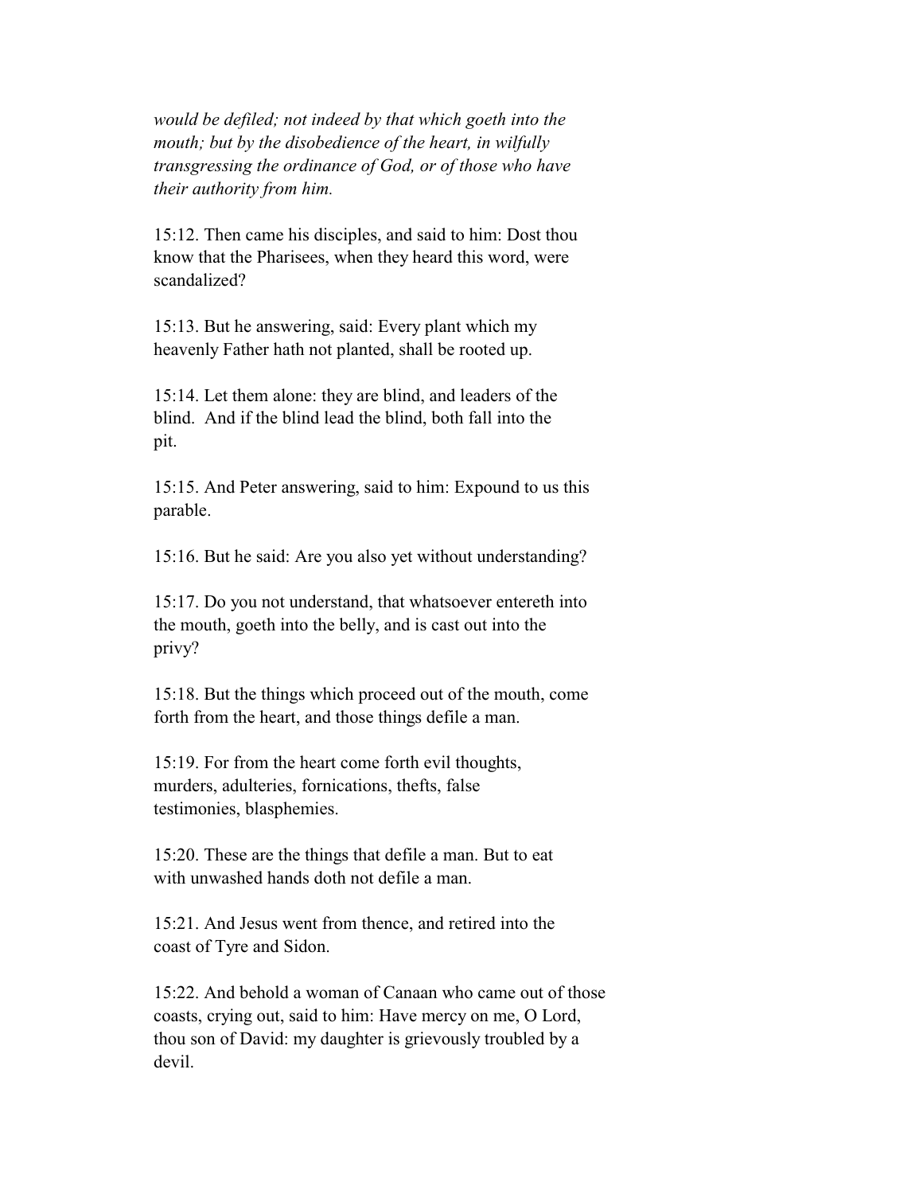*would be defiled; not indeed by that which goeth into the mouth; but by the disobedience of the heart, in wilfully transgressing the ordinance of God, or of those who have their authority from him.*

15:12. Then came his disciples, and said to him: Dost thou know that the Pharisees, when they heard this word, were scandalized?

15:13. But he answering, said: Every plant which my heavenly Father hath not planted, shall be rooted up.

15:14. Let them alone: they are blind, and leaders of the blind. And if the blind lead the blind, both fall into the pit.

15:15. And Peter answering, said to him: Expound to us this parable.

15:16. But he said: Are you also yet without understanding?

15:17. Do you not understand, that whatsoever entereth into the mouth, goeth into the belly, and is cast out into the privy?

15:18. But the things which proceed out of the mouth, come forth from the heart, and those things defile a man.

15:19. For from the heart come forth evil thoughts, murders, adulteries, fornications, thefts, false testimonies, blasphemies.

15:20. These are the things that defile a man. But to eat with unwashed hands doth not defile a man.

15:21. And Jesus went from thence, and retired into the coast of Tyre and Sidon.

15:22. And behold a woman of Canaan who came out of those coasts, crying out, said to him: Have mercy on me, O Lord, thou son of David: my daughter is grievously troubled by a devil.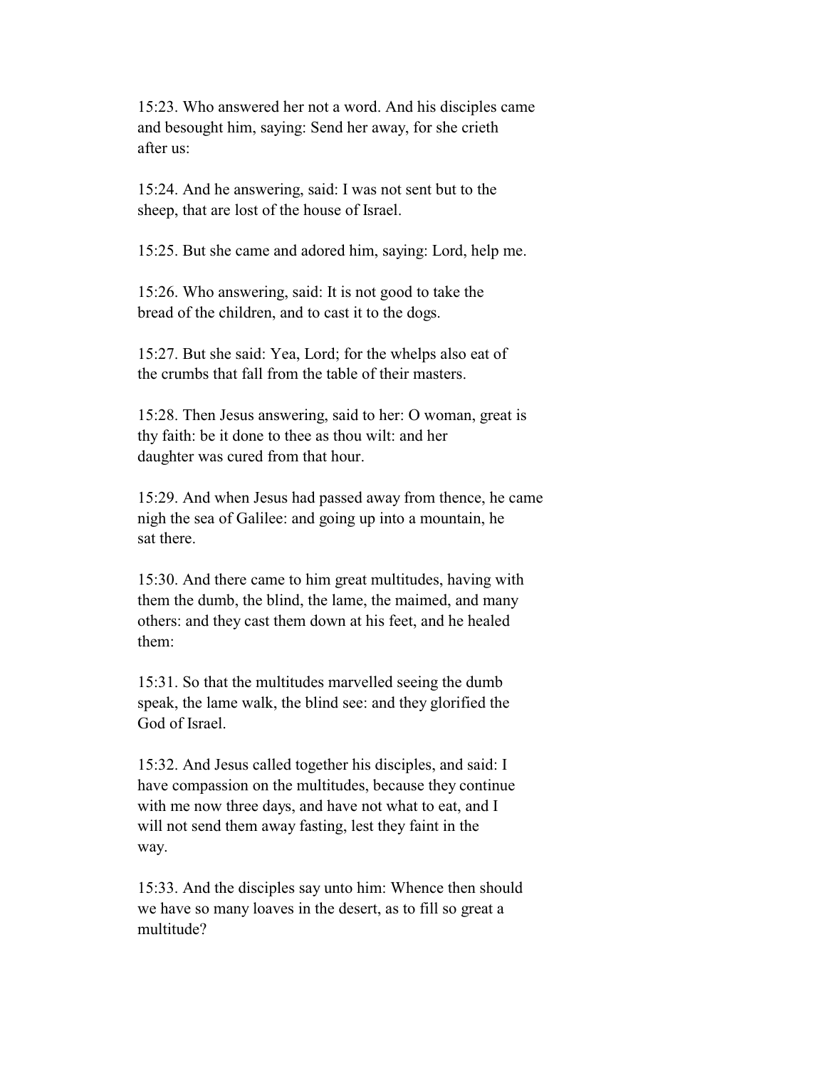15:23. Who answered her not a word. And his disciples came and besought him, saying: Send her away, for she crieth after us:

15:24. And he answering, said: I was not sent but to the sheep, that are lost of the house of Israel.

15:25. But she came and adored him, saying: Lord, help me.

15:26. Who answering, said: It is not good to take the bread of the children, and to cast it to the dogs.

15:27. But she said: Yea, Lord; for the whelps also eat of the crumbs that fall from the table of their masters.

15:28. Then Jesus answering, said to her: O woman, great is thy faith: be it done to thee as thou wilt: and her daughter was cured from that hour.

15:29. And when Jesus had passed away from thence, he came nigh the sea of Galilee: and going up into a mountain, he sat there.

15:30. And there came to him great multitudes, having with them the dumb, the blind, the lame, the maimed, and many others: and they cast them down at his feet, and he healed them:

15:31. So that the multitudes marvelled seeing the dumb speak, the lame walk, the blind see: and they glorified the God of Israel.

15:32. And Jesus called together his disciples, and said: I have compassion on the multitudes, because they continue with me now three days, and have not what to eat, and I will not send them away fasting, lest they faint in the way.

15:33. And the disciples say unto him: Whence then should we have so many loaves in the desert, as to fill so great a multitude?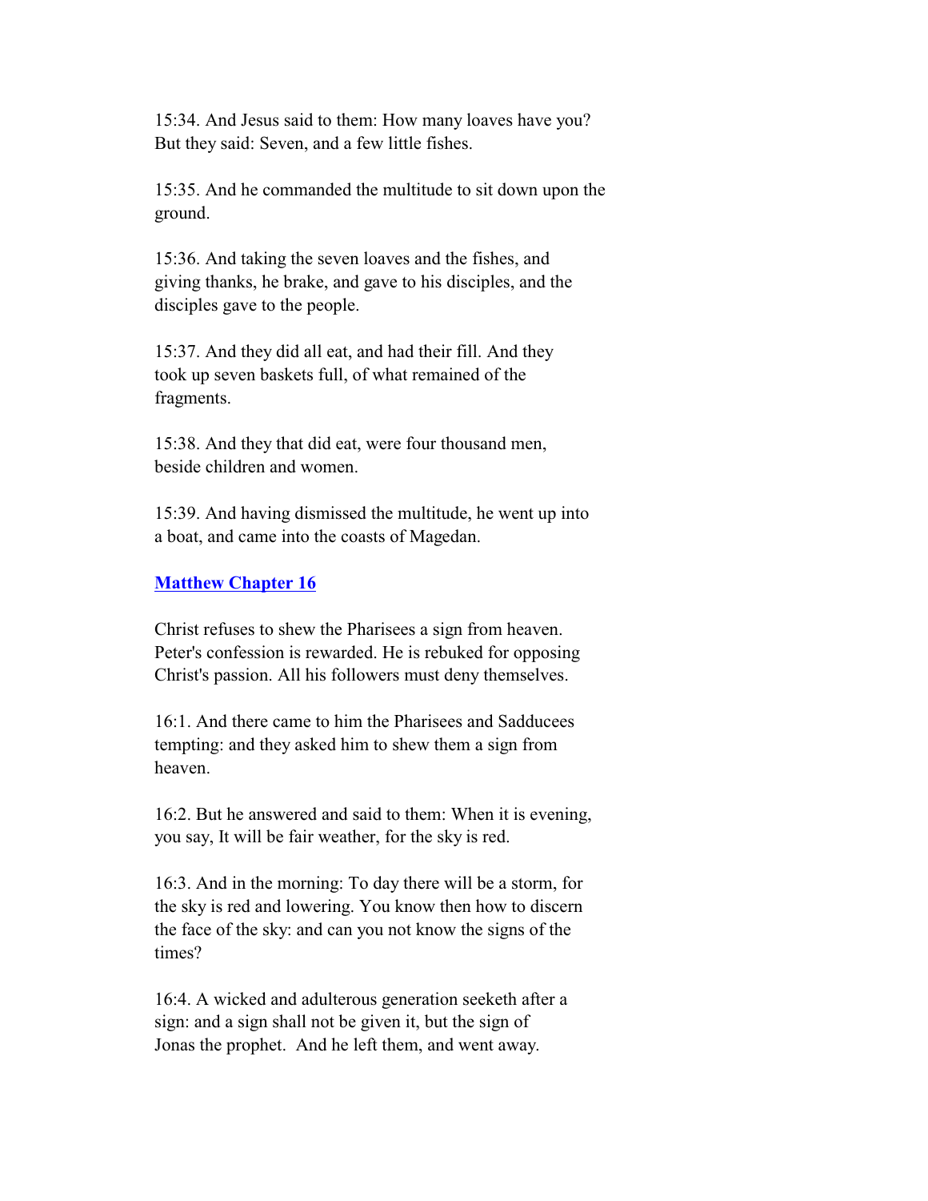15:34. And Jesus said to them: How many loaves have you? But they said: Seven, and a few little fishes.

15:35. And he commanded the multitude to sit down upon the ground.

15:36. And taking the seven loaves and the fishes, and giving thanks, he brake, and gave to his disciples, and the disciples gave to the people.

15:37. And they did all eat, and had their fill. And they took up seven baskets full, of what remained of the fragments.

15:38. And they that did eat, were four thousand men, beside children and women.

15:39. And having dismissed the multitude, he went up into a boat, and came into the coasts of Magedan.

## Matthew Chapter 16

Christ refuses to shew the Pharisees a sign from heaven. Peter's confession is rewarded. He is rebuked for opposing Christ's passion. All his followers must deny themselves.

16:1. And there came to him the Pharisees and Sadducees tempting: and they asked him to shew them a sign from heaven.

16:2. But he answered and said to them: When it is evening, you say, It will be fair weather, for the sky is red.

16:3. And in the morning: To day there will be a storm, for the sky is red and lowering. You know then how to discern the face of the sky: and can you not know the signs of the times?

16:4. A wicked and adulterous generation seeketh after a sign: and a sign shall not be given it, but the sign of Jonas the prophet. And he left them, and went away.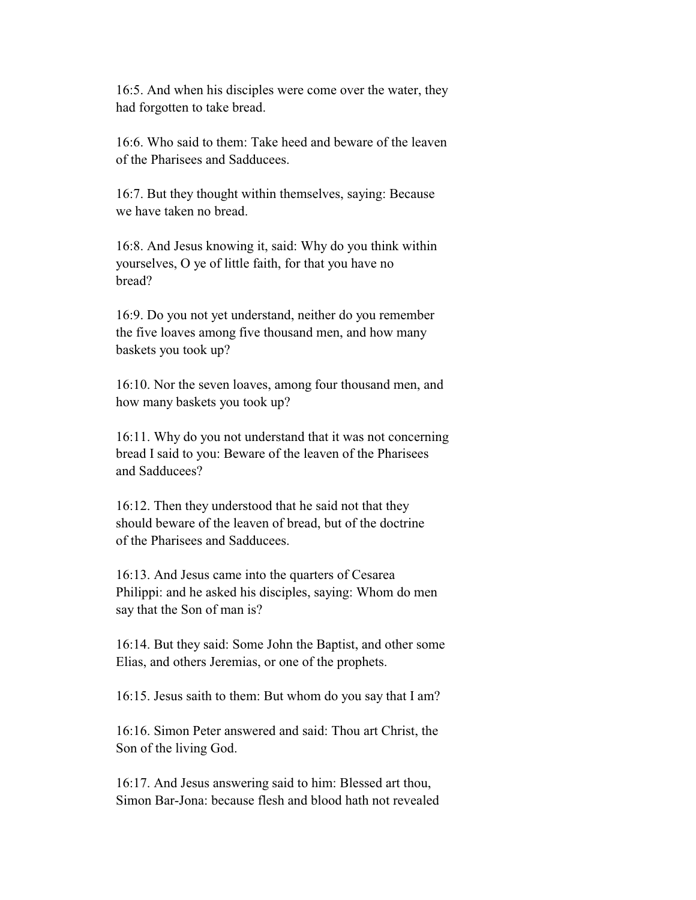16:5. And when his disciples were come over the water, they had forgotten to take bread.

16:6. Who said to them: Take heed and beware of the leaven of the Pharisees and Sadducees.

16:7. But they thought within themselves, saying: Because we have taken no bread.

16:8. And Jesus knowing it, said: Why do you think within yourselves, O ye of little faith, for that you have no bread?

16:9. Do you not yet understand, neither do you remember the five loaves among five thousand men, and how many baskets you took up?

16:10. Nor the seven loaves, among four thousand men, and how many baskets you took up?

16:11. Why do you not understand that it was not concerning bread I said to you: Beware of the leaven of the Pharisees and Sadducees?

16:12. Then they understood that he said not that they should beware of the leaven of bread, but of the doctrine of the Pharisees and Sadducees.

16:13. And Jesus came into the quarters of Cesarea Philippi: and he asked his disciples, saying: Whom do men say that the Son of man is?

16:14. But they said: Some John the Baptist, and other some Elias, and others Jeremias, or one of the prophets.

16:15. Jesus saith to them: But whom do you say that I am?

16:16. Simon Peter answered and said: Thou art Christ, the Son of the living God.

16:17. And Jesus answering said to him: Blessed art thou, Simon Bar-Jona: because flesh and blood hath not revealed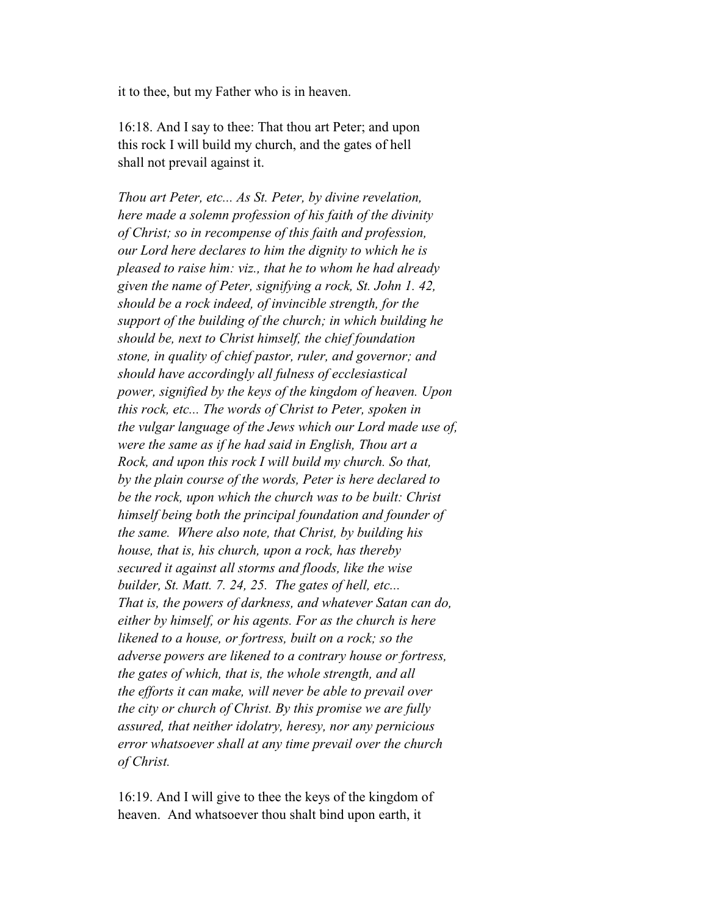it to thee, but my Father who is in heaven.

16:18. And I say to thee: That thou art Peter; and upon this rock I will build my church, and the gates of hell shall not prevail against it.

*Thou art Peter, etc... As St. Peter, by divine revelation, here made a solemn profession of his faith of the divinity of Christ; so in recompense of this faith and profession, our Lord here declares to him the dignity to which he is pleased to raise him: viz., that he to whom he had already given the name of Peter, signifying a rock, St. John 1. 42, should be a rock indeed, of invincible strength, for the support of the building of the church; in which building he should be, next to Christ himself, the chief foundation stone, in quality of chief pastor, ruler, and governor; and should have accordingly all fulness of ecclesiastical power, signified by the keys of the kingdom of heaven. Upon this rock, etc... The words of Christ to Peter, spoken in the vulgar language of the Jews which our Lord made use of, were the same as if he had said in English, Thou art a Rock, and upon this rock I will build my church. So that, by the plain course of the words, Peter is here declared to be the rock, upon which the church was to be built: Christ himself being both the principal foundation and founder of the same. Where also note, that Christ, by building his house, that is, his church, upon a rock, has thereby secured it against all storms and floods, like the wise builder, St. Matt. 7. 24, 25. The gates of hell, etc... That is, the powers of darkness, and whatever Satan can do, either by himself, or his agents. For as the church is here likened to a house, or fortress, built on a rock; so the adverse powers are likened to a contrary house or fortress, the gates of which, that is, the whole strength, and all the efforts it can make, will never be able to prevail over the city or church of Christ. By this promise we are fully assured, that neither idolatry, heresy, nor any pernicious error whatsoever shall at any time prevail over the church of Christ.*

16:19. And I will give to thee the keys of the kingdom of heaven. And whatsoever thou shalt bind upon earth, it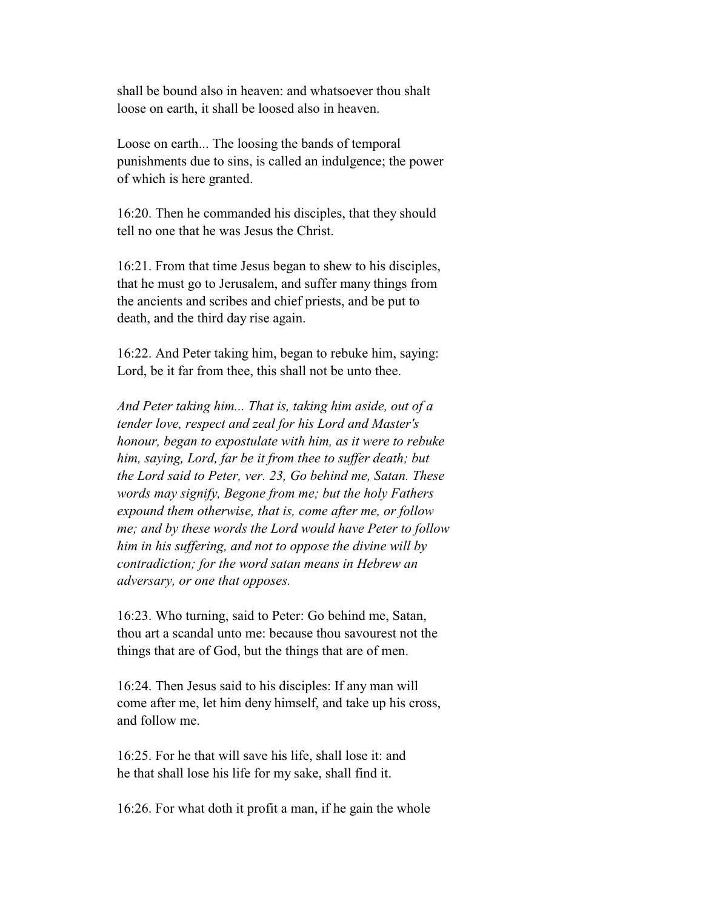shall be bound also in heaven: and whatsoever thou shalt loose on earth, it shall be loosed also in heaven.

Loose on earth... The loosing the bands of temporal punishments due to sins, is called an indulgence; the power of which is here granted.

16:20. Then he commanded his disciples, that they should tell no one that he was Jesus the Christ.

16:21. From that time Jesus began to shew to his disciples, that he must go to Jerusalem, and suffer many things from the ancients and scribes and chief priests, and be put to death, and the third day rise again.

16:22. And Peter taking him, began to rebuke him, saying: Lord, be it far from thee, this shall not be unto thee.

*And Peter taking him... That is, taking him aside, out of a tender love, respect and zeal for his Lord and Master's honour, began to expostulate with him, as it were to rebuke him, saying, Lord, far be it from thee to suffer death; but the Lord said to Peter, ver. 23, Go behind me, Satan. These words may signify, Begone from me; but the holy Fathers expound them otherwise, that is, come after me, or follow me; and by these words the Lord would have Peter to follow him in his suffering, and not to oppose the divine will by contradiction; for the word satan means in Hebrew an adversary, or one that opposes.*

16:23. Who turning, said to Peter: Go behind me, Satan, thou art a scandal unto me: because thou savourest not the things that are of God, but the things that are of men.

16:24. Then Jesus said to his disciples: If any man will come after me, let him deny himself, and take up his cross, and follow me.

16:25. For he that will save his life, shall lose it: and he that shall lose his life for my sake, shall find it.

16:26. For what doth it profit a man, if he gain the whole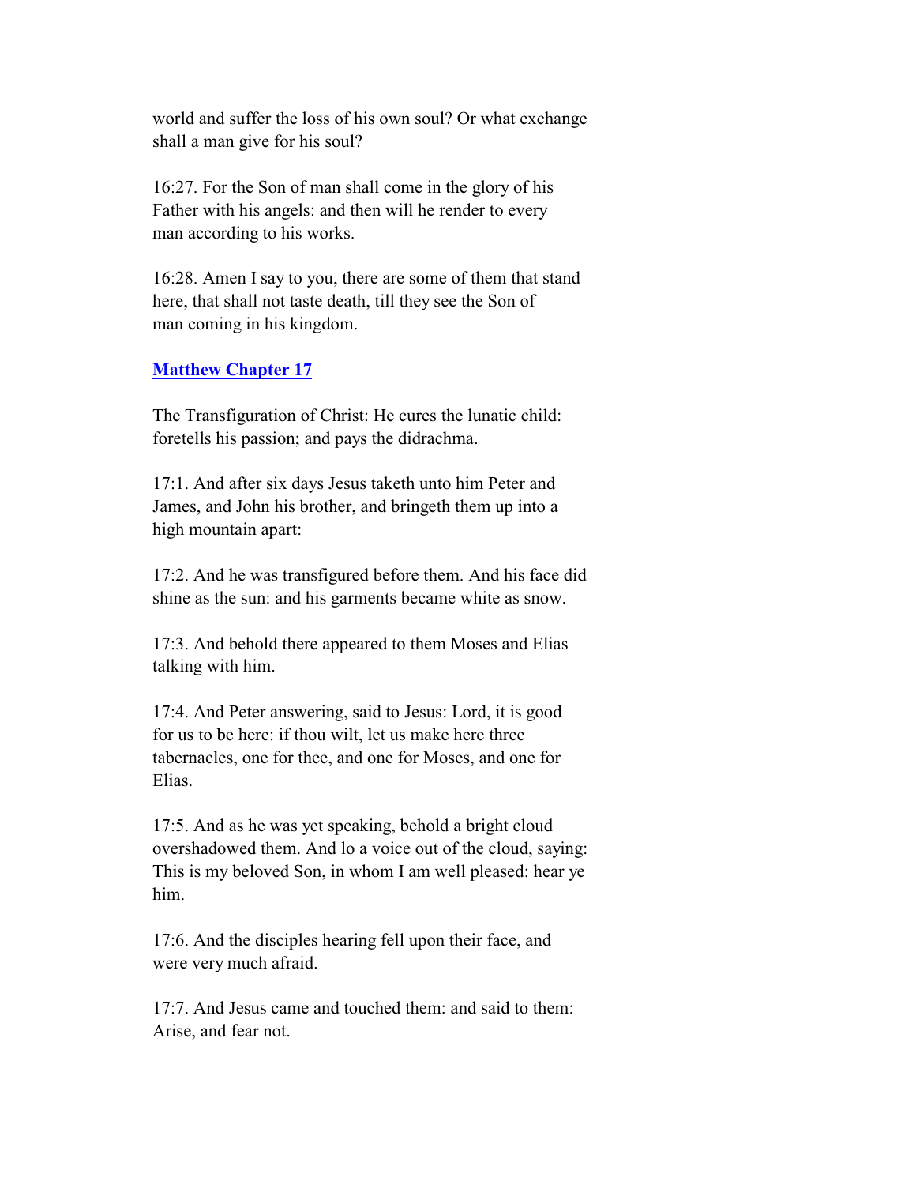world and suffer the loss of his own soul? Or what exchange shall a man give for his soul?

16:27. For the Son of man shall come in the glory of his Father with his angels: and then will he render to every man according to his works.

16:28. Amen I say to you, there are some of them that stand here, that shall not taste death, till they see the Son of man coming in his kingdom.

## Matthew Chapter 17

The Transfiguration of Christ: He cures the lunatic child: foretells his passion; and pays the didrachma.

17:1. And after six days Jesus taketh unto him Peter and James, and John his brother, and bringeth them up into a high mountain apart:

17:2. And he was transfigured before them. And his face did shine as the sun: and his garments became white as snow.

17:3. And behold there appeared to them Moses and Elias talking with him.

17:4. And Peter answering, said to Jesus: Lord, it is good for us to be here: if thou wilt, let us make here three tabernacles, one for thee, and one for Moses, and one for Elias.

17:5. And as he was yet speaking, behold a bright cloud overshadowed them. And lo a voice out of the cloud, saying: This is my beloved Son, in whom I am well pleased: hear ye him.

17:6. And the disciples hearing fell upon their face, and were very much afraid.

17:7. And Jesus came and touched them: and said to them: Arise, and fear not.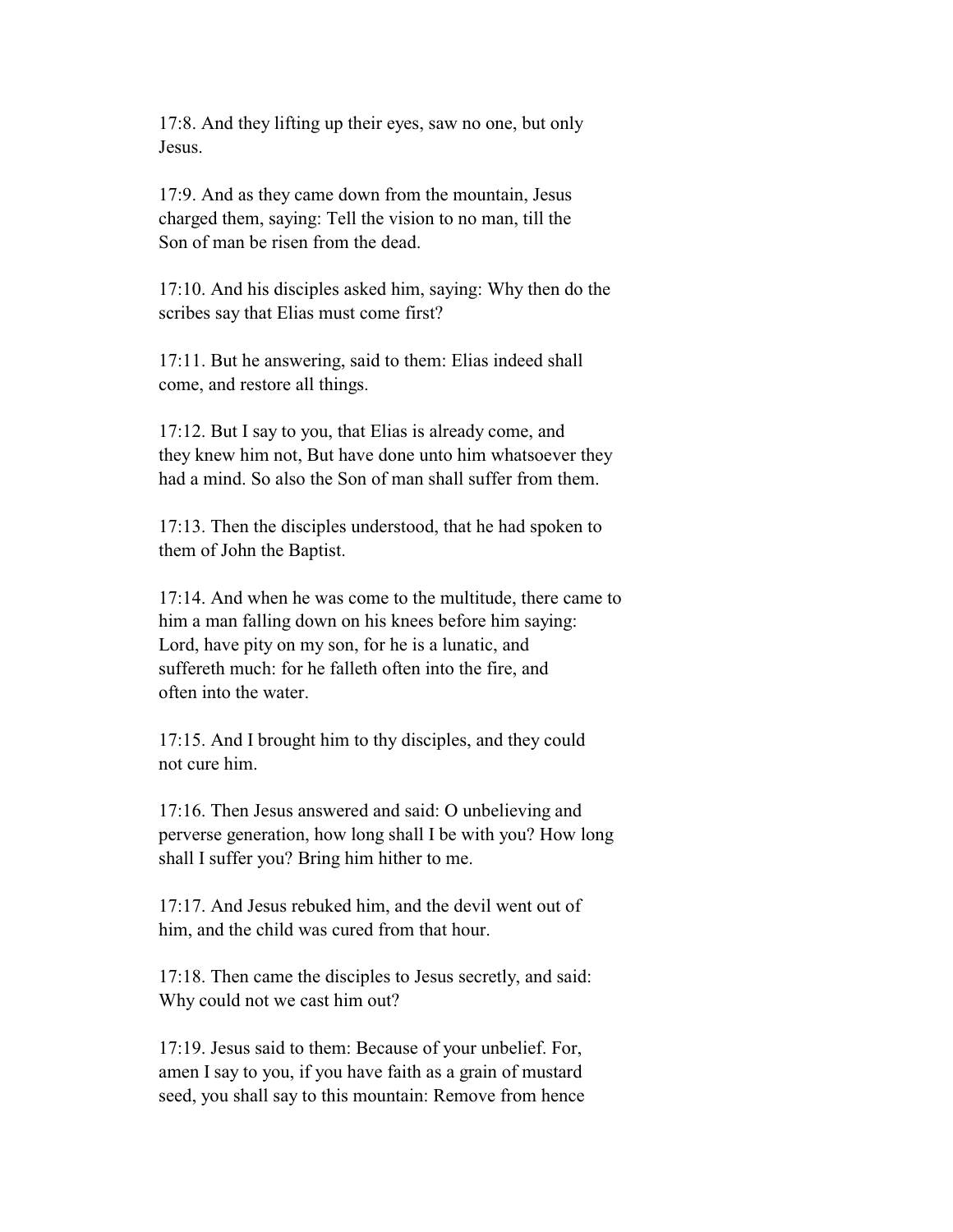17:8. And they lifting up their eyes, saw no one, but only Jesus.

17:9. And as they came down from the mountain, Jesus charged them, saying: Tell the vision to no man, till the Son of man be risen from the dead.

17:10. And his disciples asked him, saying: Why then do the scribes say that Elias must come first?

17:11. But he answering, said to them: Elias indeed shall come, and restore all things.

17:12. But I say to you, that Elias is already come, and they knew him not, But have done unto him whatsoever they had a mind. So also the Son of man shall suffer from them.

17:13. Then the disciples understood, that he had spoken to them of John the Baptist.

17:14. And when he was come to the multitude, there came to him a man falling down on his knees before him saying: Lord, have pity on my son, for he is a lunatic, and suffereth much: for he falleth often into the fire, and often into the water.

17:15. And I brought him to thy disciples, and they could not cure him.

17:16. Then Jesus answered and said: O unbelieving and perverse generation, how long shall I be with you? How long shall I suffer you? Bring him hither to me.

17:17. And Jesus rebuked him, and the devil went out of him, and the child was cured from that hour.

17:18. Then came the disciples to Jesus secretly, and said: Why could not we cast him out?

17:19. Jesus said to them: Because of your unbelief. For, amen I say to you, if you have faith as a grain of mustard seed, you shall say to this mountain: Remove from hence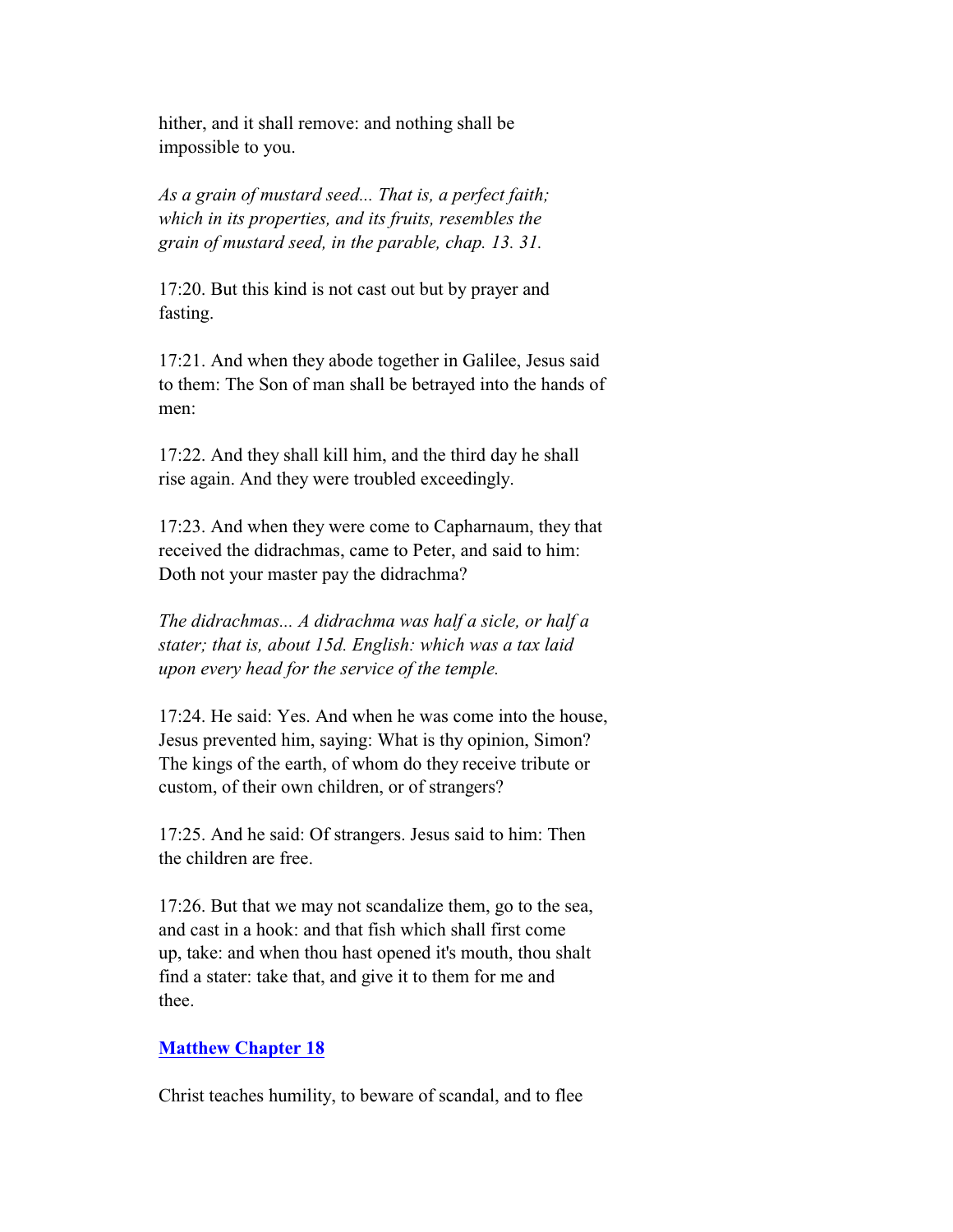hither, and it shall remove: and nothing shall be impossible to you.

*As a grain of mustard seed... That is, a perfect faith; which in its properties, and its fruits, resembles the grain of mustard seed, in the parable, chap. 13. 31.*

17:20. But this kind is not cast out but by prayer and fasting.

17:21. And when they abode together in Galilee, Jesus said to them: The Son of man shall be betrayed into the hands of men:

17:22. And they shall kill him, and the third day he shall rise again. And they were troubled exceedingly.

17:23. And when they were come to Capharnaum, they that received the didrachmas, came to Peter, and said to him: Doth not your master pay the didrachma?

*The didrachmas... A didrachma was half a sicle, or half a stater; that is, about 15d. English: which was a tax laid upon every head for the service of the temple.*

17:24. He said: Yes. And when he was come into the house, Jesus prevented him, saying: What is thy opinion, Simon? The kings of the earth, of whom do they receive tribute or custom, of their own children, or of strangers?

17:25. And he said: Of strangers. Jesus said to him: Then the children are free.

17:26. But that we may not scandalize them, go to the sea, and cast in a hook: and that fish which shall first come up, take: and when thou hast opened it's mouth, thou shalt find a stater: take that, and give it to them for me and thee.

## Matthew Chapter 18

Christ teaches humility, to beware of scandal, and to flee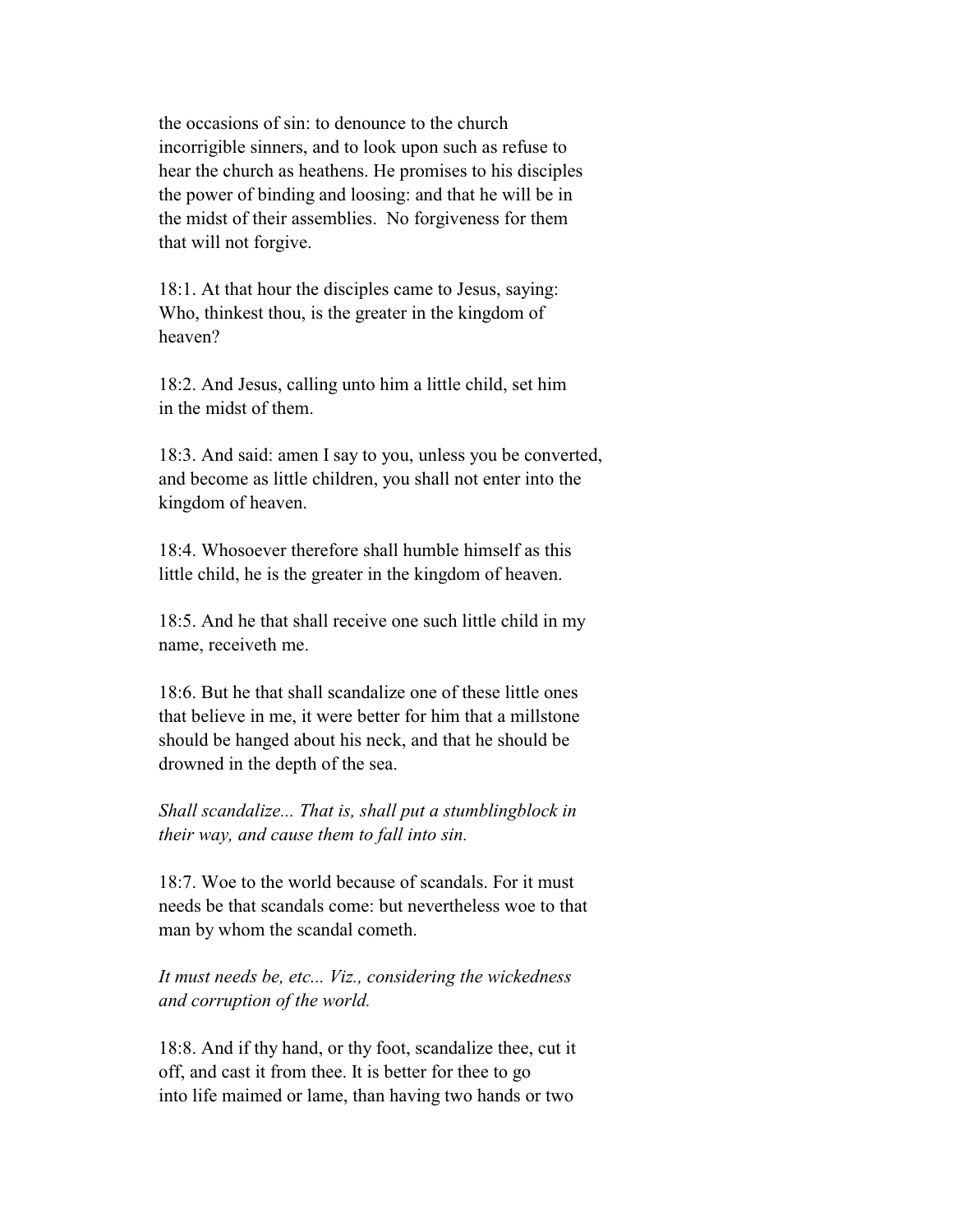the occasions of sin: to denounce to the church incorrigible sinners, and to look upon such as refuse to hear the church as heathens. He promises to his disciples the power of binding and loosing: and that he will be in the midst of their assemblies.  No forgiveness for them that will not forgive.

18:1. At that hour the disciples came to Jesus, saying: Who, thinkest thou, is the greater in the kingdom of heaven?

18:2. And Jesus, calling unto him a little child, set him in the midst of them.

18:3. And said: amen I say to you, unless you be converted, and become as little children, you shall not enter into the kingdom of heaven.

18:4. Whosoever therefore shall humble himself as this little child, he is the greater in the kingdom of heaven.

18:5. And he that shall receive one such little child in my name, receiveth me.

18:6. But he that shall scandalize one of these little ones that believe in me, it were better for him that a millstone should be hanged about his neck, and that he should be drowned in the depth of the sea.

*Shall scandalize... That is, shall put a stumblingblock in their way, and cause them to fall into sin.*

18:7. Woe to the world because of scandals. For it must needs be that scandals come: but nevertheless woe to that man by whom the scandal cometh.

*It must needs be, etc... Viz., considering the wickedness and corruption of the world.*

18:8. And if thy hand, or thy foot, scandalize thee, cut it off, and cast it from thee. It is better for thee to go into life maimed or lame, than having two hands or two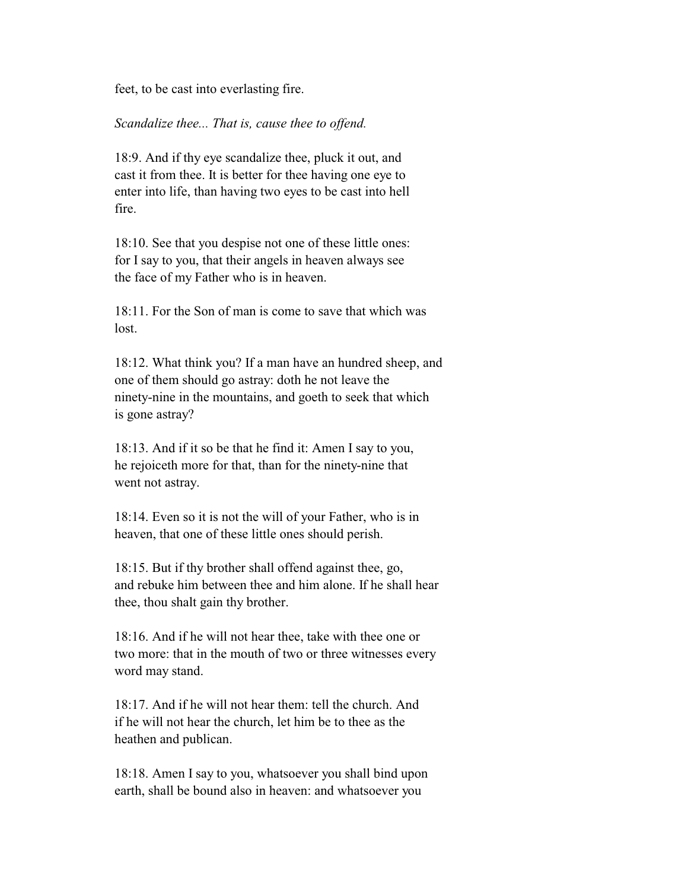feet, to be cast into everlasting fire.

*Scandalize thee... That is, cause thee to offend.*

18:9. And if thy eye scandalize thee, pluck it out, and cast it from thee. It is better for thee having one eye to enter into life, than having two eyes to be cast into hell fire.

18:10. See that you despise not one of these little ones: for I say to you, that their angels in heaven always see the face of my Father who is in heaven.

18:11. For the Son of man is come to save that which was lost.

18:12. What think you? If a man have an hundred sheep, and one of them should go astray: doth he not leave the ninety-nine in the mountains, and goeth to seek that which is gone astray?

18:13. And if it so be that he find it: Amen I say to you, he rejoiceth more for that, than for the ninety-nine that went not astray.

18:14. Even so it is not the will of your Father, who is in heaven, that one of these little ones should perish.

18:15. But if thy brother shall offend against thee, go, and rebuke him between thee and him alone. If he shall hear thee, thou shalt gain thy brother.

18:16. And if he will not hear thee, take with thee one or two more: that in the mouth of two or three witnesses every word may stand.

18:17. And if he will not hear them: tell the church. And if he will not hear the church, let him be to thee as the heathen and publican.

18:18. Amen I say to you, whatsoever you shall bind upon earth, shall be bound also in heaven: and whatsoever you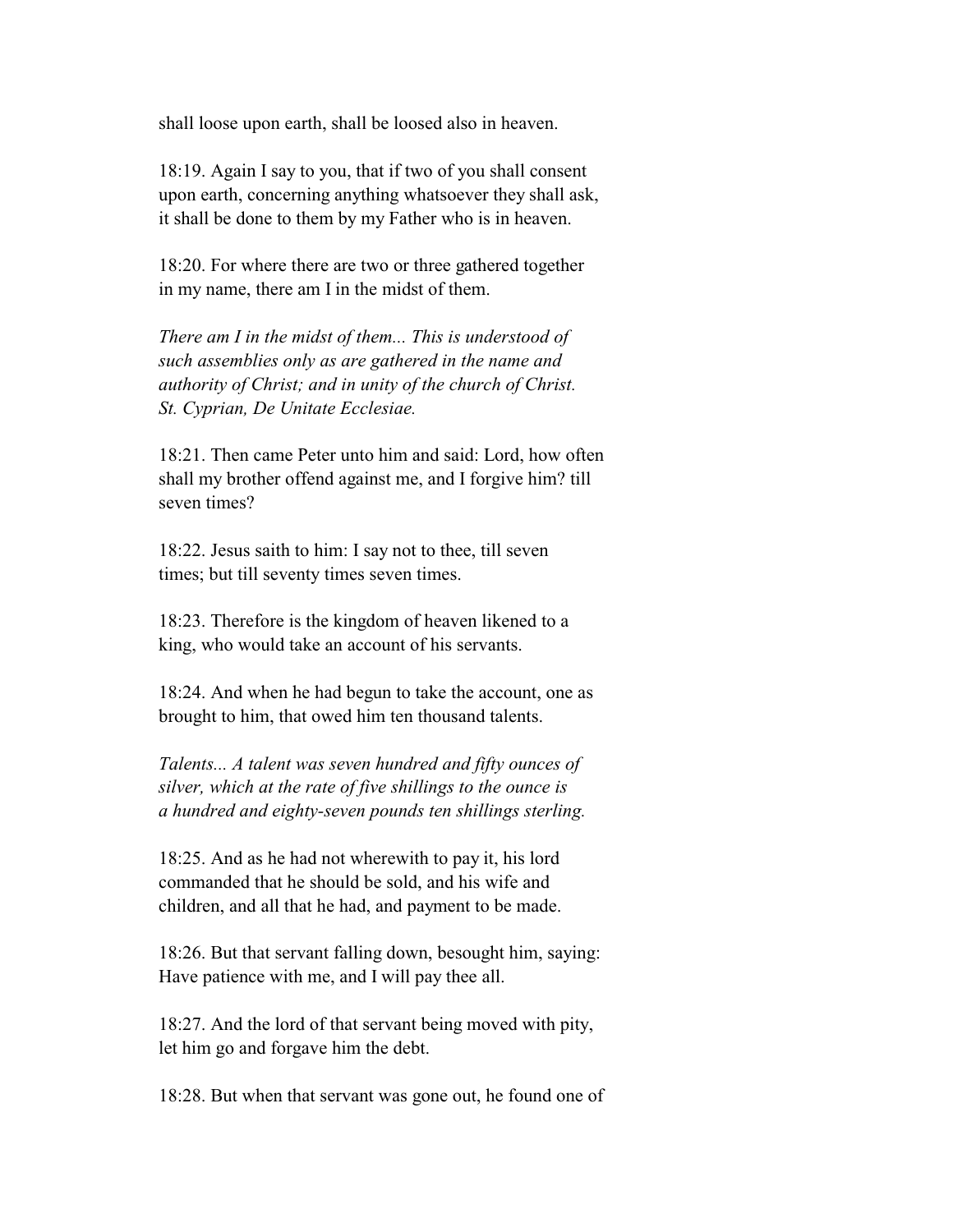shall loose upon earth, shall be loosed also in heaven.

18:19. Again I say to you, that if two of you shall consent upon earth, concerning anything whatsoever they shall ask, it shall be done to them by my Father who is in heaven.

18:20. For where there are two or three gathered together in my name, there am I in the midst of them.

*There am I in the midst of them... This is understood of such assemblies only as are gathered in the name and authority of Christ; and in unity of the church of Christ. St. Cyprian, De Unitate Ecclesiae.*

18:21. Then came Peter unto him and said: Lord, how often shall my brother offend against me, and I forgive him? till seven times?

18:22. Jesus saith to him: I say not to thee, till seven times; but till seventy times seven times.

18:23. Therefore is the kingdom of heaven likened to a king, who would take an account of his servants.

18:24. And when he had begun to take the account, one as brought to him, that owed him ten thousand talents.

*Talents... A talent was seven hundred and fifty ounces of silver, which at the rate of five shillings to the ounce is a hundred and eighty-seven pounds ten shillings sterling.*

18:25. And as he had not wherewith to pay it, his lord commanded that he should be sold, and his wife and children, and all that he had, and payment to be made.

18:26. But that servant falling down, besought him, saying: Have patience with me, and I will pay thee all.

18:27. And the lord of that servant being moved with pity, let him go and forgave him the debt.

18:28. But when that servant was gone out, he found one of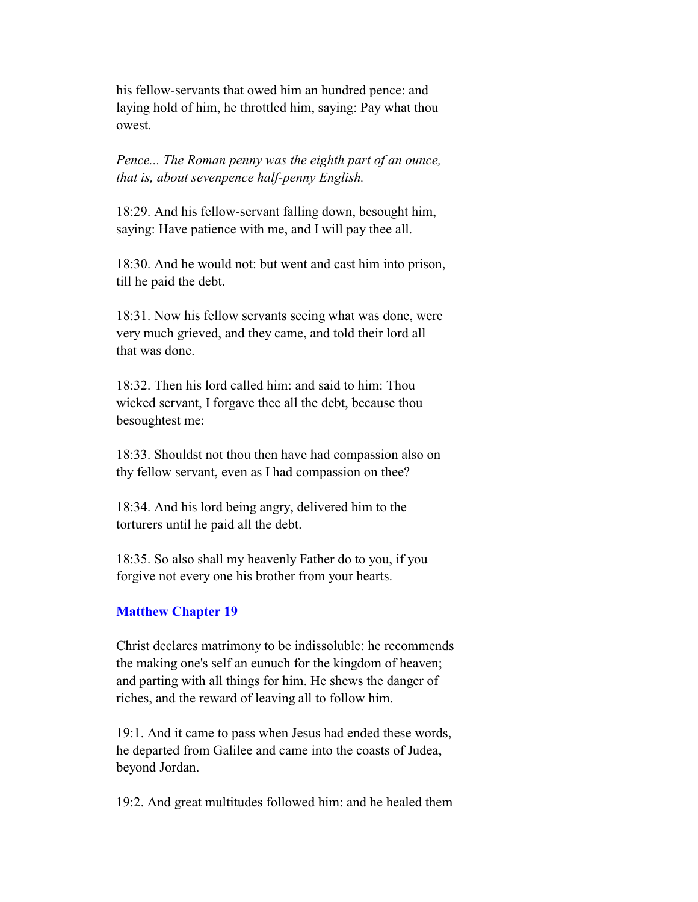his fellow-servants that owed him an hundred pence: and laying hold of him, he throttled him, saying: Pay what thou owest.

*Pence... The Roman penny was the eighth part of an ounce, that is, about sevenpence half-penny English.*

18:29. And his fellow-servant falling down, besought him, saying: Have patience with me, and I will pay thee all.

18:30. And he would not: but went and cast him into prison, till he paid the debt.

18:31. Now his fellow servants seeing what was done, were very much grieved, and they came, and told their lord all that was done.

18:32. Then his lord called him: and said to him: Thou wicked servant, I forgave thee all the debt, because thou besoughtest me:

18:33. Shouldst not thou then have had compassion also on thy fellow servant, even as I had compassion on thee?

18:34. And his lord being angry, delivered him to the torturers until he paid all the debt.

18:35. So also shall my heavenly Father do to you, if you forgive not every one his brother from your hearts.

## Matthew Chapter 19

Christ declares matrimony to be indissoluble: he recommends the making one's self an eunuch for the kingdom of heaven; and parting with all things for him. He shews the danger of riches, and the reward of leaving all to follow him.

19:1. And it came to pass when Jesus had ended these words, he departed from Galilee and came into the coasts of Judea, beyond Jordan.

19:2. And great multitudes followed him: and he healed them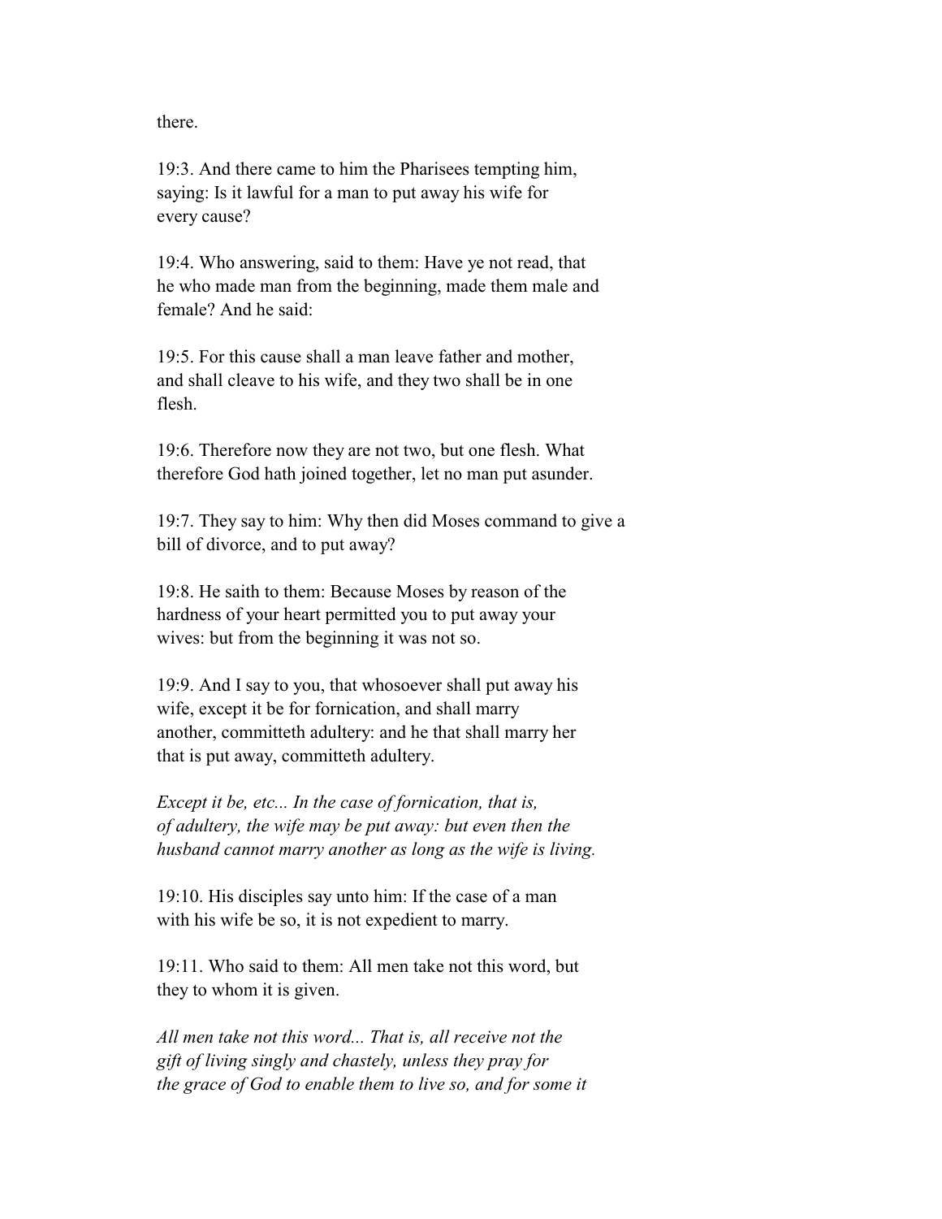there.

19:3. And there came to him the Pharisees tempting him, saying: Is it lawful for a man to put away his wife for every cause?

19:4. Who answering, said to them: Have ye not read, that he who made man from the beginning, made them male and female? And he said:

19:5. For this cause shall a man leave father and mother, and shall cleave to his wife, and they two shall be in one flesh.

19:6. Therefore now they are not two, but one flesh. What therefore God hath joined together, let no man put asunder.

19:7. They say to him: Why then did Moses command to give a bill of divorce, and to put away?

19:8. He saith to them: Because Moses by reason of the hardness of your heart permitted you to put away your wives: but from the beginning it was not so.

19:9. And I say to you, that whosoever shall put away his wife, except it be for fornication, and shall marry another, committeth adultery: and he that shall marry her that is put away, committeth adultery.

*Except it be, etc... In the case of fornication, that is, of adultery, the wife may be put away: but even then the husband cannot marry another as long as the wife is living.*

19:10. His disciples say unto him: If the case of a man with his wife be so, it is not expedient to marry.

19:11. Who said to them: All men take not this word, but they to whom it is given.

*All men take not this word... That is, all receive not the gift of living singly and chastely, unless they pray for the grace of God to enable them to live so, and for some it*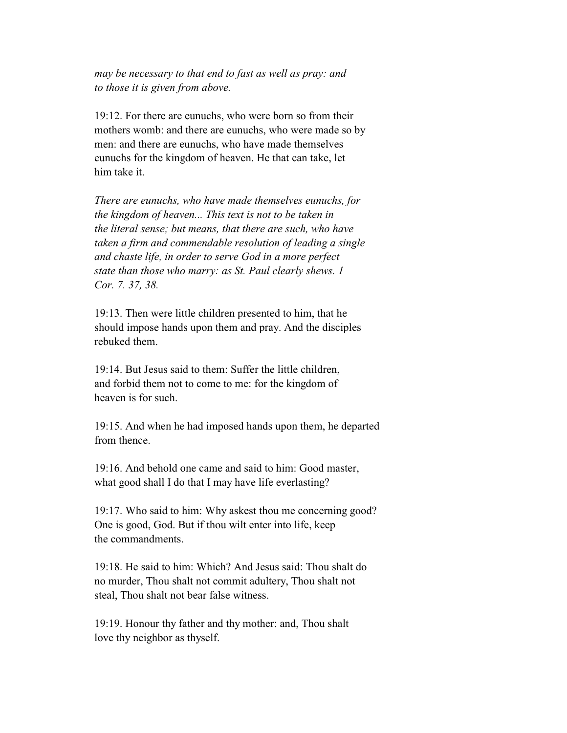*may be necessary to that end to fast as well as pray: and to those it is given from above.*

19:12. For there are eunuchs, who were born so from their mothers womb: and there are eunuchs, who were made so by men: and there are eunuchs, who have made themselves eunuchs for the kingdom of heaven. He that can take, let him take it.

*There are eunuchs, who have made themselves eunuchs, for the kingdom of heaven... This text is not to be taken in the literal sense; but means, that there are such, who have taken a firm and commendable resolution of leading a single and chaste life, in order to serve God in a more perfect state than those who marry: as St. Paul clearly shews. 1 Cor. 7. 37, 38.*

19:13. Then were little children presented to him, that he should impose hands upon them and pray. And the disciples rebuked them.

19:14. But Jesus said to them: Suffer the little children, and forbid them not to come to me: for the kingdom of heaven is for such.

19:15. And when he had imposed hands upon them, he departed from thence.

19:16. And behold one came and said to him: Good master, what good shall I do that I may have life everlasting?

19:17. Who said to him: Why askest thou me concerning good? One is good, God. But if thou wilt enter into life, keep the commandments.

19:18. He said to him: Which? And Jesus said: Thou shalt do no murder, Thou shalt not commit adultery, Thou shalt not steal, Thou shalt not bear false witness.

19:19. Honour thy father and thy mother: and, Thou shalt love thy neighbor as thyself.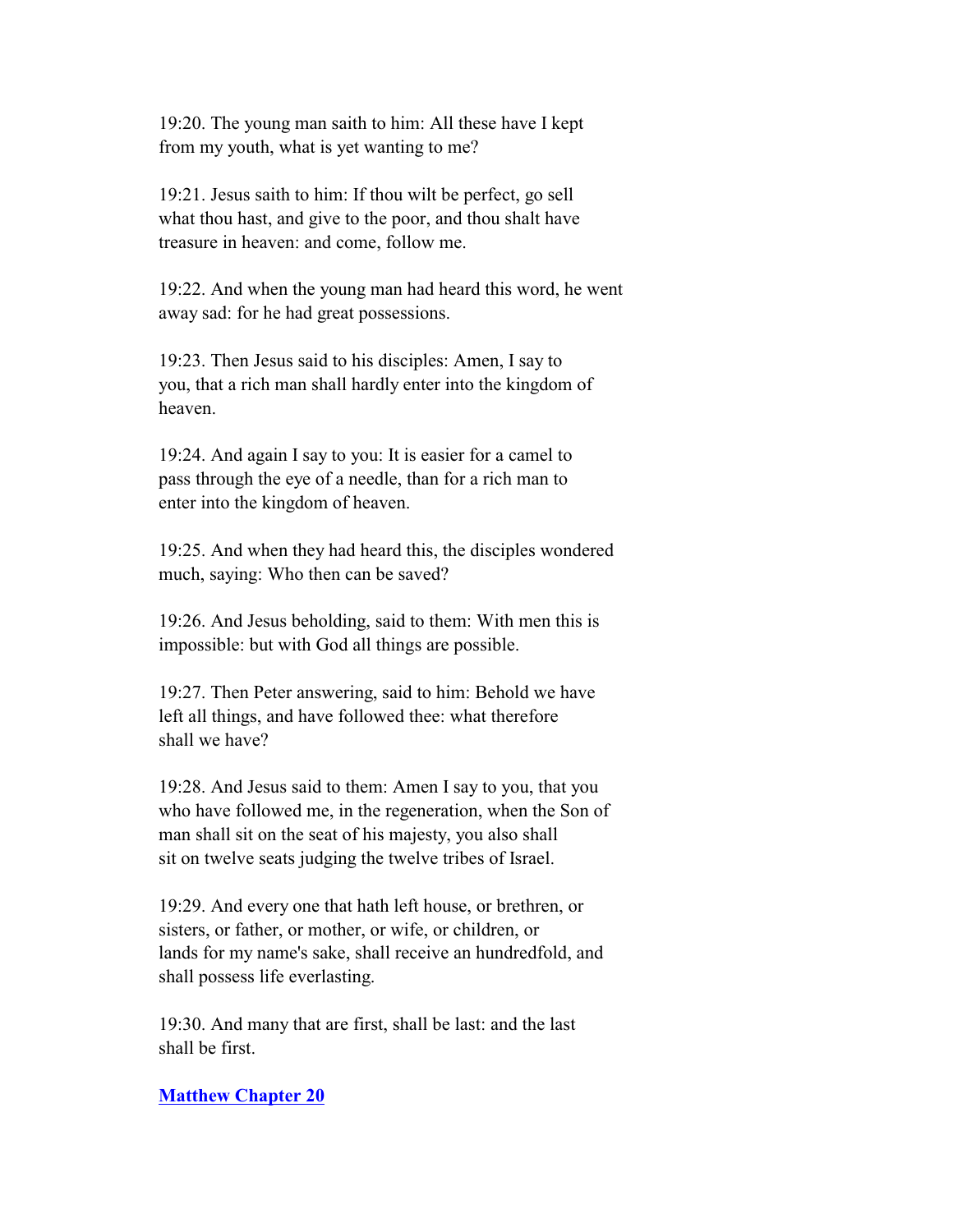19:20. The young man saith to him: All these have I kept from my youth, what is yet wanting to me?

19:21. Jesus saith to him: If thou wilt be perfect, go sell what thou hast, and give to the poor, and thou shalt have treasure in heaven: and come, follow me.

19:22. And when the young man had heard this word, he went away sad: for he had great possessions.

19:23. Then Jesus said to his disciples: Amen, I say to you, that a rich man shall hardly enter into the kingdom of heaven.

19:24. And again I say to you: It is easier for a camel to pass through the eye of a needle, than for a rich man to enter into the kingdom of heaven.

19:25. And when they had heard this, the disciples wondered much, saying: Who then can be saved?

19:26. And Jesus beholding, said to them: With men this is impossible: but with God all things are possible.

19:27. Then Peter answering, said to him: Behold we have left all things, and have followed thee: what therefore shall we have?

19:28. And Jesus said to them: Amen I say to you, that you who have followed me, in the regeneration, when the Son of man shall sit on the seat of his majesty, you also shall sit on twelve seats judging the twelve tribes of Israel.

19:29. And every one that hath left house, or brethren, or sisters, or father, or mother, or wife, or children, or lands for my name's sake, shall receive an hundredfold, and shall possess life everlasting.

19:30. And many that are first, shall be last: and the last shall be first.

**Matthew Chapter 20**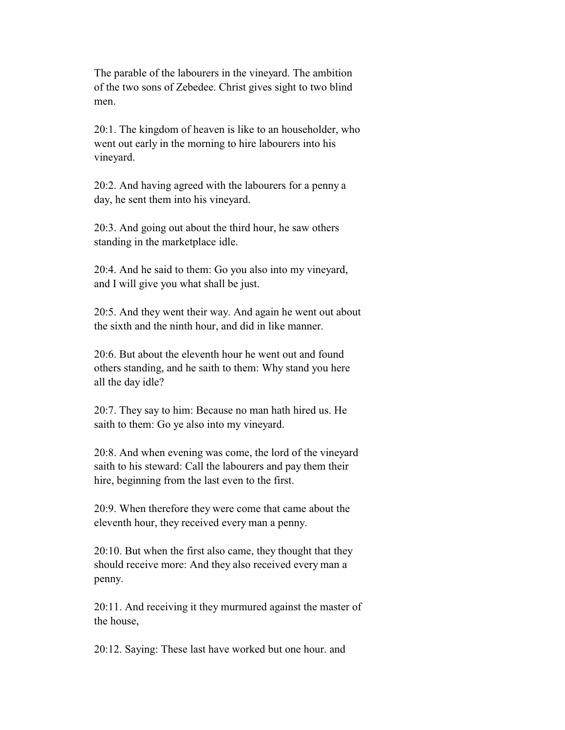The parable of the labourers in the vineyard. The ambition of the two sons of Zebedee. Christ gives sight to two blind men.

20:1. The kingdom of heaven is like to an householder, who went out early in the morning to hire labourers into his vineyard.

20:2. And having agreed with the labourers for a penny a day, he sent them into his vineyard.

20:3. And going out about the third hour, he saw others standing in the marketplace idle.

20:4. And he said to them: Go you also into my vineyard, and I will give you what shall be just.

20:5. And they went their way. And again he went out about the sixth and the ninth hour, and did in like manner.

20:6. But about the eleventh hour he went out and found others standing, and he saith to them: Why stand you here all the day idle?

20:7. They say to him: Because no man hath hired us. He saith to them: Go ye also into my vineyard.

20:8. And when evening was come, the lord of the vineyard saith to his steward: Call the labourers and pay them their hire, beginning from the last even to the first.

20:9. When therefore they were come that came about the eleventh hour, they received every man a penny.

20:10. But when the first also came, they thought that they should receive more: And they also received every man a penny.

20:11. And receiving it they murmured against the master of the house,

20:12. Saying: These last have worked but one hour. and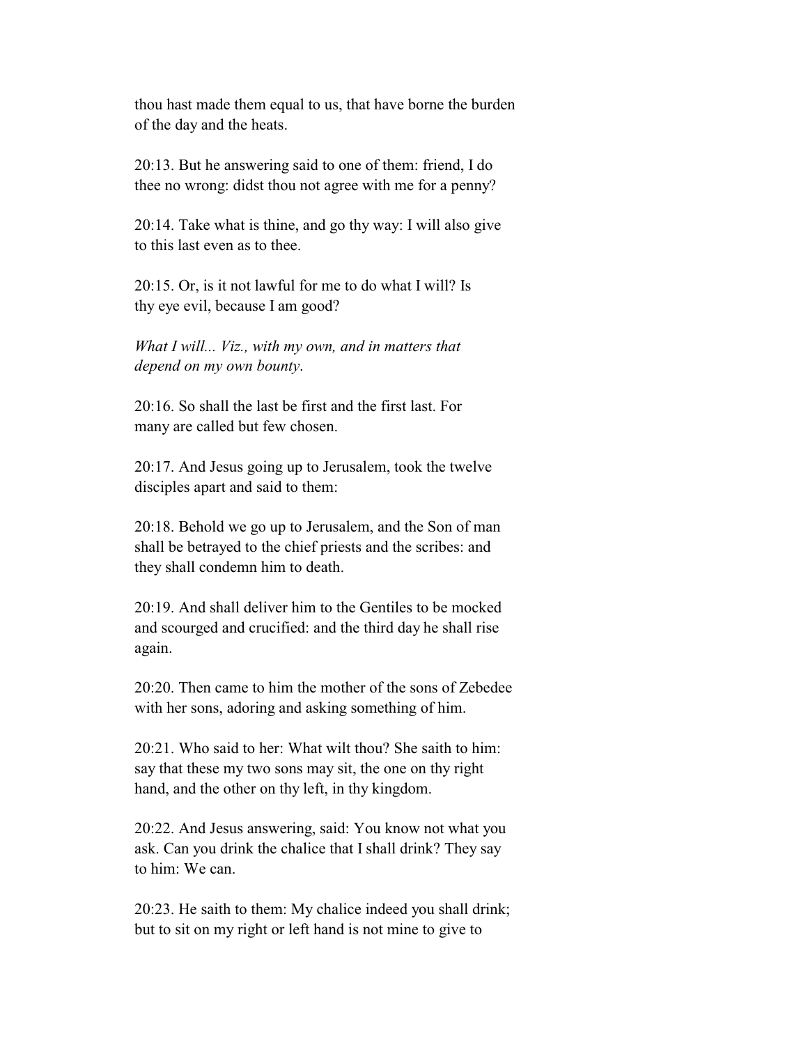thou hast made them equal to us, that have borne the burden of the day and the heats.

20:13. But he answering said to one of them: friend, I do thee no wrong: didst thou not agree with me for a penny?

20:14. Take what is thine, and go thy way: I will also give to this last even as to thee.

20:15. Or, is it not lawful for me to do what I will? Is thy eye evil, because I am good?

*What I will... Viz., with my own, and in matters that depend on my own bounty.*

20:16. So shall the last be first and the first last. For many are called but few chosen.

20:17. And Jesus going up to Jerusalem, took the twelve disciples apart and said to them:

20:18. Behold we go up to Jerusalem, and the Son of man shall be betrayed to the chief priests and the scribes: and they shall condemn him to death.

20:19. And shall deliver him to the Gentiles to be mocked and scourged and crucified: and the third day he shall rise again.

20:20. Then came to him the mother of the sons of Zebedee with her sons, adoring and asking something of him.

20:21. Who said to her: What wilt thou? She saith to him: say that these my two sons may sit, the one on thy right hand, and the other on thy left, in thy kingdom.

20:22. And Jesus answering, said: You know not what you ask. Can you drink the chalice that I shall drink? They say to him: We can.

20:23. He saith to them: My chalice indeed you shall drink; but to sit on my right or left hand is not mine to give to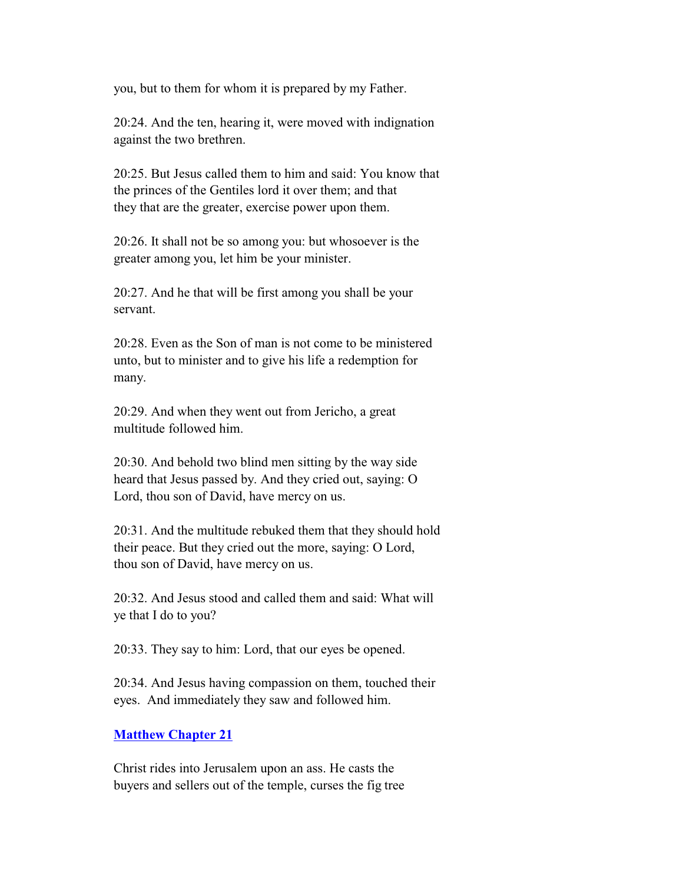you, but to them for whom it is prepared by my Father.

20:24. And the ten, hearing it, were moved with indignation against the two brethren.

20:25. But Jesus called them to him and said: You know that the princes of the Gentiles lord it over them; and that they that are the greater, exercise power upon them.

20:26. It shall not be so among you: but whosoever is the greater among you, let him be your minister.

20:27. And he that will be first among you shall be your servant.

20:28. Even as the Son of man is not come to be ministered unto, but to minister and to give his life a redemption for many.

20:29. And when they went out from Jericho, a great multitude followed him.

20:30. And behold two blind men sitting by the way side heard that Jesus passed by. And they cried out, saying: O Lord, thou son of David, have mercy on us.

20:31. And the multitude rebuked them that they should hold their peace. But they cried out the more, saying: O Lord, thou son of David, have mercy on us.

20:32. And Jesus stood and called them and said: What will ye that I do to you?

20:33. They say to him: Lord, that our eyes be opened.

20:34. And Jesus having compassion on them, touched their eyes. And immediately they saw and followed him.

## Matthew Chapter 21

Christ rides into Jerusalem upon an ass. He casts the buyers and sellers out of the temple, curses the fig tree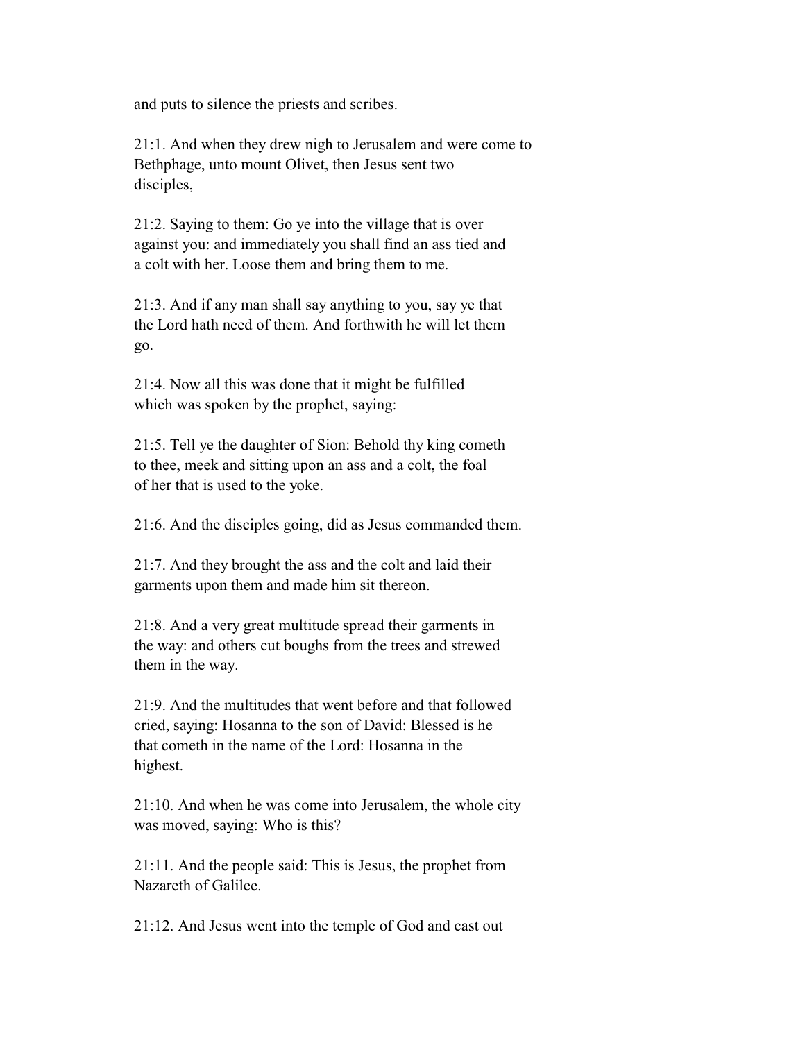and puts to silence the priests and scribes.

21:1. And when they drew nigh to Jerusalem and were come to Bethphage, unto mount Olivet, then Jesus sent two disciples,

21:2. Saying to them: Go ye into the village that is over against you: and immediately you shall find an ass tied and a colt with her. Loose them and bring them to me.

21:3. And if any man shall say anything to you, say ye that the Lord hath need of them. And forthwith he will let them go.

21:4. Now all this was done that it might be fulfilled which was spoken by the prophet, saying:

21:5. Tell ye the daughter of Sion: Behold thy king cometh to thee, meek and sitting upon an ass and a colt, the foal of her that is used to the yoke.

21:6. And the disciples going, did as Jesus commanded them.

21:7. And they brought the ass and the colt and laid their garments upon them and made him sit thereon.

21:8. And a very great multitude spread their garments in the way: and others cut boughs from the trees and strewed them in the way.

21:9. And the multitudes that went before and that followed cried, saying: Hosanna to the son of David: Blessed is he that cometh in the name of the Lord: Hosanna in the highest.

21:10. And when he was come into Jerusalem, the whole city was moved, saying: Who is this?

21:11. And the people said: This is Jesus, the prophet from Nazareth of Galilee.

21:12. And Jesus went into the temple of God and cast out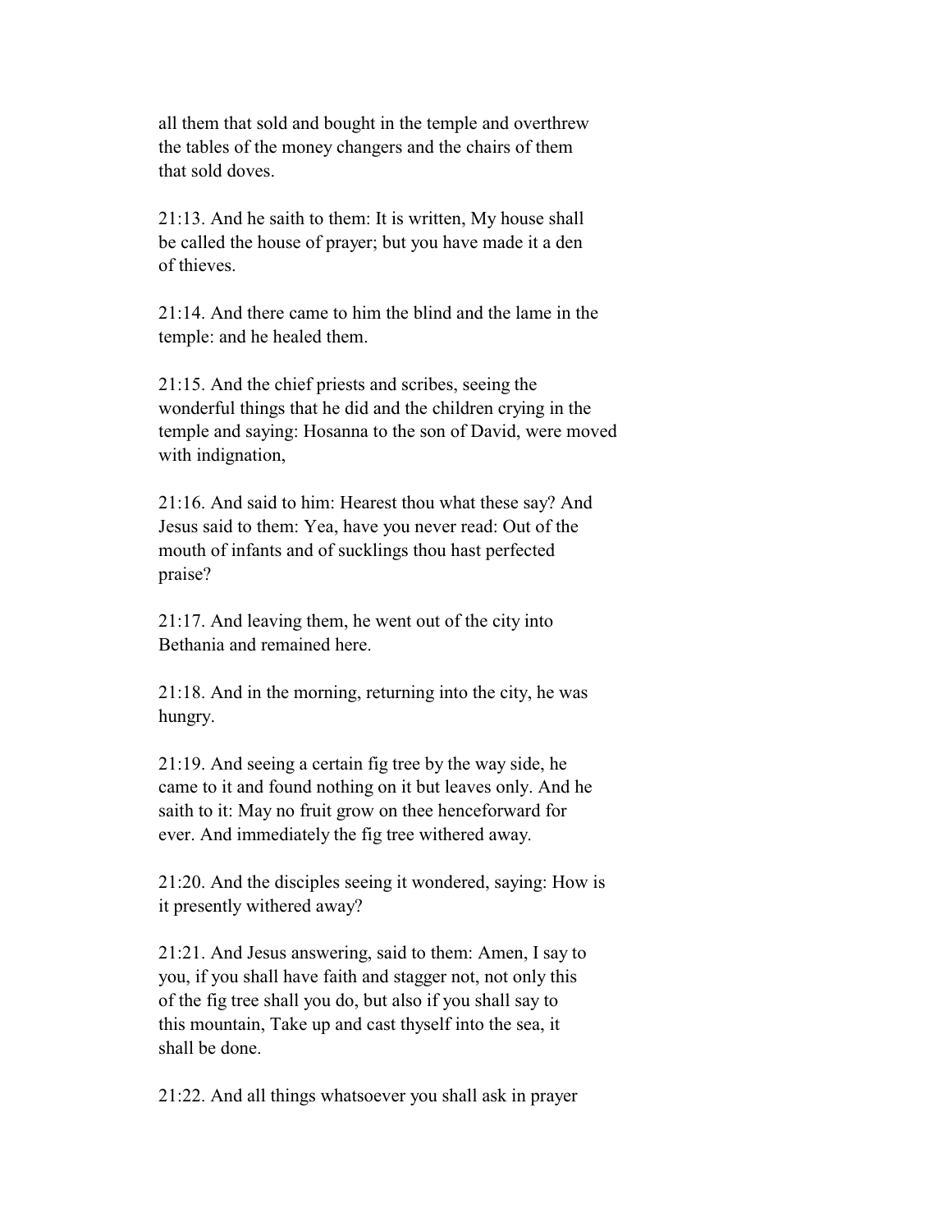all them that sold and bought in the temple and overthrew the tables of the money changers and the chairs of them that sold doves.

21:13. And he saith to them: It is written, My house shall be called the house of prayer; but you have made it a den of thieves.

21:14. And there came to him the blind and the lame in the temple: and he healed them.

21:15. And the chief priests and scribes, seeing the wonderful things that he did and the children crying in the temple and saying: Hosanna to the son of David, were moved with indignation,

21:16. And said to him: Hearest thou what these say? And Jesus said to them: Yea, have you never read: Out of the mouth of infants and of sucklings thou hast perfected praise?

21:17. And leaving them, he went out of the city into Bethania and remained here.

21:18. And in the morning, returning into the city, he was hungry.

21:19. And seeing a certain fig tree by the way side, he came to it and found nothing on it but leaves only. And he saith to it: May no fruit grow on thee henceforward for ever. And immediately the fig tree withered away.

21:20. And the disciples seeing it wondered, saying: How is it presently withered away?

21:21. And Jesus answering, said to them: Amen, I say to you, if you shall have faith and stagger not, not only this of the fig tree shall you do, but also if you shall say to this mountain, Take up and cast thyself into the sea, it shall be done.

21:22. And all things whatsoever you shall ask in prayer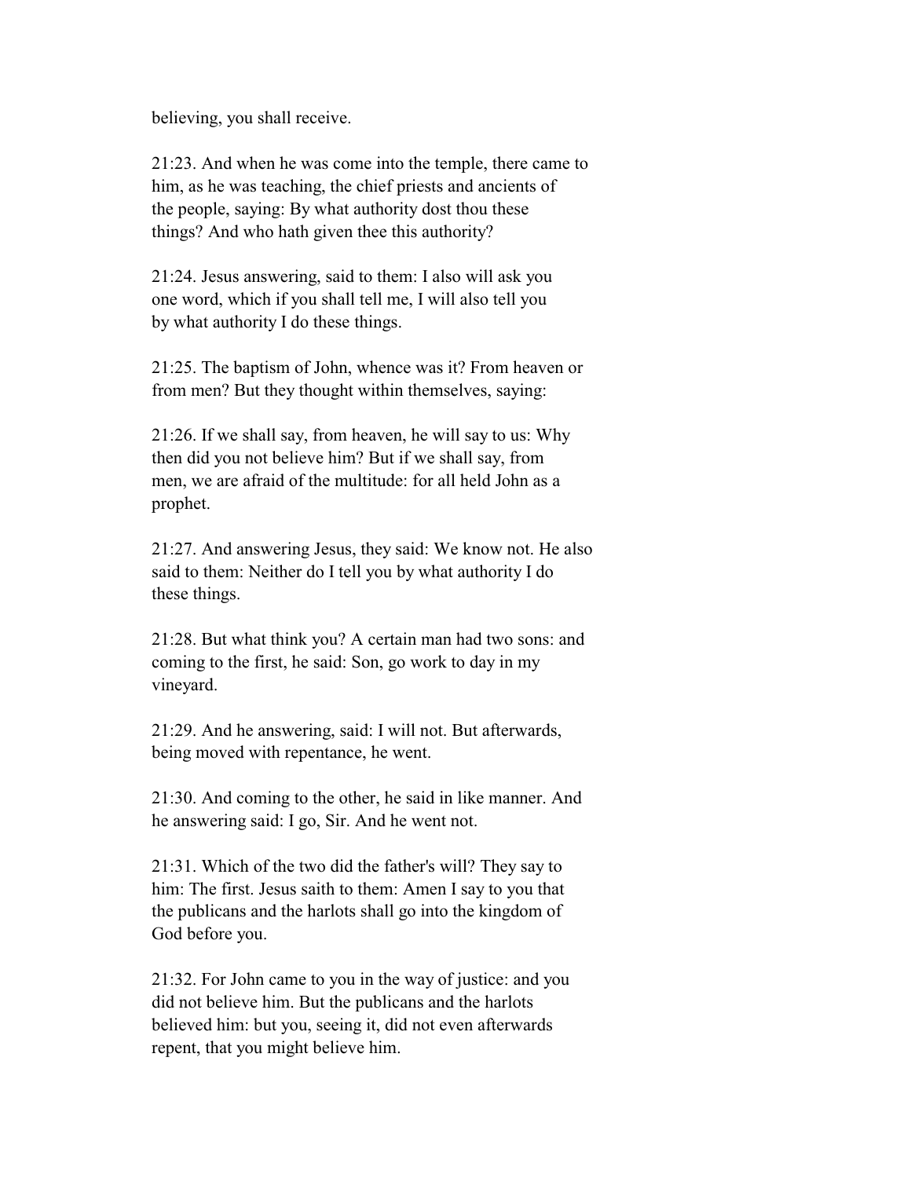believing, you shall receive.

21:23. And when he was come into the temple, there came to him, as he was teaching, the chief priests and ancients of the people, saying: By what authority dost thou these things? And who hath given thee this authority?

21:24. Jesus answering, said to them: I also will ask you one word, which if you shall tell me, I will also tell you by what authority I do these things.

21:25. The baptism of John, whence was it? From heaven or from men? But they thought within themselves, saying:

21:26. If we shall say, from heaven, he will say to us: Why then did you not believe him? But if we shall say, from men, we are afraid of the multitude: for all held John as a prophet.

21:27. And answering Jesus, they said: We know not. He also said to them: Neither do I tell you by what authority I do these things.

21:28. But what think you? A certain man had two sons: and coming to the first, he said: Son, go work to day in my vineyard.

21:29. And he answering, said: I will not. But afterwards, being moved with repentance, he went.

21:30. And coming to the other, he said in like manner. And he answering said: I go, Sir. And he went not.

21:31. Which of the two did the father's will? They say to him: The first. Jesus saith to them: Amen I say to you that the publicans and the harlots shall go into the kingdom of God before you.

21:32. For John came to you in the way of justice: and you did not believe him. But the publicans and the harlots believed him: but you, seeing it, did not even afterwards repent, that you might believe him.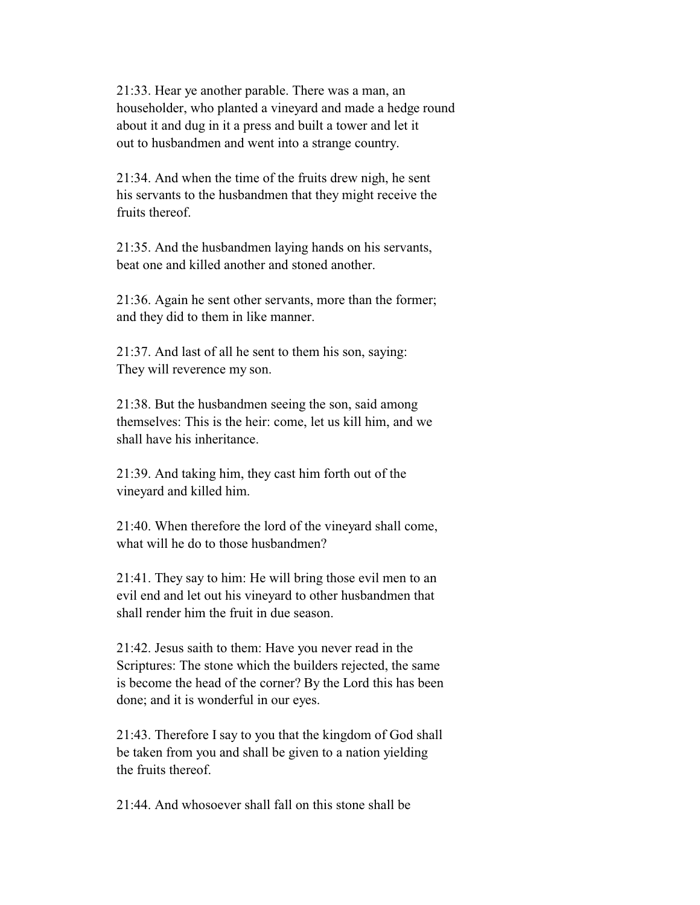21:33. Hear ye another parable. There was a man, an householder, who planted a vineyard and made a hedge round about it and dug in it a press and built a tower and let it out to husbandmen and went into a strange country.

21:34. And when the time of the fruits drew nigh, he sent his servants to the husbandmen that they might receive the fruits thereof.

21:35. And the husbandmen laying hands on his servants, beat one and killed another and stoned another.

21:36. Again he sent other servants, more than the former; and they did to them in like manner.

21:37. And last of all he sent to them his son, saying: They will reverence my son.

21:38. But the husbandmen seeing the son, said among themselves: This is the heir: come, let us kill him, and we shall have his inheritance.

21:39. And taking him, they cast him forth out of the vineyard and killed him.

21:40. When therefore the lord of the vineyard shall come, what will he do to those husbandmen?

21:41. They say to him: He will bring those evil men to an evil end and let out his vineyard to other husbandmen that shall render him the fruit in due season.

21:42. Jesus saith to them: Have you never read in the Scriptures: The stone which the builders rejected, the same is become the head of the corner? By the Lord this has been done; and it is wonderful in our eyes.

21:43. Therefore I say to you that the kingdom of God shall be taken from you and shall be given to a nation yielding the fruits thereof.

21:44. And whosoever shall fall on this stone shall be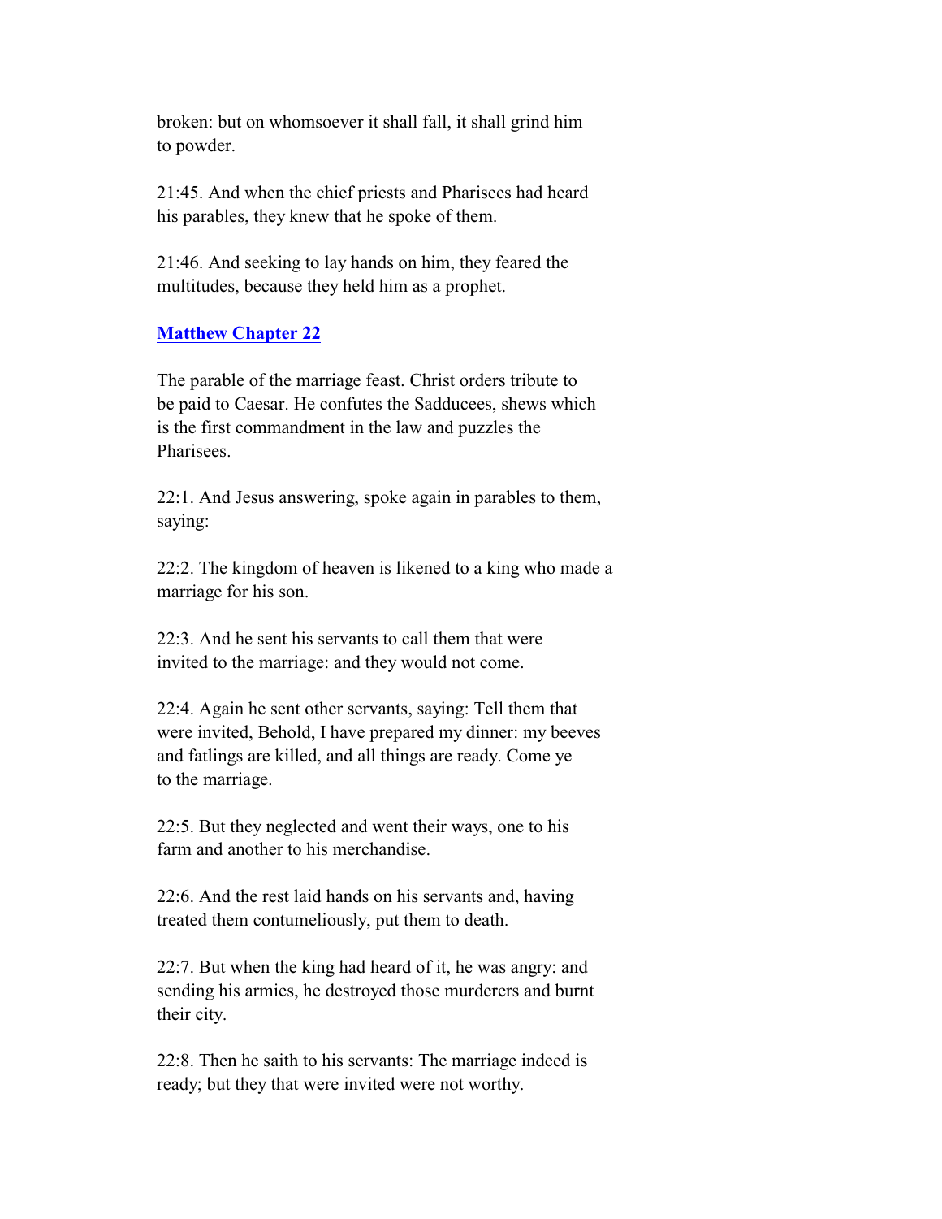broken: but on whomsoever it shall fall, it shall grind him to powder.

21:45. And when the chief priests and Pharisees had heard his parables, they knew that he spoke of them.

21:46. And seeking to lay hands on him, they feared the multitudes, because they held him as a prophet.

## Matthew Chapter 22

The parable of the marriage feast. Christ orders tribute to be paid to Caesar. He confutes the Sadducees, shews which is the first commandment in the law and puzzles the Pharisees.

22:1. And Jesus answering, spoke again in parables to them, saying:

22:2. The kingdom of heaven is likened to a king who made a marriage for his son.

22:3. And he sent his servants to call them that were invited to the marriage: and they would not come.

22:4. Again he sent other servants, saying: Tell them that were invited, Behold, I have prepared my dinner: my beeves and fatlings are killed, and all things are ready. Come ye to the marriage.

22:5. But they neglected and went their ways, one to his farm and another to his merchandise.

22:6. And the rest laid hands on his servants and, having treated them contumeliously, put them to death.

22:7. But when the king had heard of it, he was angry: and sending his armies, he destroyed those murderers and burnt their city.

22:8. Then he saith to his servants: The marriage indeed is ready; but they that were invited were not worthy.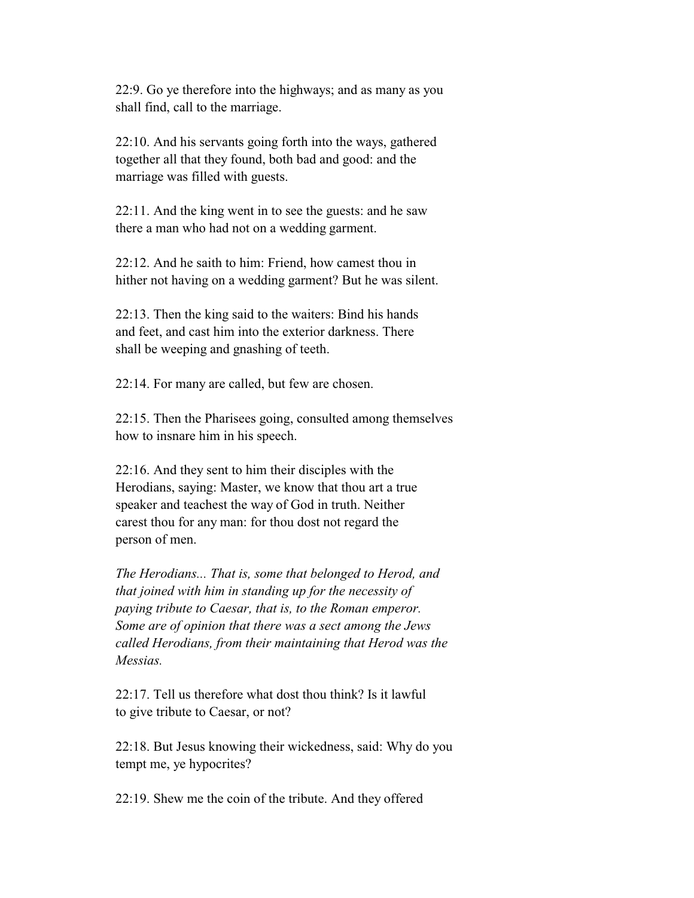22:9. Go ye therefore into the highways; and as many as you shall find, call to the marriage.

22:10. And his servants going forth into the ways, gathered together all that they found, both bad and good: and the marriage was filled with guests.

22:11. And the king went in to see the guests: and he saw there a man who had not on a wedding garment.

22:12. And he saith to him: Friend, how camest thou in hither not having on a wedding garment? But he was silent.

22:13. Then the king said to the waiters: Bind his hands and feet, and cast him into the exterior darkness. There shall be weeping and gnashing of teeth.

22:14. For many are called, but few are chosen.

22:15. Then the Pharisees going, consulted among themselves how to insnare him in his speech.

22:16. And they sent to him their disciples with the Herodians, saying: Master, we know that thou art a true speaker and teachest the way of God in truth. Neither carest thou for any man: for thou dost not regard the person of men.

*The Herodians... That is, some that belonged to Herod, and that joined with him in standing up for the necessity of paying tribute to Caesar, that is, to the Roman emperor. Some are of opinion that there was a sect among the Jews called Herodians, from their maintaining that Herod was the Messias.*

22:17. Tell us therefore what dost thou think? Is it lawful to give tribute to Caesar, or not?

22:18. But Jesus knowing their wickedness, said: Why do you tempt me, ye hypocrites?

22:19. Shew me the coin of the tribute. And they offered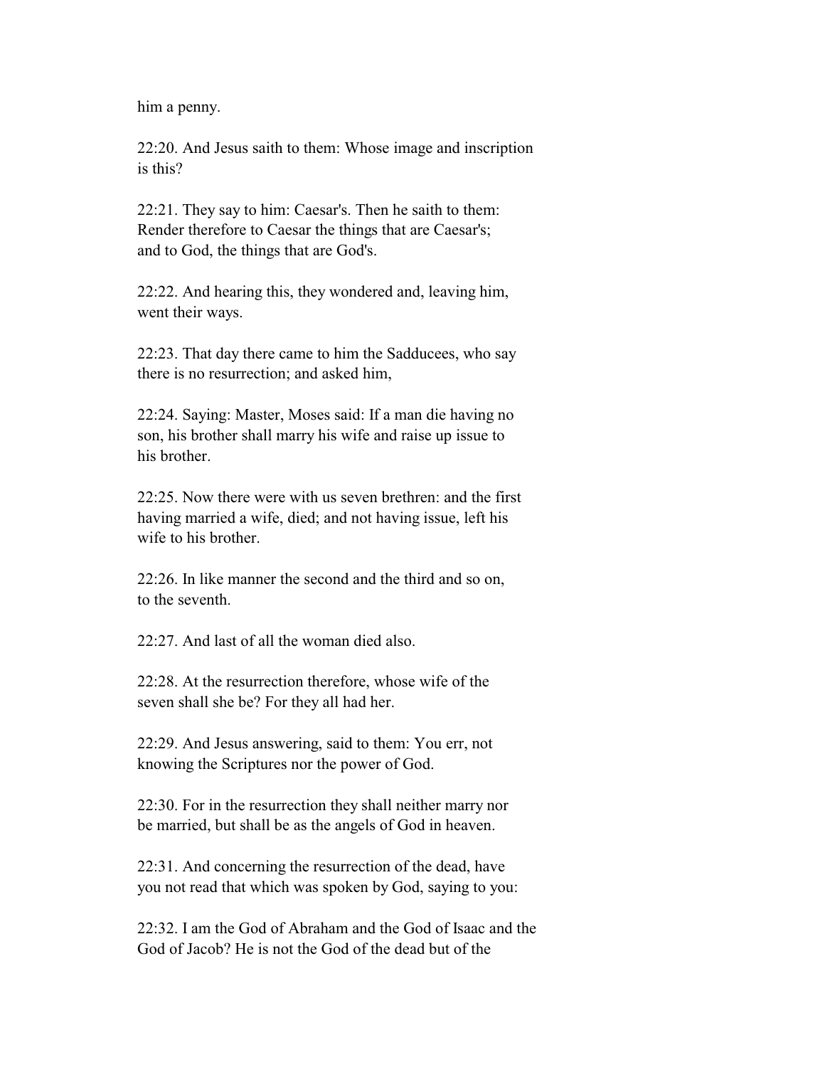him a penny.

22:20. And Jesus saith to them: Whose image and inscription is this?

22:21. They say to him: Caesar's. Then he saith to them: Render therefore to Caesar the things that are Caesar's; and to God, the things that are God's.

22:22. And hearing this, they wondered and, leaving him, went their ways.

22:23. That day there came to him the Sadducees, who say there is no resurrection; and asked him,

22:24. Saying: Master, Moses said: If a man die having no son, his brother shall marry his wife and raise up issue to his brother.

22:25. Now there were with us seven brethren: and the first having married a wife, died; and not having issue, left his wife to his brother.

22:26. In like manner the second and the third and so on, to the seventh.

22:27. And last of all the woman died also.

22:28. At the resurrection therefore, whose wife of the seven shall she be? For they all had her.

22:29. And Jesus answering, said to them: You err, not knowing the Scriptures nor the power of God.

22:30. For in the resurrection they shall neither marry nor be married, but shall be as the angels of God in heaven.

22:31. And concerning the resurrection of the dead, have you not read that which was spoken by God, saying to you:

22:32. I am the God of Abraham and the God of Isaac and the God of Jacob? He is not the God of the dead but of the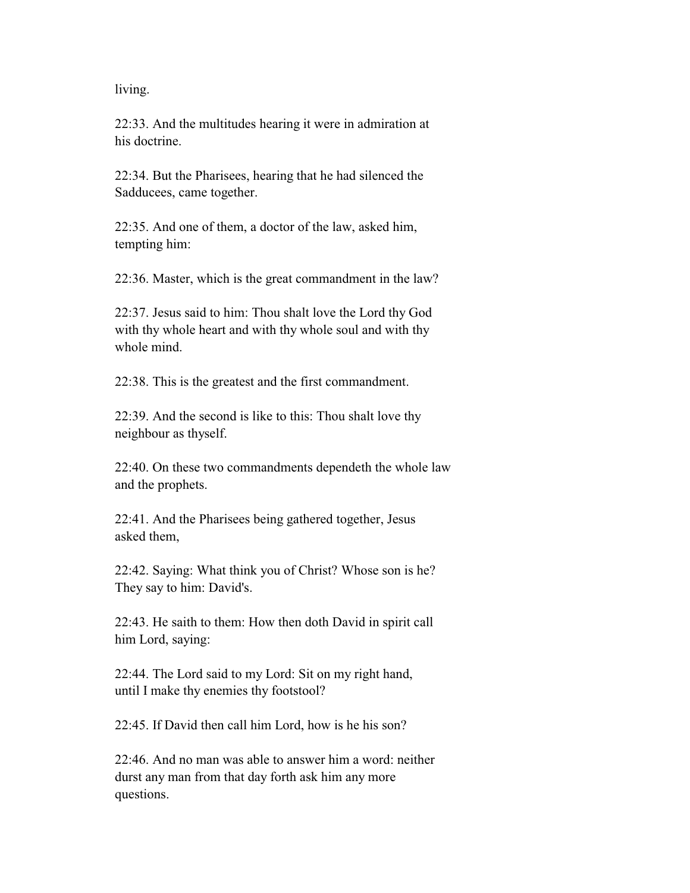living.

22:33. And the multitudes hearing it were in admiration at his doctrine.

22:34. But the Pharisees, hearing that he had silenced the Sadducees, came together.

22:35. And one of them, a doctor of the law, asked him, tempting him:

22:36. Master, which is the great commandment in the law?

22:37. Jesus said to him: Thou shalt love the Lord thy God with thy whole heart and with thy whole soul and with thy whole mind.

22:38. This is the greatest and the first commandment.

22:39. And the second is like to this: Thou shalt love thy neighbour as thyself.

22:40. On these two commandments dependeth the whole law and the prophets.

22:41. And the Pharisees being gathered together, Jesus asked them,

22:42. Saying: What think you of Christ? Whose son is he? They say to him: David's.

22:43. He saith to them: How then doth David in spirit call him Lord, saying:

22:44. The Lord said to my Lord: Sit on my right hand, until I make thy enemies thy footstool?

22:45. If David then call him Lord, how is he his son?

22:46. And no man was able to answer him a word: neither durst any man from that day forth ask him any more questions.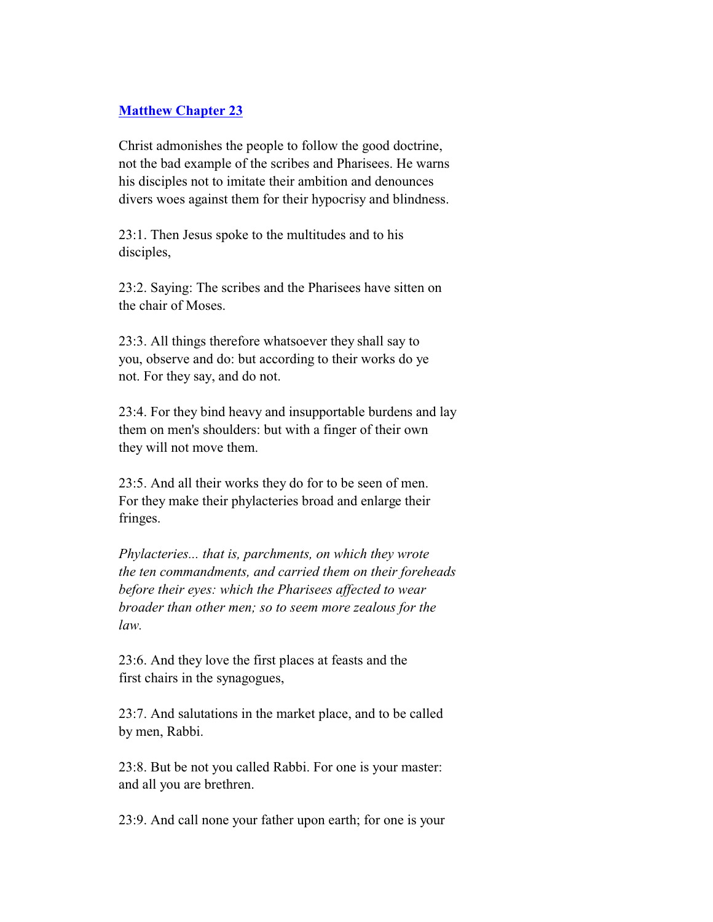## Matthew Chapter 23

Christ admonishes the people to follow the good doctrine, not the bad example of the scribes and Pharisees. He warns his disciples not to imitate their ambition and denounces divers woes against them for their hypocrisy and blindness.

23:1. Then Jesus spoke to the multitudes and to his disciples,

23:2. Saying: The scribes and the Pharisees have sitten on the chair of Moses.

23:3. All things therefore whatsoever they shall say to you, observe and do: but according to their works do ye not. For they say, and do not.

23:4. For they bind heavy and insupportable burdens and lay them on men's shoulders: but with a finger of their own they will not move them.

23:5. And all their works they do for to be seen of men. For they make their phylacteries broad and enlarge their fringes.

*Phylacteries... that is, parchments, on which they wrote the ten commandments, and carried them on their foreheads before their eyes: which the Pharisees affected to wear broader than other men; so to seem more zealous for the law.*

23:6. And they love the first places at feasts and the first chairs in the synagogues,

23:7. And salutations in the market place, and to be called by men, Rabbi.

23:8. But be not you called Rabbi. For one is your master: and all you are brethren.

23:9. And call none your father upon earth; for one is your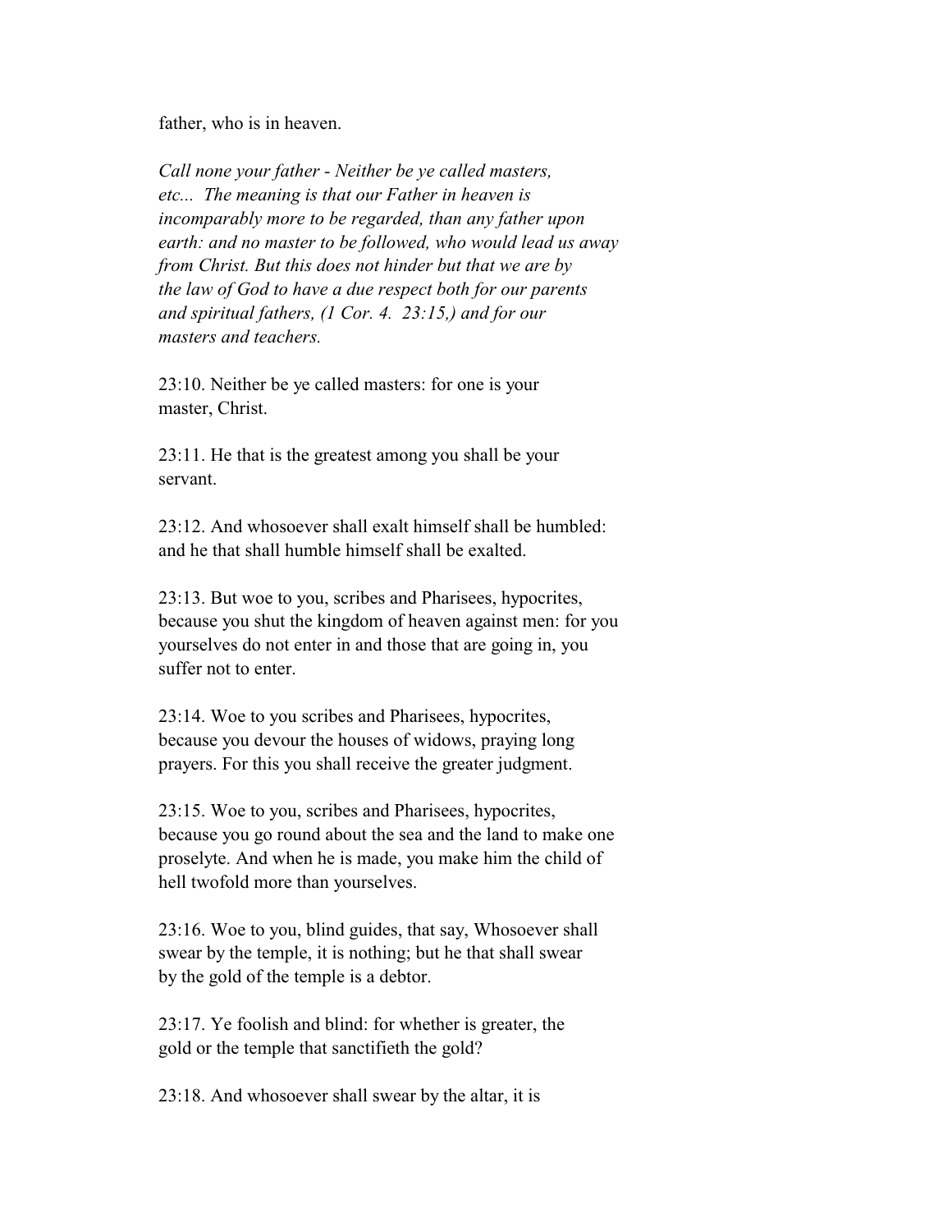father, who is in heaven.

*Call none your father - Neither be ye called masters, etc... The meaning is that our Father in heaven is incomparably more to be regarded, than any father upon earth: and no master to be followed, who would lead us away from Christ. But this does not hinder but that we are by the law of God to have a due respect both for our parents and spiritual fathers, (1 Cor. 4. 23:15,) and for our masters and teachers.*

23:10. Neither be ye called masters: for one is your master, Christ.

23:11. He that is the greatest among you shall be your servant.

23:12. And whosoever shall exalt himself shall be humbled: and he that shall humble himself shall be exalted.

23:13. But woe to you, scribes and Pharisees, hypocrites, because you shut the kingdom of heaven against men: for you yourselves do not enter in and those that are going in, you suffer not to enter.

23:14. Woe to you scribes and Pharisees, hypocrites, because you devour the houses of widows, praying long prayers. For this you shall receive the greater judgment.

23:15. Woe to you, scribes and Pharisees, hypocrites, because you go round about the sea and the land to make one proselyte. And when he is made, you make him the child of hell twofold more than yourselves.

23:16. Woe to you, blind guides, that say, Whosoever shall swear by the temple, it is nothing; but he that shall swear by the gold of the temple is a debtor.

23:17. Ye foolish and blind: for whether is greater, the gold or the temple that sanctifieth the gold?

23:18. And whosoever shall swear by the altar, it is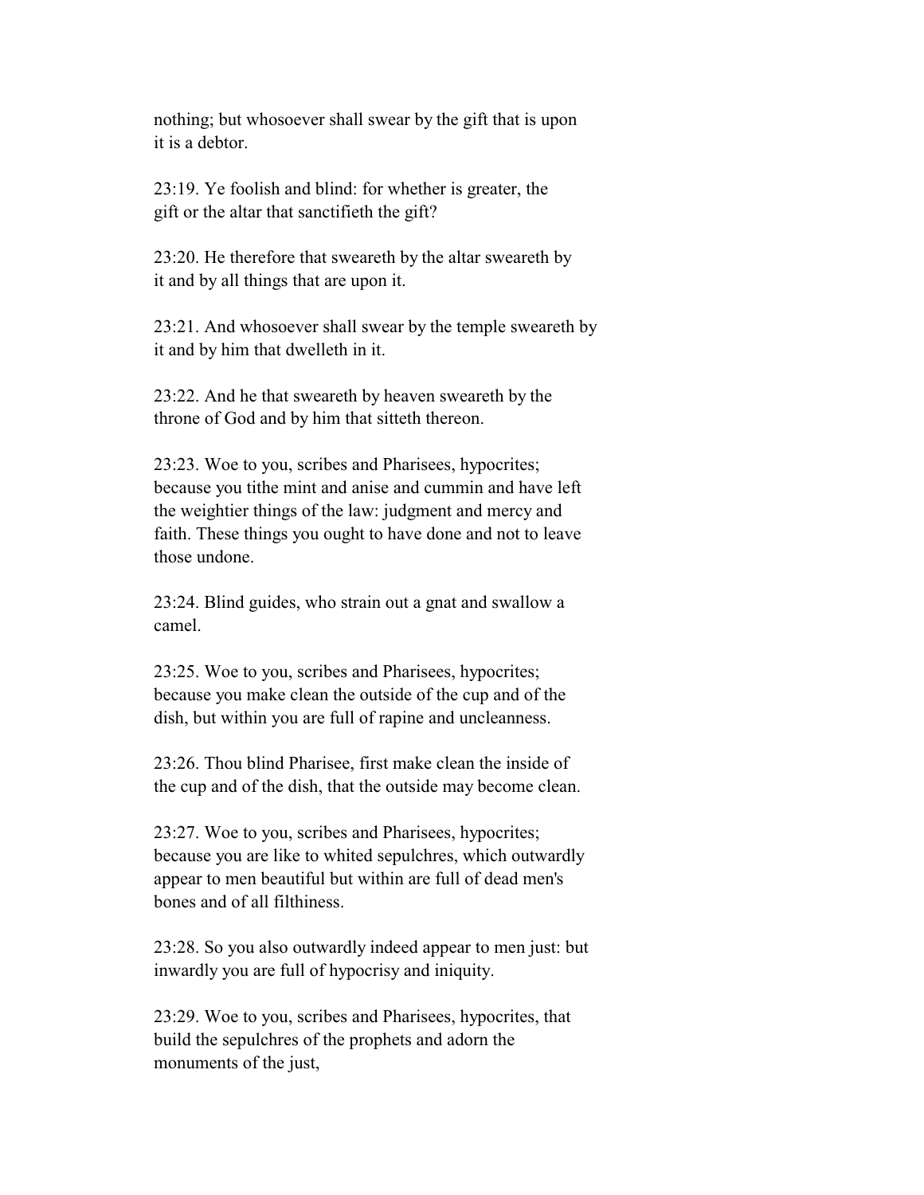nothing; but whosoever shall swear by the gift that is upon it is a debtor.

23:19. Ye foolish and blind: for whether is greater, the gift or the altar that sanctifieth the gift?

23:20. He therefore that sweareth by the altar sweareth by it and by all things that are upon it.

23:21. And whosoever shall swear by the temple sweareth by it and by him that dwelleth in it.

23:22. And he that sweareth by heaven sweareth by the throne of God and by him that sitteth thereon.

23:23. Woe to you, scribes and Pharisees, hypocrites; because you tithe mint and anise and cummin and have left the weightier things of the law: judgment and mercy and faith. These things you ought to have done and not to leave those undone.

23:24. Blind guides, who strain out a gnat and swallow a camel.

23:25. Woe to you, scribes and Pharisees, hypocrites; because you make clean the outside of the cup and of the dish, but within you are full of rapine and uncleanness.

23:26. Thou blind Pharisee, first make clean the inside of the cup and of the dish, that the outside may become clean.

23:27. Woe to you, scribes and Pharisees, hypocrites; because you are like to whited sepulchres, which outwardly appear to men beautiful but within are full of dead men's bones and of all filthiness.

23:28. So you also outwardly indeed appear to men just: but inwardly you are full of hypocrisy and iniquity.

23:29. Woe to you, scribes and Pharisees, hypocrites, that build the sepulchres of the prophets and adorn the monuments of the just,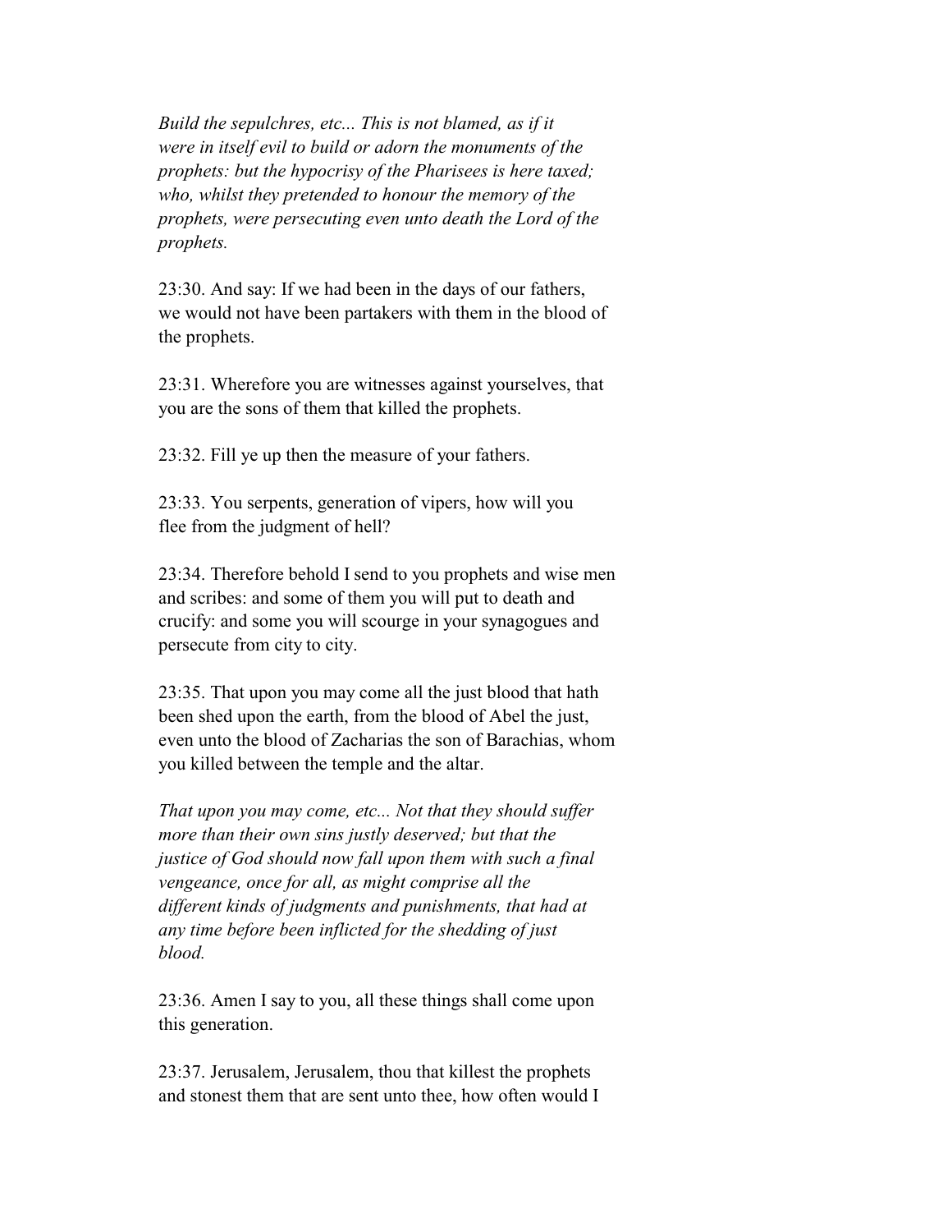*Build the sepulchres, etc... This is not blamed, as if it were in itself evil to build or adorn the monuments of the prophets: but the hypocrisy of the Pharisees is here taxed; who, whilst they pretended to honour the memory of the prophets, were persecuting even unto death the Lord of the prophets.*

23:30. And say: If we had been in the days of our fathers, we would not have been partakers with them in the blood of the prophets.

23:31. Wherefore you are witnesses against yourselves, that you are the sons of them that killed the prophets.

23:32. Fill ye up then the measure of your fathers.

23:33. You serpents, generation of vipers, how will you flee from the judgment of hell?

23:34. Therefore behold I send to you prophets and wise men and scribes: and some of them you will put to death and crucify: and some you will scourge in your synagogues and persecute from city to city.

23:35. That upon you may come all the just blood that hath been shed upon the earth, from the blood of Abel the just, even unto the blood of Zacharias the son of Barachias, whom you killed between the temple and the altar.

*That upon you may come, etc... Not that they should suffer more than their own sins justly deserved; but that the justice of God should now fall upon them with such a final vengeance, once for all, as might comprise all the different kinds of judgments and punishments, that had at any time before been inflicted for the shedding of just blood.*

23:36. Amen I say to you, all these things shall come upon this generation.

23:37. Jerusalem, Jerusalem, thou that killest the prophets and stonest them that are sent unto thee, how often would I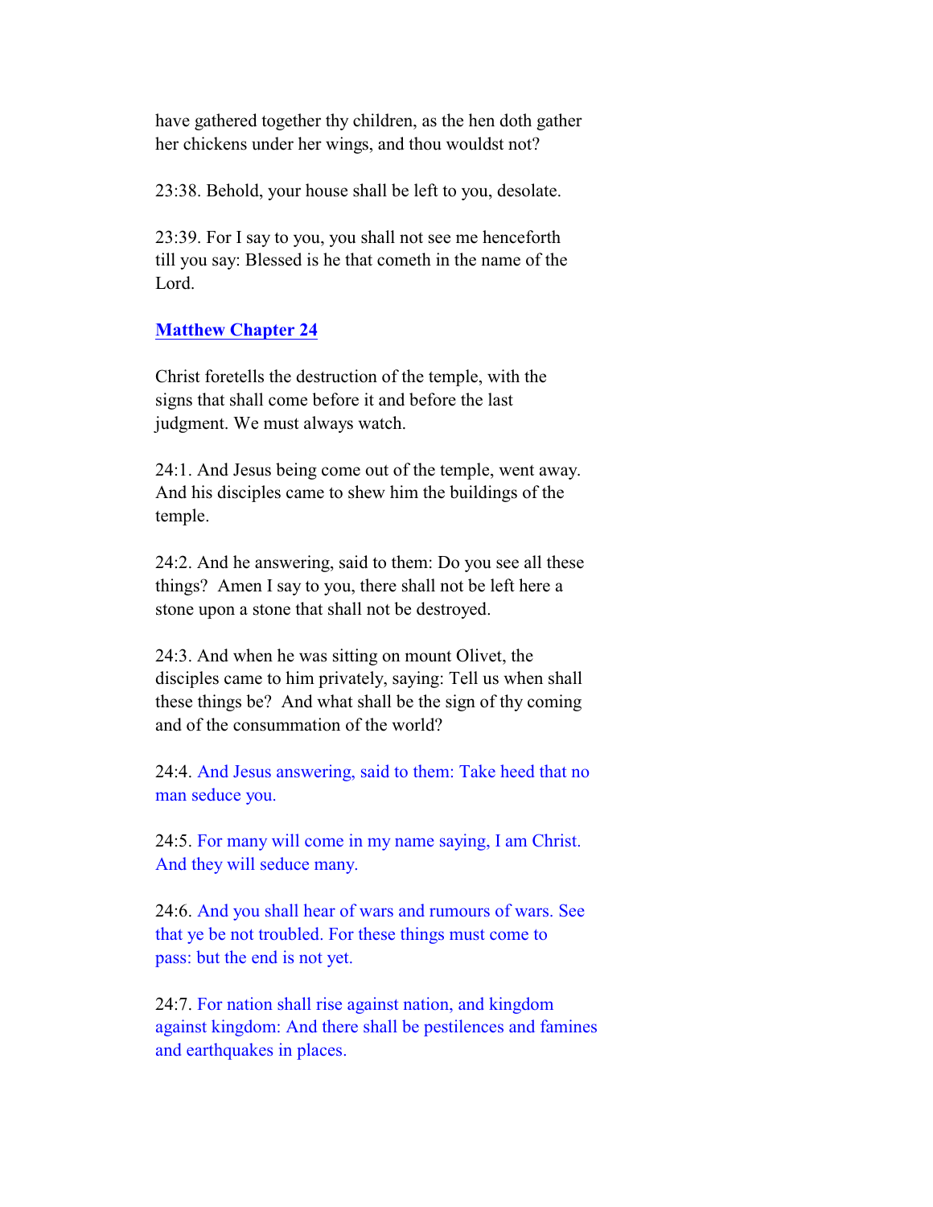have gathered together thy children, as the hen doth gather her chickens under her wings, and thou wouldst not?

23:38. Behold, your house shall be left to you, desolate.

23:39. For I say to you, you shall not see me henceforth till you say: Blessed is he that cometh in the name of the Lord.

## Matthew Chapter 24

Christ foretells the destruction of the temple, with the signs that shall come before it and before the last judgment. We must always watch.

24:1. And Jesus being come out of the temple, went away. And his disciples came to shew him the buildings of the temple.

24:2. And he answering, said to them: Do you see all these things? Amen I say to you, there shall not be left here a stone upon a stone that shall not be destroyed.

24:3. And when he was sitting on mount Olivet, the disciples came to him privately, saying: Tell us when shall these things be? And what shall be the sign of thy coming and of the consummation of the world?

24:4. And Jesus answering, said to them: Take heed that no man seduce you.

24:5. For many will come in my name saying, I am Christ. And they will seduce many.

24:6. And you shall hear of wars and rumours of wars. See that ye be not troubled. For these things must come to pass: but the end is not yet.

24:7. For nation shall rise against nation, and kingdom against kingdom: And there shall be pestilences and famines and earthquakes in places.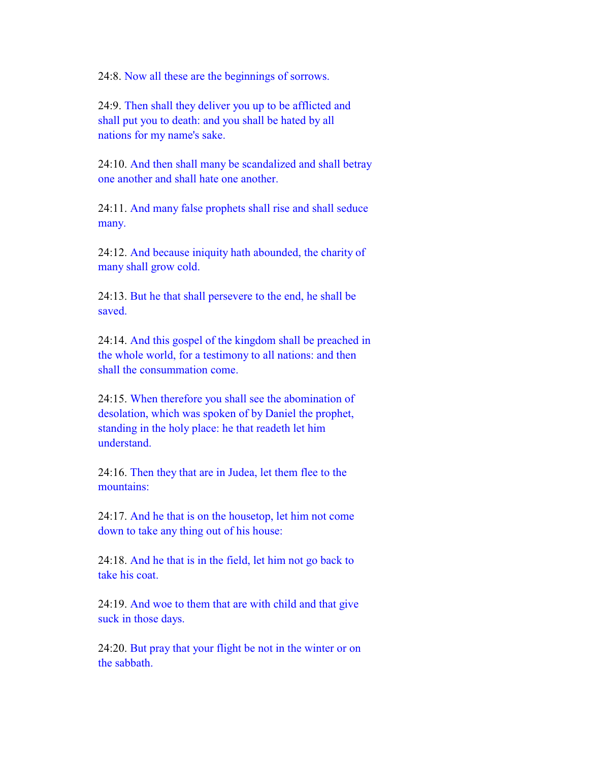24:8. Now all these are the beginnings of sorrows.

24:9. Then shall they deliver you up to be afflicted and shall put you to death: and you shall be hated by all nations for my name's sake.

24:10. And then shall many be scandalized and shall betray one another and shall hate one another.

24:11. And many false prophets shall rise and shall seduce many.

24:12. And because iniquity hath abounded, the charity of many shall grow cold.

24:13. But he that shall persevere to the end, he shall be saved.

24:14. And this gospel of the kingdom shall be preached in the whole world, for a testimony to all nations: and then shall the consummation come.

24:15. When therefore you shall see the abomination of desolation, which was spoken of by Daniel the prophet, standing in the holy place: he that readeth let him understand.

24:16. Then they that are in Judea, let them flee to the mountains:

24:17. And he that is on the housetop, let him not come down to take any thing out of his house:

24:18. And he that is in the field, let him not go back to take his coat.

24:19. And woe to them that are with child and that give suck in those days.

24:20. But pray that your flight be not in the winter or on the sabbath.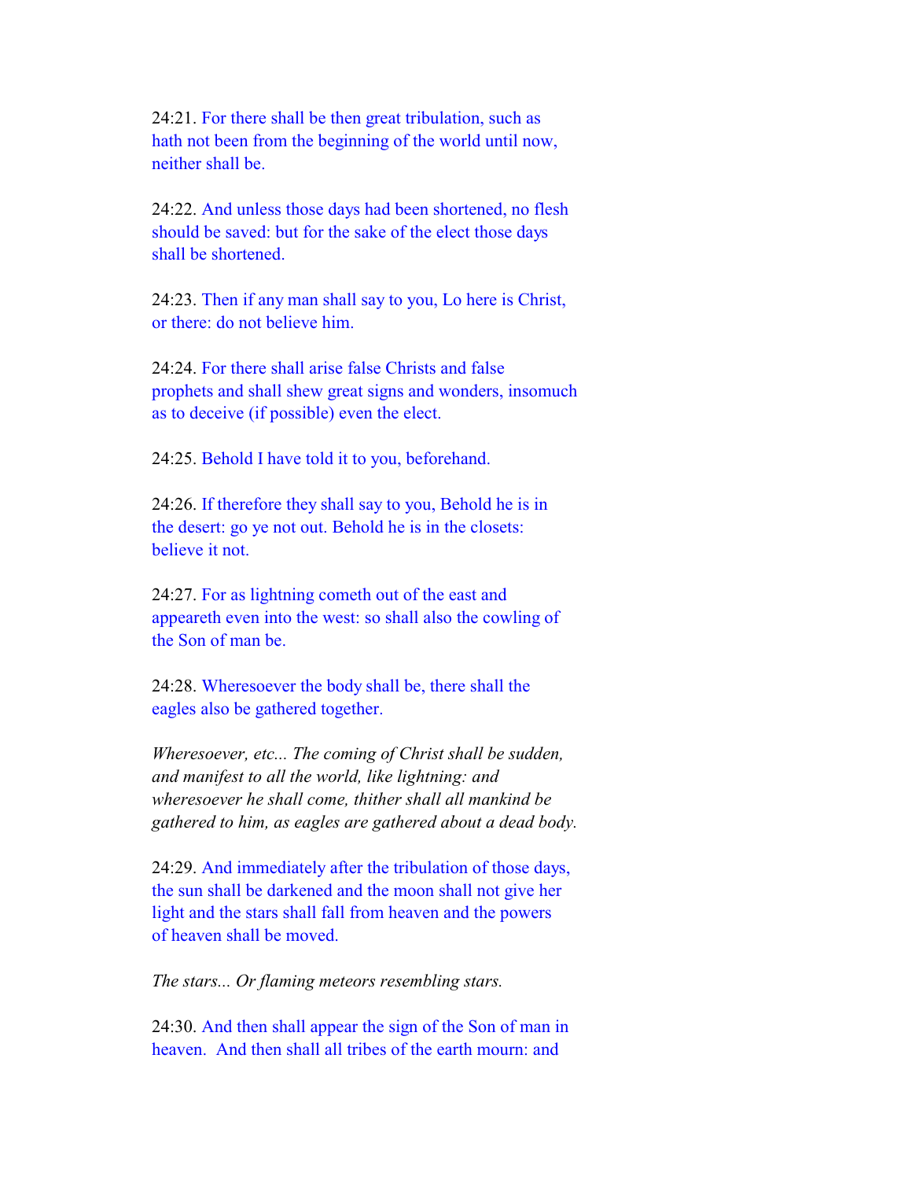24:21. For there shall be then great tribulation, such as hath not been from the beginning of the world until now, neither shall be.

24:22. And unless those days had been shortened, no flesh should be saved: but for the sake of the elect those days shall be shortened.

24:23. Then if any man shall say to you, Lo here is Christ, or there: do not believe him.

24:24. For there shall arise false Christs and false prophets and shall shew great signs and wonders, insomuch as to deceive (if possible) even the elect.

24:25. Behold I have told it to you, beforehand.

24:26. If therefore they shall say to you, Behold he is in the desert: go ye not out. Behold he is in the closets: believe it not.

24:27. For as lightning cometh out of the east and appeareth even into the west: so shall also the cowling of the Son of man be.

24:28. Wheresoever the body shall be, there shall the eagles also be gathered together.

*Wheresoever, etc... The coming of Christ shall be sudden, and manifest to all the world, like lightning: and wheresoever he shall come, thither shall all mankind be gathered to him, as eagles are gathered about a dead body.*

24:29. And immediately after the tribulation of those days, the sun shall be darkened and the moon shall not give her light and the stars shall fall from heaven and the powers of heaven shall be moved.

*The stars... Or flaming meteors resembling stars.*

24:30. And then shall appear the sign of the Son of man in heaven. And then shall all tribes of the earth mourn: and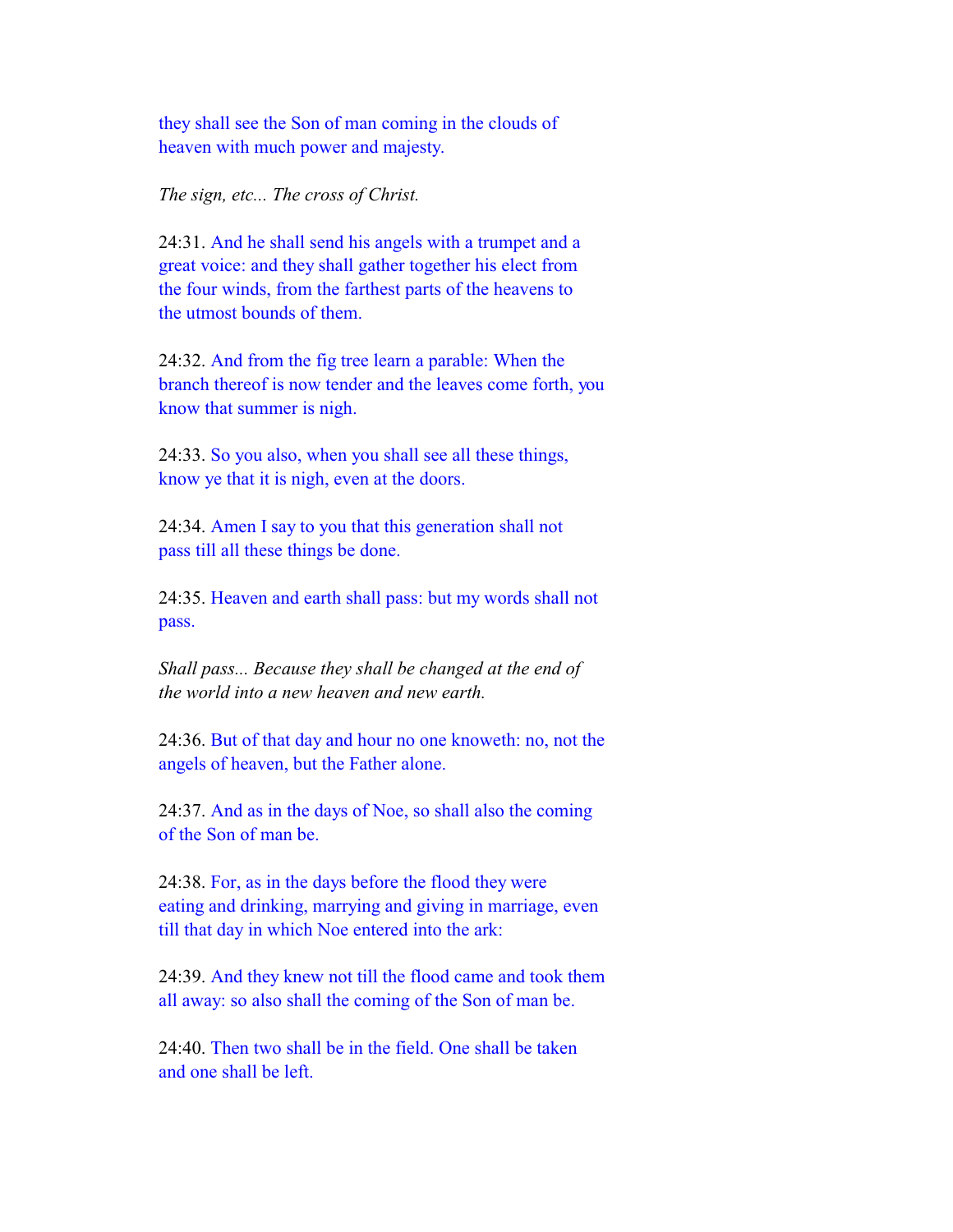they shall see the Son of man coming in the clouds of heaven with much power and majesty.

*The sign, etc... The cross of Christ.*

24:31. And he shall send his angels with a trumpet and a great voice: and they shall gather together his elect from the four winds, from the farthest parts of the heavens to the utmost bounds of them.

24:32. And from the fig tree learn a parable: When the branch thereof is now tender and the leaves come forth, you know that summer is nigh.

24:33. So you also, when you shall see all these things, know ye that it is nigh, even at the doors.

24:34. Amen I say to you that this generation shall not pass till all these things be done.

24:35. Heaven and earth shall pass: but my words shall not pass.

*Shall pass... Because they shall be changed at the end of the world into a new heaven and new earth.*

24:36. But of that day and hour no one knoweth: no, not the angels of heaven, but the Father alone.

24:37. And as in the days of Noe, so shall also the coming of the Son of man be.

24:38. For, as in the days before the flood they were eating and drinking, marrying and giving in marriage, even till that day in which Noe entered into the ark:

24:39. And they knew not till the flood came and took them all away: so also shall the coming of the Son of man be.

24:40. Then two shall be in the field. One shall be taken and one shall be left.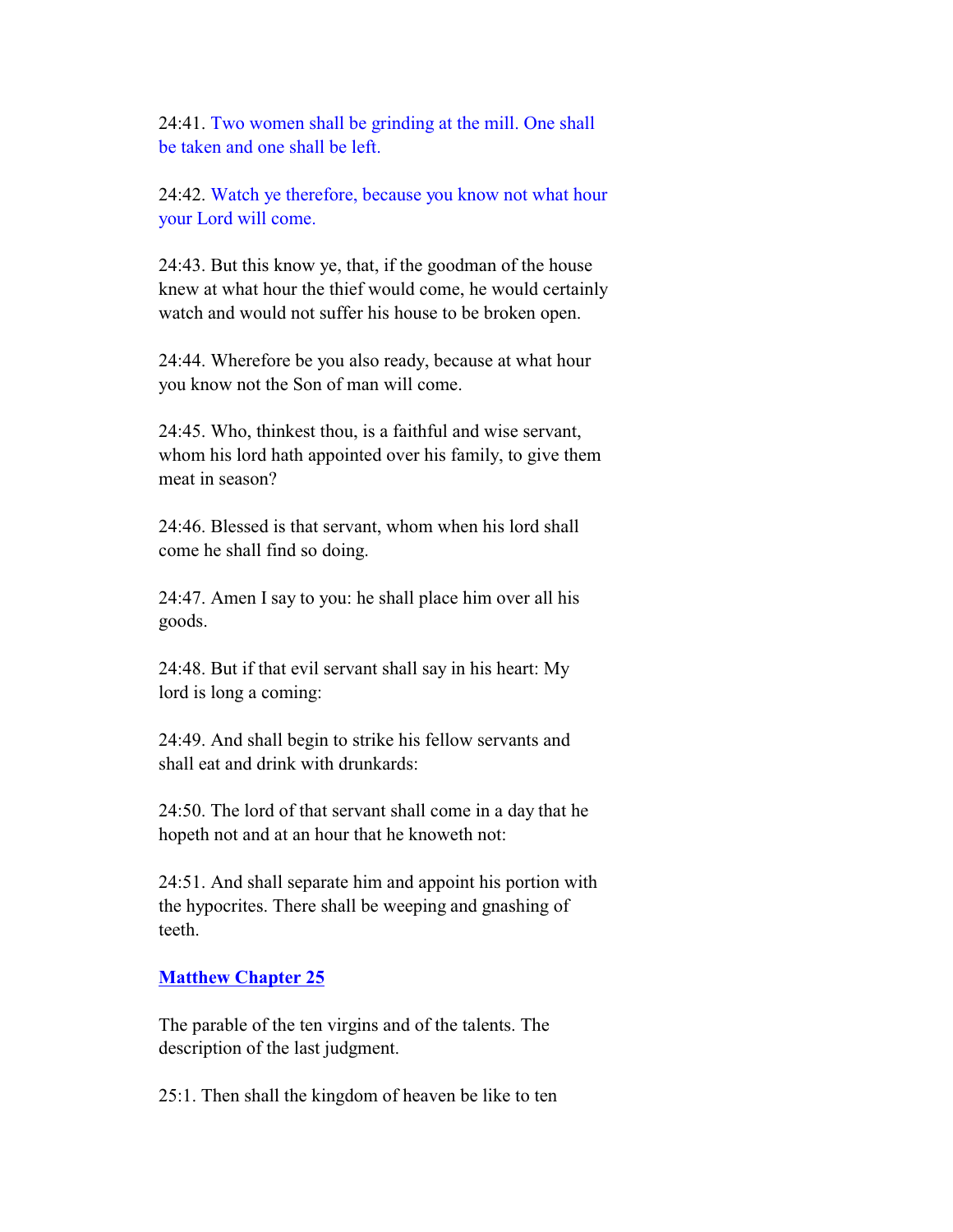24:41. Two women shall be grinding at the mill. One shall be taken and one shall be left.

24:42. Watch ye therefore, because you know not what hour your Lord will come.

24:43. But this know ye, that, if the goodman of the house knew at what hour the thief would come, he would certainly watch and would not suffer his house to be broken open.

24:44. Wherefore be you also ready, because at what hour you know not the Son of man will come.

24:45. Who, thinkest thou, is a faithful and wise servant, whom his lord hath appointed over his family, to give them meat in season?

24:46. Blessed is that servant, whom when his lord shall come he shall find so doing.

24:47. Amen I say to you: he shall place him over all his goods.

24:48. But if that evil servant shall say in his heart: My lord is long a coming:

24:49. And shall begin to strike his fellow servants and shall eat and drink with drunkards:

24:50. The lord of that servant shall come in a day that he hopeth not and at an hour that he knoweth not:

24:51. And shall separate him and appoint his portion with the hypocrites. There shall be weeping and gnashing of teeth.

## Matthew Chapter 25

The parable of the ten virgins and of the talents. The description of the last judgment.

25:1. Then shall the kingdom of heaven be like to ten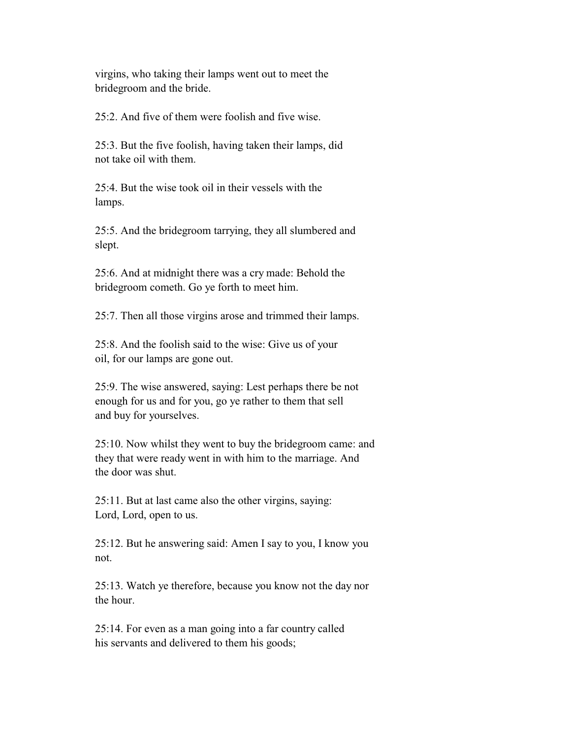virgins, who taking their lamps went out to meet the bridegroom and the bride.

25:2. And five of them were foolish and five wise.

25:3. But the five foolish, having taken their lamps, did not take oil with them.

25:4. But the wise took oil in their vessels with the lamps.

25:5. And the bridegroom tarrying, they all slumbered and slept.

25:6. And at midnight there was a cry made: Behold the bridegroom cometh. Go ye forth to meet him.

25:7. Then all those virgins arose and trimmed their lamps.

25:8. And the foolish said to the wise: Give us of your oil, for our lamps are gone out.

25:9. The wise answered, saying: Lest perhaps there be not enough for us and for you, go ye rather to them that sell and buy for yourselves.

25:10. Now whilst they went to buy the bridegroom came: and they that were ready went in with him to the marriage. And the door was shut.

25:11. But at last came also the other virgins, saying: Lord, Lord, open to us.

25:12. But he answering said: Amen I say to you, I know you not.

25:13. Watch ye therefore, because you know not the day nor the hour.

25:14. For even as a man going into a far country called his servants and delivered to them his goods;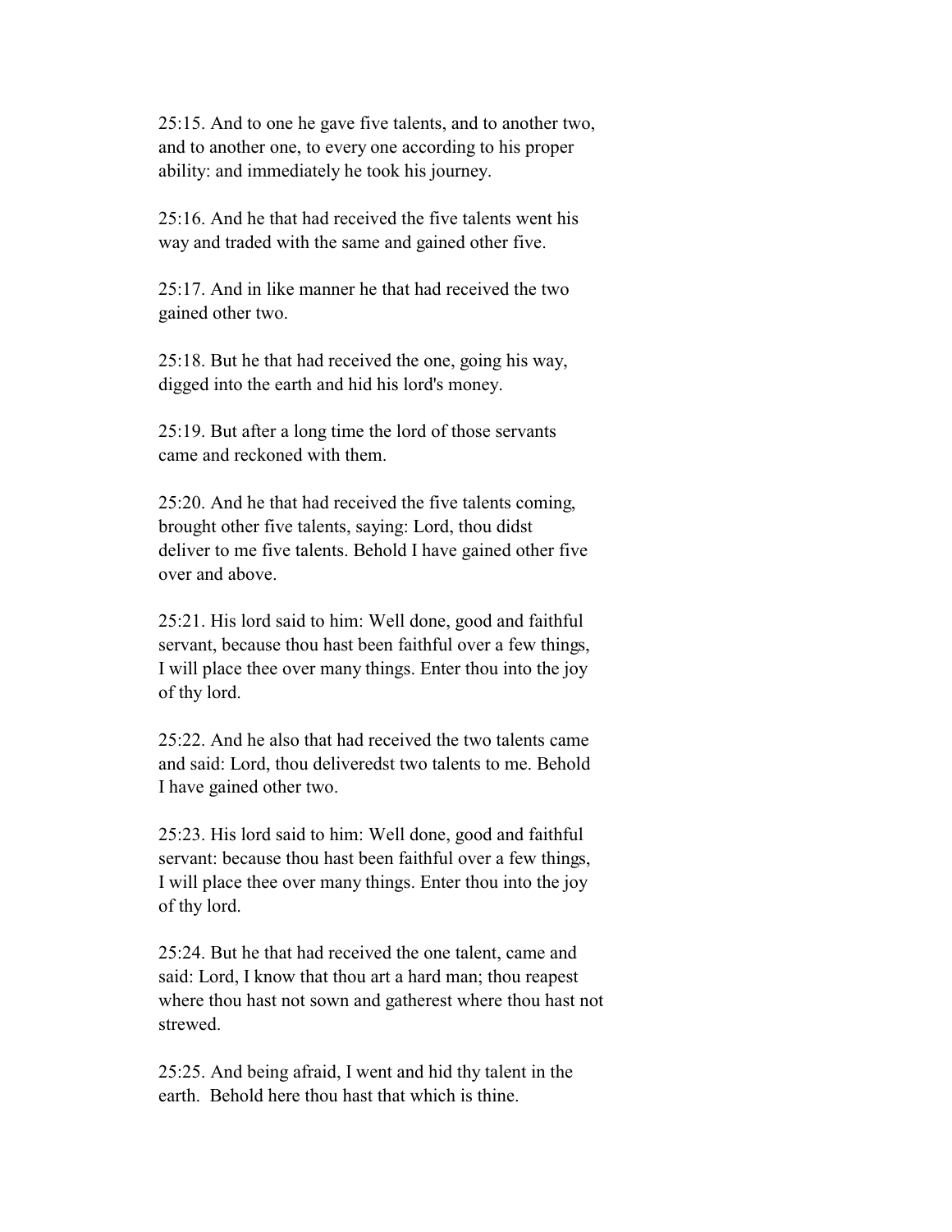25:15. And to one he gave five talents, and to another two, and to another one, to every one according to his proper ability: and immediately he took his journey.

25:16. And he that had received the five talents went his way and traded with the same and gained other five.

25:17. And in like manner he that had received the two gained other two.

25:18. But he that had received the one, going his way, digged into the earth and hid his lord's money.

25:19. But after a long time the lord of those servants came and reckoned with them.

25:20. And he that had received the five talents coming, brought other five talents, saying: Lord, thou didst deliver to me five talents. Behold I have gained other five over and above.

25:21. His lord said to him: Well done, good and faithful servant, because thou hast been faithful over a few things, I will place thee over many things. Enter thou into the joy of thy lord.

25:22. And he also that had received the two talents came and said: Lord, thou deliveredst two talents to me. Behold I have gained other two.

25:23. His lord said to him: Well done, good and faithful servant: because thou hast been faithful over a few things, I will place thee over many things. Enter thou into the joy of thy lord.

25:24. But he that had received the one talent, came and said: Lord, I know that thou art a hard man; thou reapest where thou hast not sown and gatherest where thou hast not strewed.

25:25. And being afraid, I went and hid thy talent in the earth. Behold here thou hast that which is thine.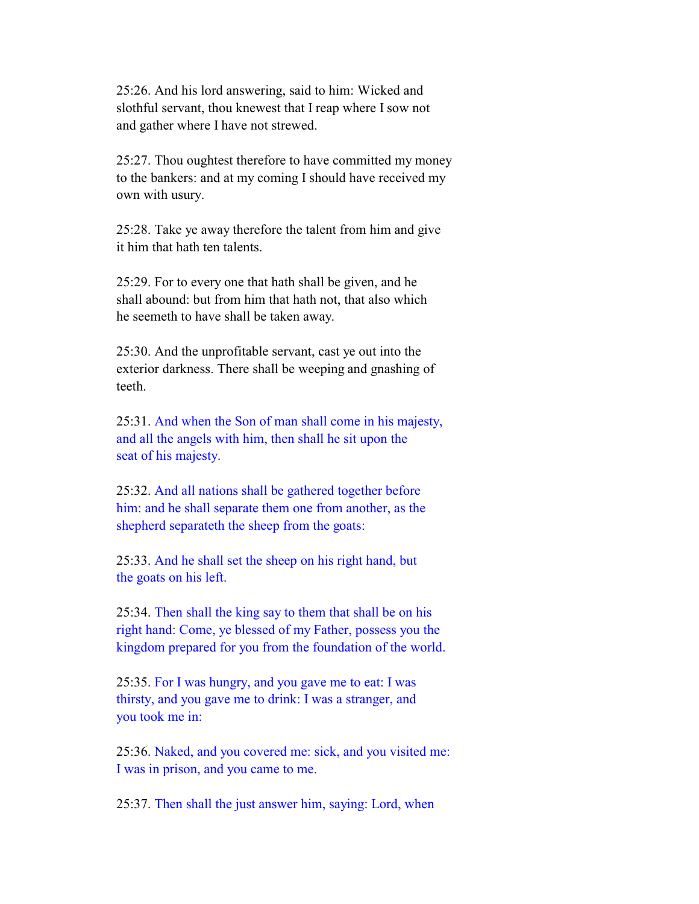25:26. And his lord answering, said to him: Wicked and slothful servant, thou knewest that I reap where I sow not and gather where I have not strewed.

25:27. Thou oughtest therefore to have committed my money to the bankers: and at my coming I should have received my own with usury.

25:28. Take ye away therefore the talent from him and give it him that hath ten talents.

25:29. For to every one that hath shall be given, and he shall abound: but from him that hath not, that also which he seemeth to have shall be taken away.

25:30. And the unprofitable servant, cast ye out into the exterior darkness. There shall be weeping and gnashing of teeth.

25:31. And when the Son of man shall come in his majesty, and all the angels with him, then shall he sit upon the seat of his majesty.

25:32. And all nations shall be gathered together before him: and he shall separate them one from another, as the shepherd separateth the sheep from the goats:

25:33. And he shall set the sheep on his right hand, but the goats on his left.

25:34. Then shall the king say to them that shall be on his right hand: Come, ye blessed of my Father, possess you the kingdom prepared for you from the foundation of the world.

25:35. For I was hungry, and you gave me to eat: I was thirsty, and you gave me to drink: I was a stranger, and you took me in:

25:36. Naked, and you covered me: sick, and you visited me: I was in prison, and you came to me.

25:37. Then shall the just answer him, saying: Lord, when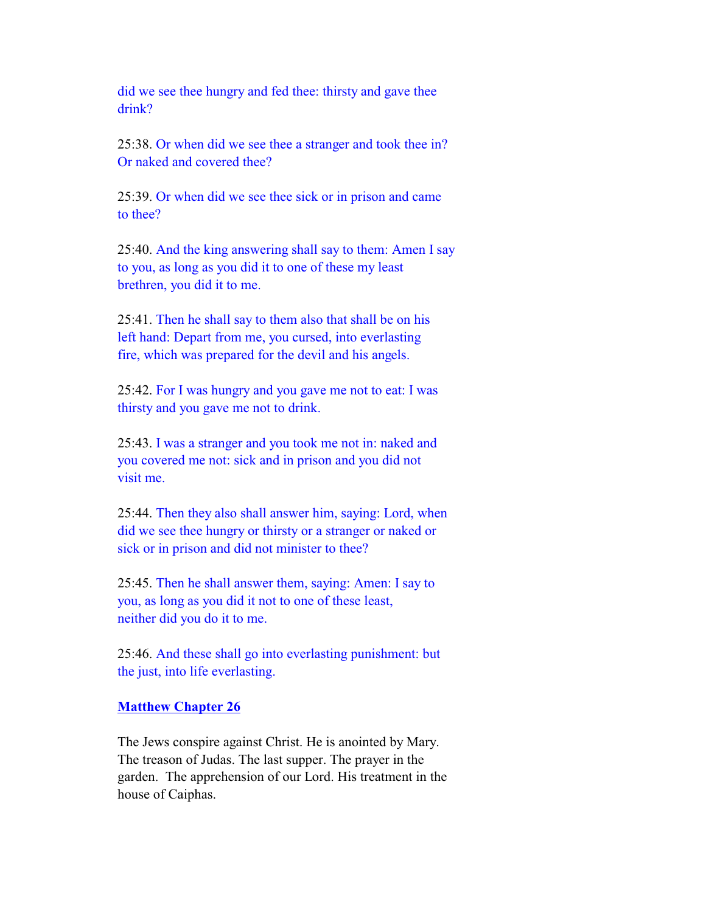did we see thee hungry and fed thee: thirsty and gave thee drink?

25:38. Or when did we see thee a stranger and took thee in? Or naked and covered thee?

25:39. Or when did we see thee sick or in prison and came to thee?

25:40. And the king answering shall say to them: Amen I say to you, as long as you did it to one of these my least brethren, you did it to me.

25:41. Then he shall say to them also that shall be on his left hand: Depart from me, you cursed, into everlasting fire, which was prepared for the devil and his angels.

25:42. For I was hungry and you gave me not to eat: I was thirsty and you gave me not to drink.

25:43. I was a stranger and you took me not in: naked and you covered me not: sick and in prison and you did not visit me.

25:44. Then they also shall answer him, saying: Lord, when did we see thee hungry or thirsty or a stranger or naked or sick or in prison and did not minister to thee?

25:45. Then he shall answer them, saying: Amen: I say to you, as long as you did it not to one of these least, neither did you do it to me.

25:46. And these shall go into everlasting punishment: but the just, into life everlasting.

## **Matthew Chapter 26**

The Jews conspire against Christ. He is anointed by Mary. The treason of Judas. The last supper. The prayer in the garden. The apprehension of our Lord. His treatment in the house of Caiphas.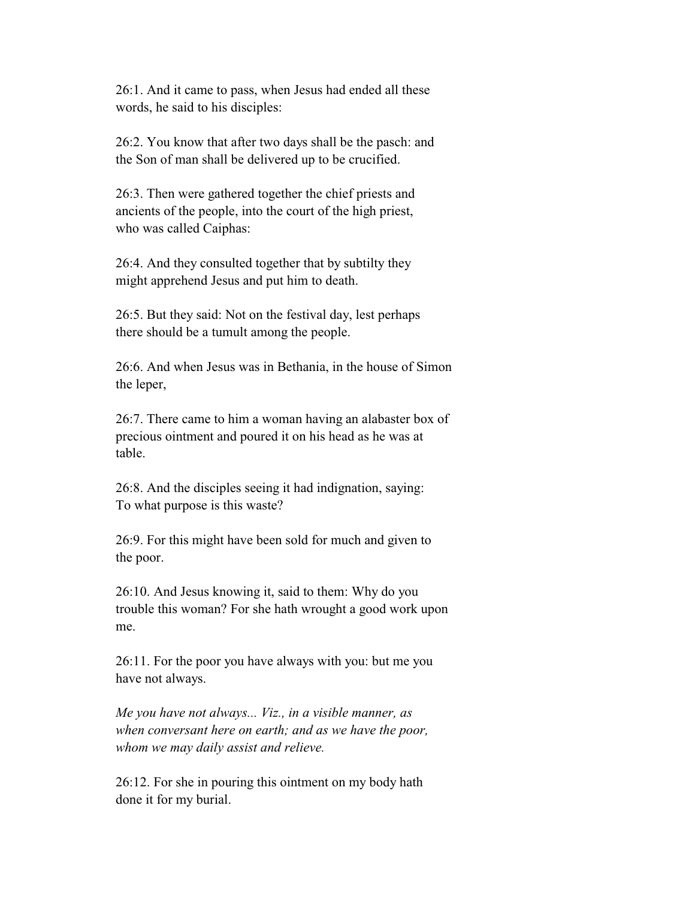26:1. And it came to pass, when Jesus had ended all these words, he said to his disciples:

26:2. You know that after two days shall be the pasch: and the Son of man shall be delivered up to be crucified.

26:3. Then were gathered together the chief priests and ancients of the people, into the court of the high priest, who was called Caiphas:

26:4. And they consulted together that by subtilty they might apprehend Jesus and put him to death.

26:5. But they said: Not on the festival day, lest perhaps there should be a tumult among the people.

26:6. And when Jesus was in Bethania, in the house of Simon the leper,

26:7. There came to him a woman having an alabaster box of precious ointment and poured it on his head as he was at table.

26:8. And the disciples seeing it had indignation, saying: To what purpose is this waste?

26:9. For this might have been sold for much and given to the poor.

26:10. And Jesus knowing it, said to them: Why do you trouble this woman? For she hath wrought a good work upon me.

26:11. For the poor you have always with you: but me you have not always.

*Me you have not always... Viz., in a visible manner, as when conversant here on earth; and as we have the poor, whom we may daily assist and relieve.*

26:12. For she in pouring this ointment on my body hath done it for my burial.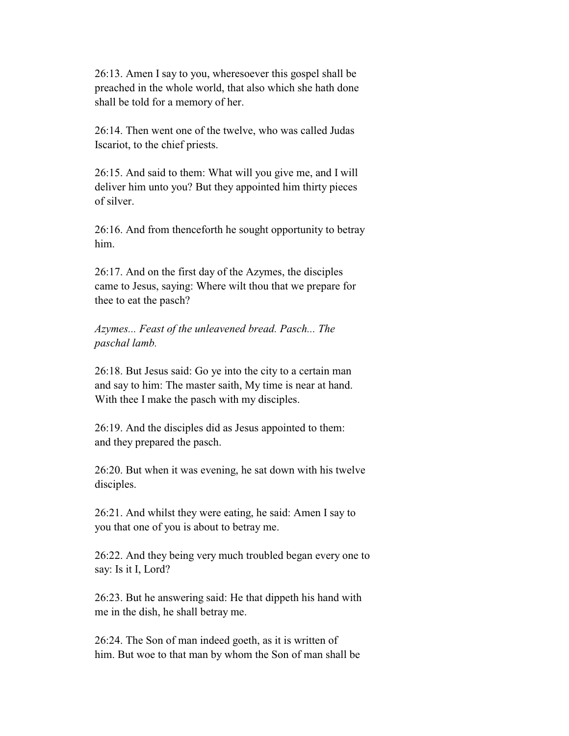26:13. Amen I say to you, wheresoever this gospel shall be preached in the whole world, that also which she hath done shall be told for a memory of her.

26:14. Then went one of the twelve, who was called Judas Iscariot, to the chief priests.

26:15. And said to them: What will you give me, and I will deliver him unto you? But they appointed him thirty pieces of silver.

26:16. And from thenceforth he sought opportunity to betray him.

26:17. And on the first day of the Azymes, the disciples came to Jesus, saying: Where wilt thou that we prepare for thee to eat the pasch?

*Azymes... Feast of the unleavened bread. Pasch... The paschal lamb.*

26:18. But Jesus said: Go ye into the city to a certain man and say to him: The master saith, My time is near at hand. With thee I make the pasch with my disciples.

26:19. And the disciples did as Jesus appointed to them: and they prepared the pasch.

26:20. But when it was evening, he sat down with his twelve disciples.

26:21. And whilst they were eating, he said: Amen I say to you that one of you is about to betray me.

26:22. And they being very much troubled began every one to say: Is it I, Lord?

26:23. But he answering said: He that dippeth his hand with me in the dish, he shall betray me.

26:24. The Son of man indeed goeth, as it is written of him. But woe to that man by whom the Son of man shall be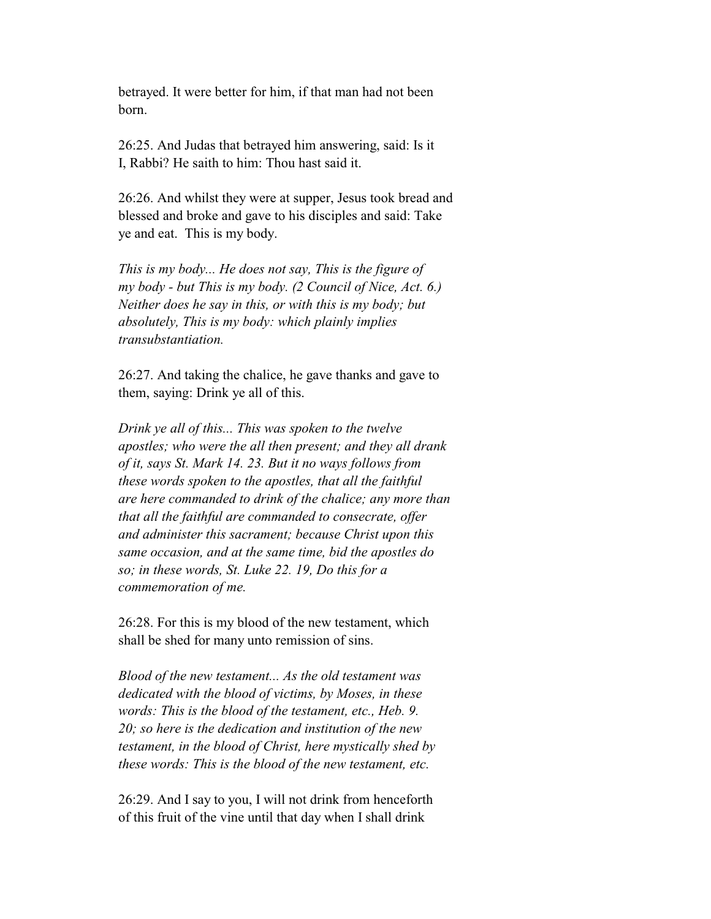betrayed. It were better for him, if that man had not been born.

26:25. And Judas that betrayed him answering, said: Is it I, Rabbi? He saith to him: Thou hast said it.

26:26. And whilst they were at supper, Jesus took bread and blessed and broke and gave to his disciples and said: Take ye and eat. This is my body.

*This is my body... He does not say, This is the figure of my body - but This is my body. (2 Council of Nice, Act. 6.) Neither does he say in this, or with this is my body; but absolutely, This is my body: which plainly implies transubstantiation.*

26:27. And taking the chalice, he gave thanks and gave to them, saying: Drink ye all of this.

*Drink ye all of this... This was spoken to the twelve apostles; who were the all then present; and they all drank of it, says St. Mark 14. 23. But it no ways follows from these words spoken to the apostles, that all the faithful are here commanded to drink of the chalice; any more than that all the faithful are commanded to consecrate, offer and administer this sacrament; because Christ upon this same occasion, and at the same time, bid the apostles do so; in these words, St. Luke 22. 19, Do this for a commemoration of me.*

26:28. For this is my blood of the new testament, which shall be shed for many unto remission of sins.

*Blood of the new testament... As the old testament was dedicated with the blood of victims, by Moses, in these words: This is the blood of the testament, etc., Heb. 9. 20; so here is the dedication and institution of the new testament, in the blood of Christ, here mystically shed by these words: This is the blood of the new testament, etc.*

26:29. And I say to you, I will not drink from henceforth of this fruit of the vine until that day when I shall drink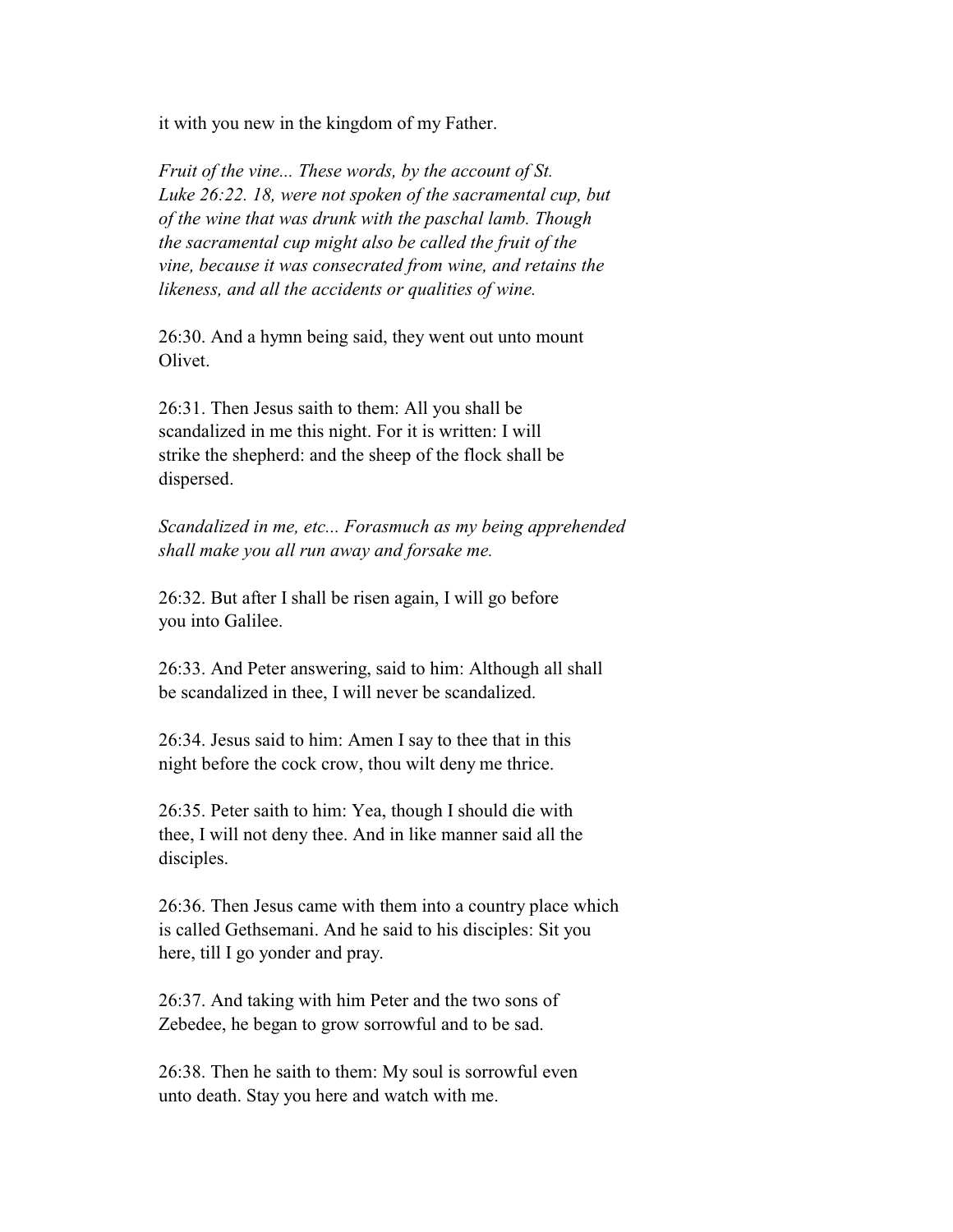it with you new in the kingdom of my Father.

*Fruit of the vine... These words, by the account of St. Luke 26:22. 18, were not spoken of the sacramental cup, but of the wine that was drunk with the paschal lamb. Though the sacramental cup might also be called the fruit of the vine, because it was consecrated from wine, and retains the likeness, and all the accidents or qualities of wine.*

26:30. And a hymn being said, they went out unto mount Olivet.

26:31. Then Jesus saith to them: All you shall be scandalized in me this night. For it is written: I will strike the shepherd: and the sheep of the flock shall be dispersed.

*Scandalized in me, etc... Forasmuch as my being apprehended shall make you all run away and forsake me.*

26:32. But after I shall be risen again, I will go before you into Galilee.

26:33. And Peter answering, said to him: Although all shall be scandalized in thee, I will never be scandalized.

26:34. Jesus said to him: Amen I say to thee that in this night before the cock crow, thou wilt deny me thrice.

26:35. Peter saith to him: Yea, though I should die with thee, I will not deny thee. And in like manner said all the disciples.

26:36. Then Jesus came with them into a country place which is called Gethsemani. And he said to his disciples: Sit you here, till I go yonder and pray.

26:37. And taking with him Peter and the two sons of Zebedee, he began to grow sorrowful and to be sad.

26:38. Then he saith to them: My soul is sorrowful even unto death. Stay you here and watch with me.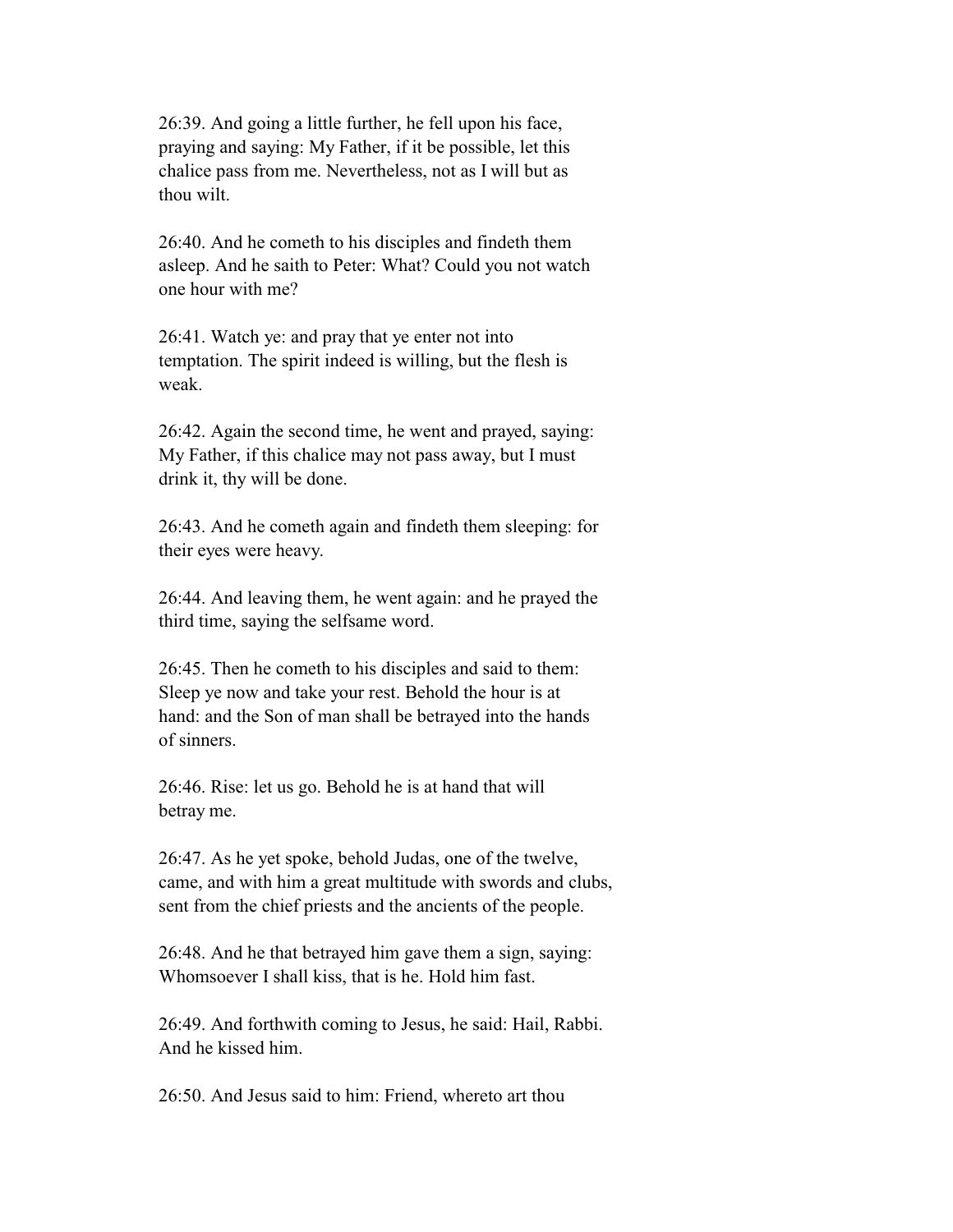26:39. And going a little further, he fell upon his face, praying and saying: My Father, if it be possible, let this chalice pass from me. Nevertheless, not as I will but as thou wilt.

26:40. And he cometh to his disciples and findeth them asleep. And he saith to Peter: What? Could you not watch one hour with me?

26:41. Watch ye: and pray that ye enter not into temptation. The spirit indeed is willing, but the flesh is weak.

26:42. Again the second time, he went and prayed, saying: My Father, if this chalice may not pass away, but I must drink it, thy will be done.

26:43. And he cometh again and findeth them sleeping: for their eyes were heavy.

26:44. And leaving them, he went again: and he prayed the third time, saying the selfsame word.

26:45. Then he cometh to his disciples and said to them: Sleep ye now and take your rest. Behold the hour is at hand: and the Son of man shall be betrayed into the hands of sinners.

26:46. Rise: let us go. Behold he is at hand that will betray me.

26:47. As he yet spoke, behold Judas, one of the twelve, came, and with him a great multitude with swords and clubs, sent from the chief priests and the ancients of the people.

26:48. And he that betrayed him gave them a sign, saying: Whomsoever I shall kiss, that is he. Hold him fast.

26:49. And forthwith coming to Jesus, he said: Hail, Rabbi. And he kissed him.

26:50. And Jesus said to him: Friend, whereto art thou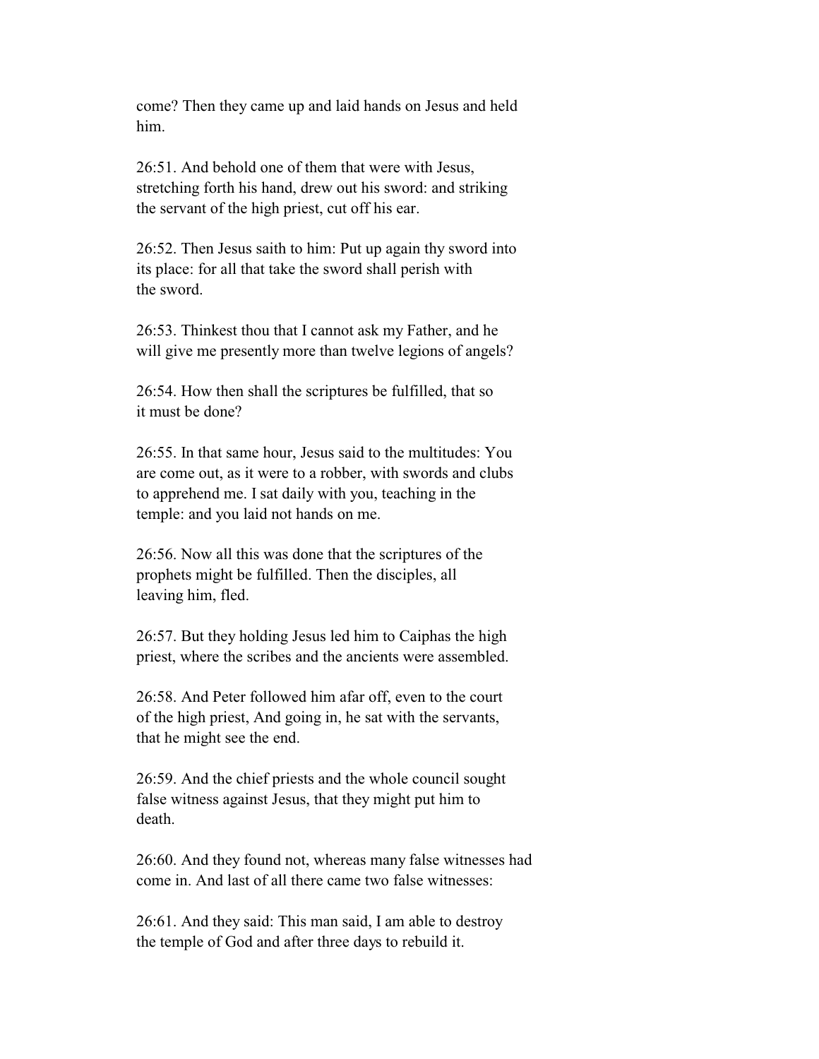come? Then they came up and laid hands on Jesus and held him.

26:51. And behold one of them that were with Jesus, stretching forth his hand, drew out his sword: and striking the servant of the high priest, cut off his ear.

26:52. Then Jesus saith to him: Put up again thy sword into its place: for all that take the sword shall perish with the sword.

26:53. Thinkest thou that I cannot ask my Father, and he will give me presently more than twelve legions of angels?

26:54. How then shall the scriptures be fulfilled, that so it must be done?

26:55. In that same hour, Jesus said to the multitudes: You are come out, as it were to a robber, with swords and clubs to apprehend me. I sat daily with you, teaching in the temple: and you laid not hands on me.

26:56. Now all this was done that the scriptures of the prophets might be fulfilled. Then the disciples, all leaving him, fled.

26:57. But they holding Jesus led him to Caiphas the high priest, where the scribes and the ancients were assembled.

26:58. And Peter followed him afar off, even to the court of the high priest, And going in, he sat with the servants, that he might see the end.

26:59. And the chief priests and the whole council sought false witness against Jesus, that they might put him to death.

26:60. And they found not, whereas many false witnesses had come in. And last of all there came two false witnesses:

26:61. And they said: This man said, I am able to destroy the temple of God and after three days to rebuild it.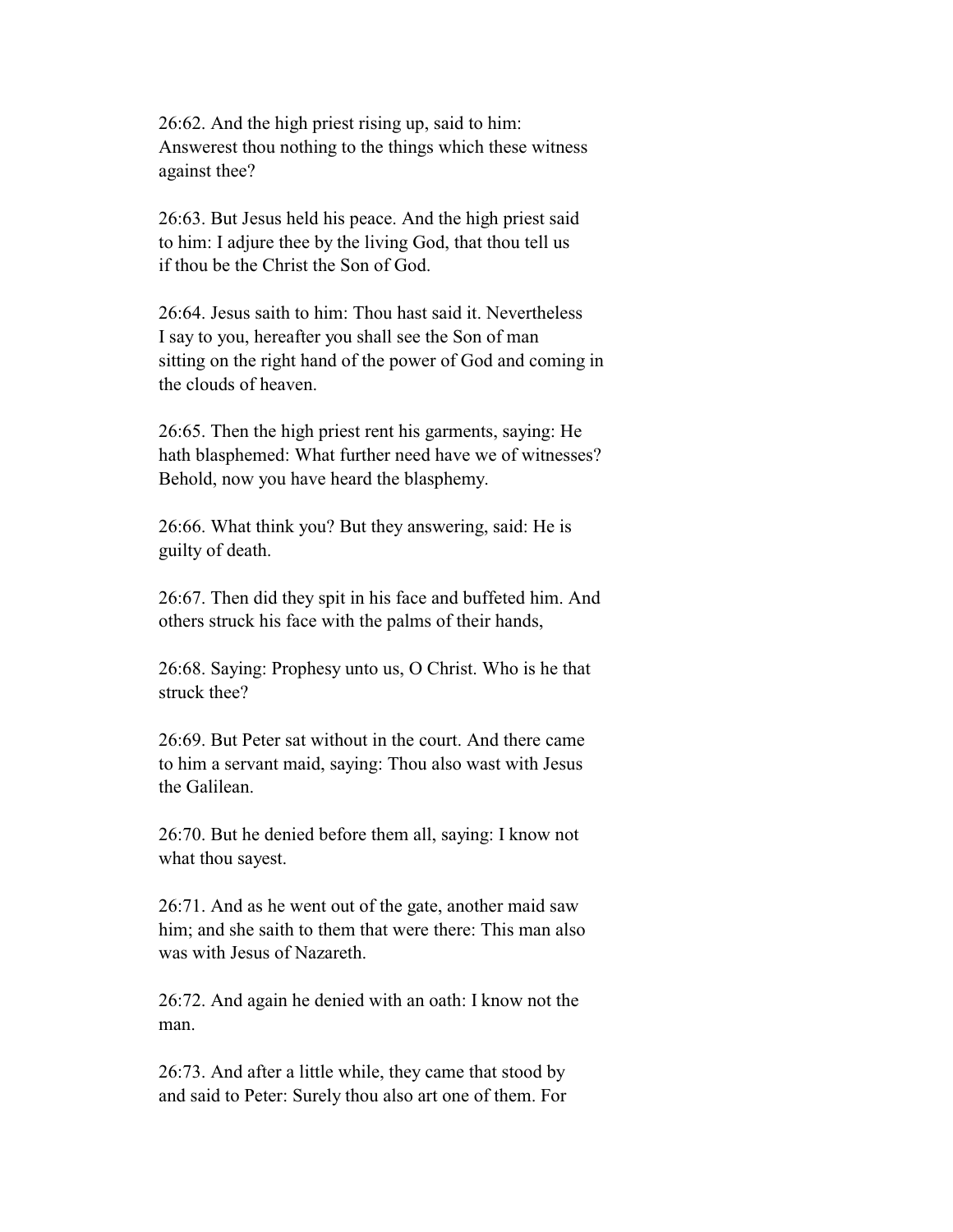26:62. And the high priest rising up, said to him: Answerest thou nothing to the things which these witness against thee?

26:63. But Jesus held his peace. And the high priest said to him: I adjure thee by the living God, that thou tell us if thou be the Christ the Son of God.

26:64. Jesus saith to him: Thou hast said it. Nevertheless I say to you, hereafter you shall see the Son of man sitting on the right hand of the power of God and coming in the clouds of heaven.

26:65. Then the high priest rent his garments, saying: He hath blasphemed: What further need have we of witnesses? Behold, now you have heard the blasphemy.

26:66. What think you? But they answering, said: He is guilty of death.

26:67. Then did they spit in his face and buffeted him. And others struck his face with the palms of their hands,

26:68. Saying: Prophesy unto us, O Christ. Who is he that struck thee?

26:69. But Peter sat without in the court. And there came to him a servant maid, saying: Thou also wast with Jesus the Galilean.

26:70. But he denied before them all, saying: I know not what thou sayest.

26:71. And as he went out of the gate, another maid saw him; and she saith to them that were there: This man also was with Jesus of Nazareth.

26:72. And again he denied with an oath: I know not the man.

26:73. And after a little while, they came that stood by and said to Peter: Surely thou also art one of them. For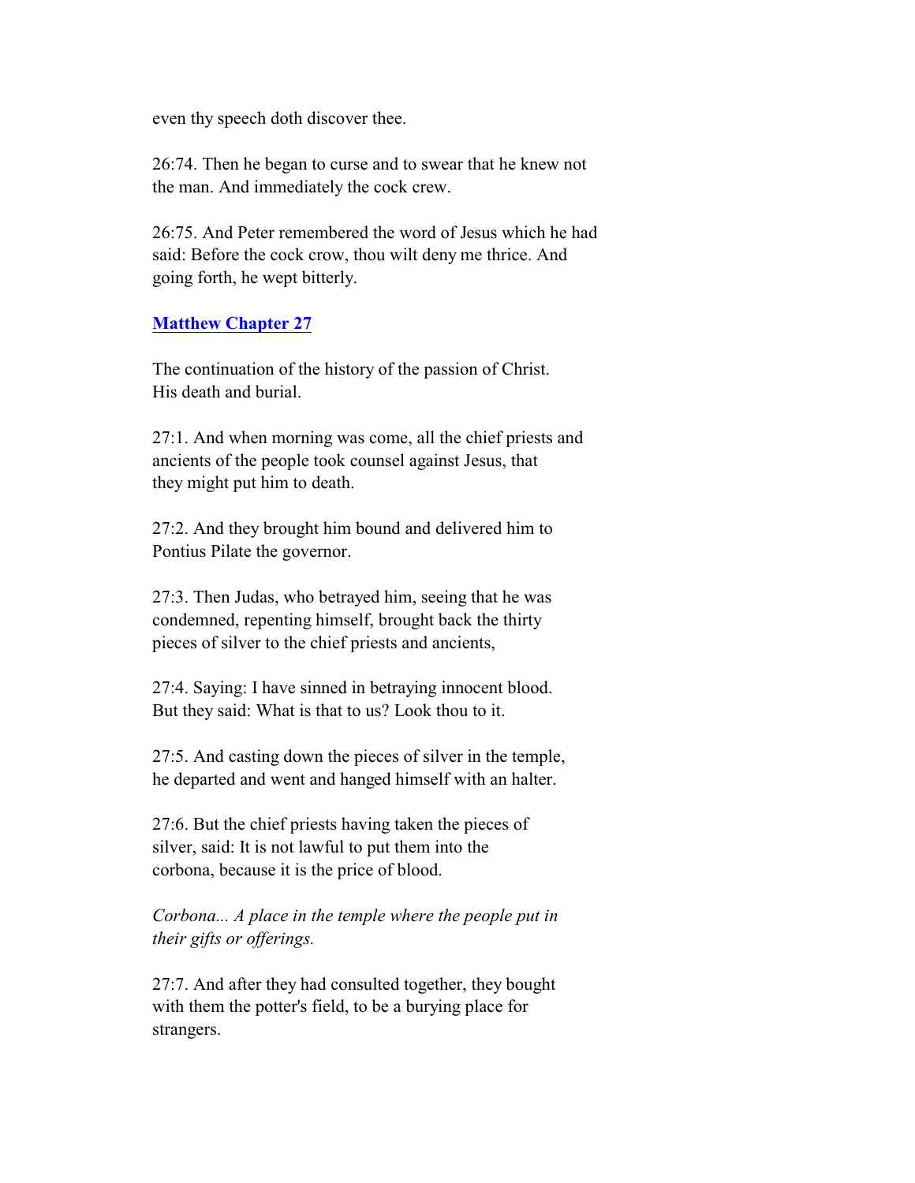even thy speech doth discover thee.

26:74. Then he began to curse and to swear that he knew not the man. And immediately the cock crew.

26:75. And Peter remembered the word of Jesus which he had said: Before the cock crow, thou wilt deny me thrice. And going forth, he wept bitterly.

## Matthew Chapter 27

The continuation of the history of the passion of Christ. His death and burial.

27:1. And when morning was come, all the chief priests and ancients of the people took counsel against Jesus, that they might put him to death.

27:2. And they brought him bound and delivered him to Pontius Pilate the governor.

27:3. Then Judas, who betrayed him, seeing that he was condemned, repenting himself, brought back the thirty pieces of silver to the chief priests and ancients,

27:4. Saying: I have sinned in betraying innocent blood. But they said: What is that to us? Look thou to it.

27:5. And casting down the pieces of silver in the temple, he departed and went and hanged himself with an halter.

27:6. But the chief priests having taken the pieces of silver, said: It is not lawful to put them into the corbona, because it is the price of blood.

*Corbona... A place in the temple where the people put in their gifts or offerings.*

27:7. And after they had consulted together, they bought with them the potter's field, to be a burying place for strangers.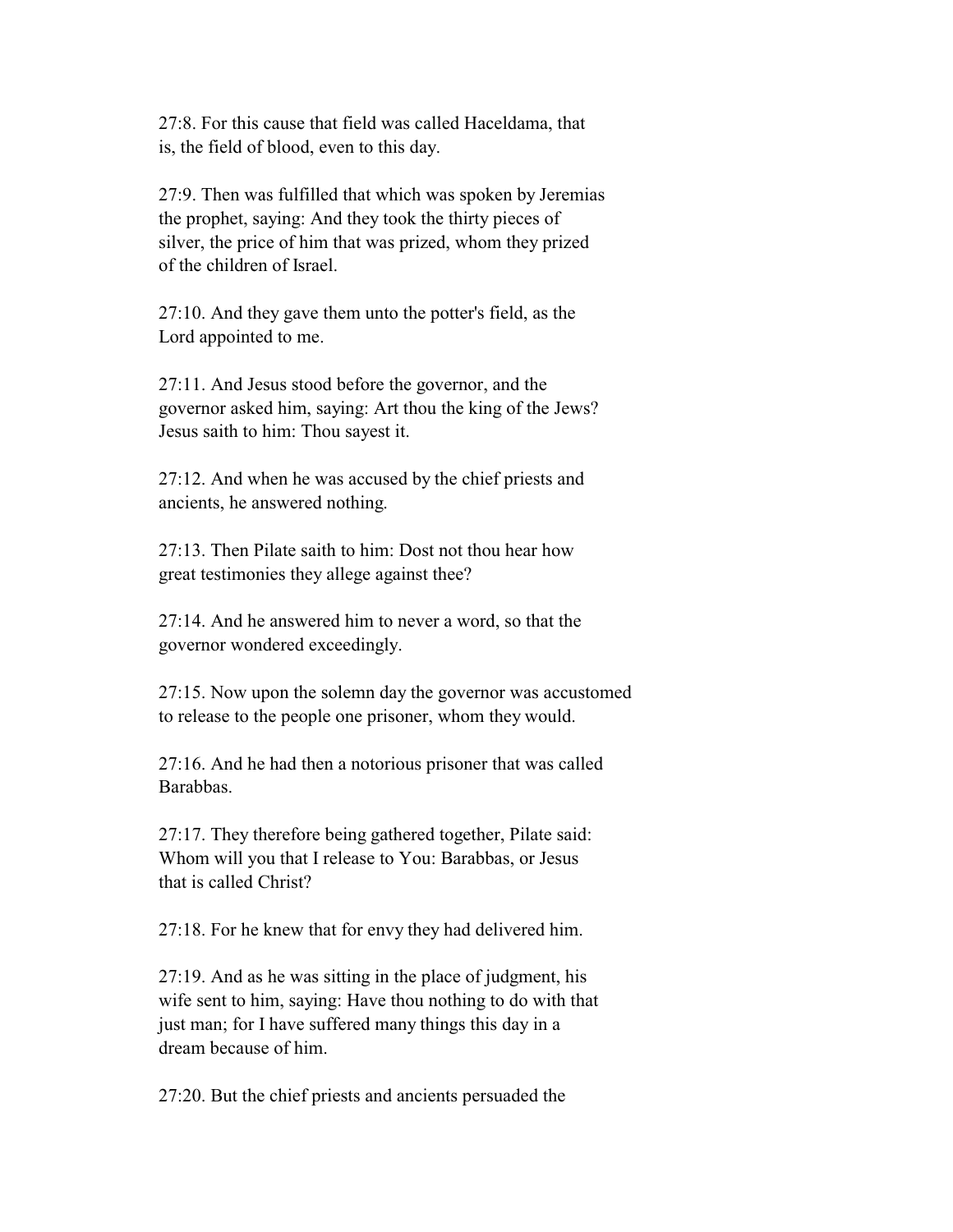27:8. For this cause that field was called Haceldama, that is, the field of blood, even to this day.

27:9. Then was fulfilled that which was spoken by Jeremias the prophet, saying: And they took the thirty pieces of silver, the price of him that was prized, whom they prized of the children of Israel.

27:10. And they gave them unto the potter's field, as the Lord appointed to me.

27:11. And Jesus stood before the governor, and the governor asked him, saying: Art thou the king of the Jews? Jesus saith to him: Thou sayest it.

27:12. And when he was accused by the chief priests and ancients, he answered nothing.

27:13. Then Pilate saith to him: Dost not thou hear how great testimonies they allege against thee?

27:14. And he answered him to never a word, so that the governor wondered exceedingly.

27:15. Now upon the solemn day the governor was accustomed to release to the people one prisoner, whom they would.

27:16. And he had then a notorious prisoner that was called Barabbas.

27:17. They therefore being gathered together, Pilate said: Whom will you that I release to You: Barabbas, or Jesus that is called Christ?

27:18. For he knew that for envy they had delivered him.

27:19. And as he was sitting in the place of judgment, his wife sent to him, saying: Have thou nothing to do with that just man; for I have suffered many things this day in a dream because of him.

27:20. But the chief priests and ancients persuaded the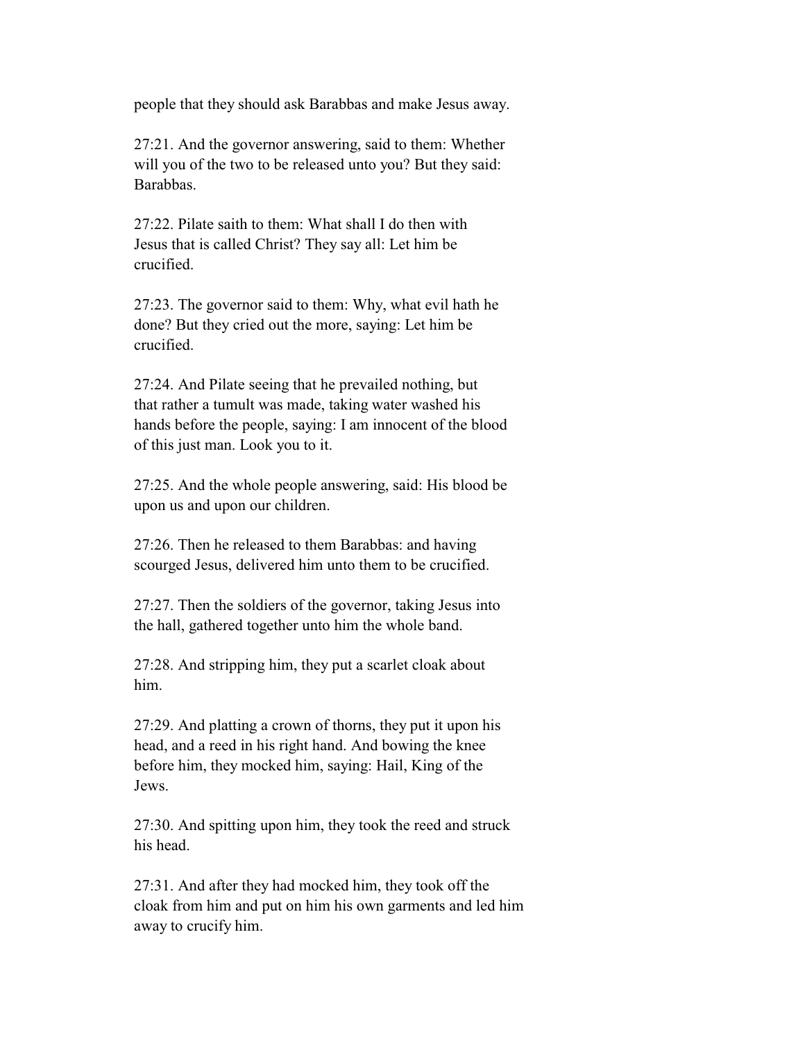people that they should ask Barabbas and make Jesus away.

27:21. And the governor answering, said to them: Whether will you of the two to be released unto you? But they said: Barabbas.

27:22. Pilate saith to them: What shall I do then with Jesus that is called Christ? They say all: Let him be crucified.

27:23. The governor said to them: Why, what evil hath he done? But they cried out the more, saying: Let him be crucified.

27:24. And Pilate seeing that he prevailed nothing, but that rather a tumult was made, taking water washed his hands before the people, saying: I am innocent of the blood of this just man. Look you to it.

27:25. And the whole people answering, said: His blood be upon us and upon our children.

27:26. Then he released to them Barabbas: and having scourged Jesus, delivered him unto them to be crucified.

27:27. Then the soldiers of the governor, taking Jesus into the hall, gathered together unto him the whole band.

27:28. And stripping him, they put a scarlet cloak about him.

27:29. And platting a crown of thorns, they put it upon his head, and a reed in his right hand. And bowing the knee before him, they mocked him, saying: Hail, King of the Jews.

27:30. And spitting upon him, they took the reed and struck his head.

27:31. And after they had mocked him, they took off the cloak from him and put on him his own garments and led him away to crucify him.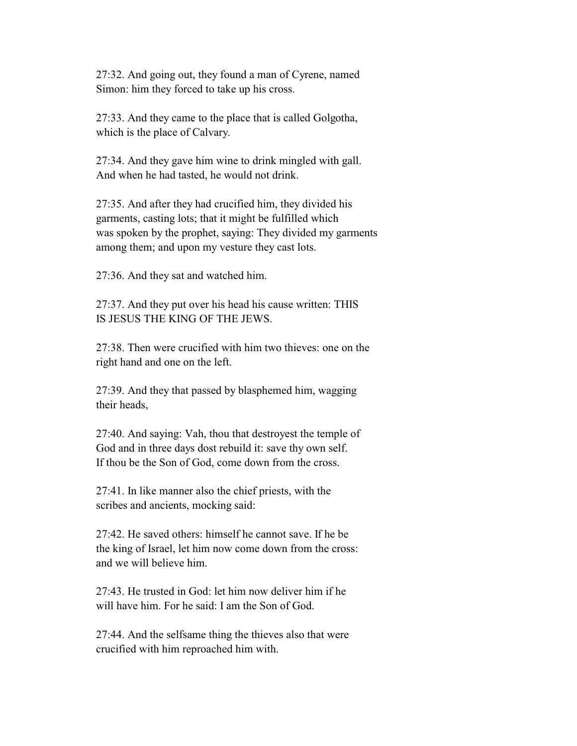27:32. And going out, they found a man of Cyrene, named Simon: him they forced to take up his cross.

27:33. And they came to the place that is called Golgotha, which is the place of Calvary.

27:34. And they gave him wine to drink mingled with gall. And when he had tasted, he would not drink.

27:35. And after they had crucified him, they divided his garments, casting lots; that it might be fulfilled which was spoken by the prophet, saying: They divided my garments among them; and upon my vesture they cast lots.

27:36. And they sat and watched him.

27:37. And they put over his head his cause written: THIS IS JESUS THE KING OF THE JEWS.

27:38. Then were crucified with him two thieves: one on the right hand and one on the left.

27:39. And they that passed by blasphemed him, wagging their heads,

27:40. And saying: Vah, thou that destroyest the temple of God and in three days dost rebuild it: save thy own self. If thou be the Son of God, come down from the cross.

27:41. In like manner also the chief priests, with the scribes and ancients, mocking said:

27:42. He saved others: himself he cannot save. If he be the king of Israel, let him now come down from the cross: and we will believe him.

27:43. He trusted in God: let him now deliver him if he will have him. For he said: I am the Son of God.

27:44. And the selfsame thing the thieves also that were crucified with him reproached him with.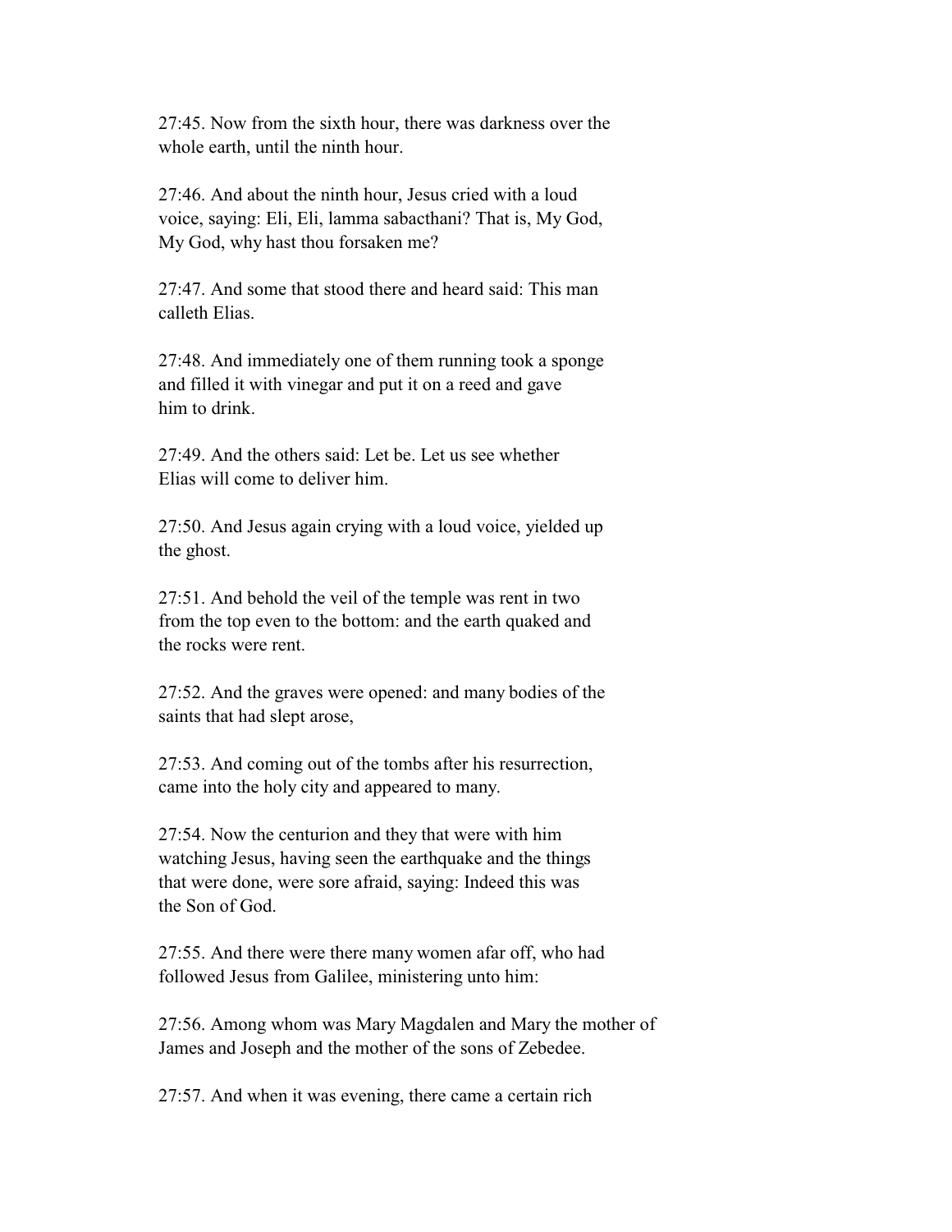27:45. Now from the sixth hour, there was darkness over the whole earth, until the ninth hour.

27:46. And about the ninth hour, Jesus cried with a loud voice, saying: Eli, Eli, lamma sabacthani? That is, My God, My God, why hast thou forsaken me?

27:47. And some that stood there and heard said: This man calleth Elias.

27:48. And immediately one of them running took a sponge and filled it with vinegar and put it on a reed and gave him to drink.

27:49. And the others said: Let be. Let us see whether Elias will come to deliver him.

27:50. And Jesus again crying with a loud voice, yielded up the ghost.

27:51. And behold the veil of the temple was rent in two from the top even to the bottom: and the earth quaked and the rocks were rent.

27:52. And the graves were opened: and many bodies of the saints that had slept arose,

27:53. And coming out of the tombs after his resurrection, came into the holy city and appeared to many.

27:54. Now the centurion and they that were with him watching Jesus, having seen the earthquake and the things that were done, were sore afraid, saying: Indeed this was the Son of God.

27:55. And there were there many women afar off, who had followed Jesus from Galilee, ministering unto him:

27:56. Among whom was Mary Magdalen and Mary the mother of James and Joseph and the mother of the sons of Zebedee.

27:57. And when it was evening, there came a certain rich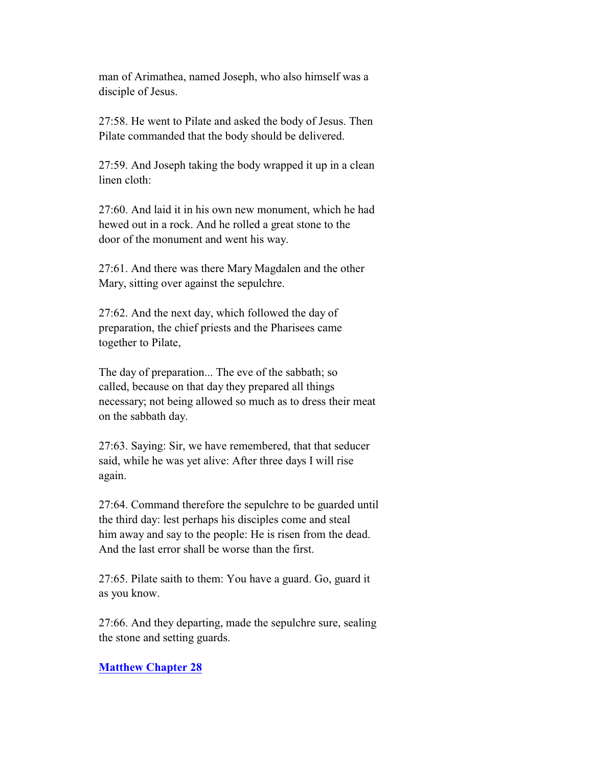man of Arimathea, named Joseph, who also himself was a disciple of Jesus.

27:58. He went to Pilate and asked the body of Jesus. Then Pilate commanded that the body should be delivered.

27:59. And Joseph taking the body wrapped it up in a clean linen cloth:

27:60. And laid it in his own new monument, which he had hewed out in a rock. And he rolled a great stone to the door of the monument and went his way.

27:61. And there was there Mary Magdalen and the other Mary, sitting over against the sepulchre.

27:62. And the next day, which followed the day of preparation, the chief priests and the Pharisees came together to Pilate,

The day of preparation... The eve of the sabbath; so called, because on that day they prepared all things necessary; not being allowed so much as to dress their meat on the sabbath day.

27:63. Saying: Sir, we have remembered, that that seducer said, while he was yet alive: After three days I will rise again.

27:64. Command therefore the sepulchre to be guarded until the third day: lest perhaps his disciples come and steal him away and say to the people: He is risen from the dead. And the last error shall be worse than the first.

27:65. Pilate saith to them: You have a guard. Go, guard it as you know.

27:66. And they departing, made the sepulchre sure, sealing the stone and setting guards.

**Matthew Chapter 28**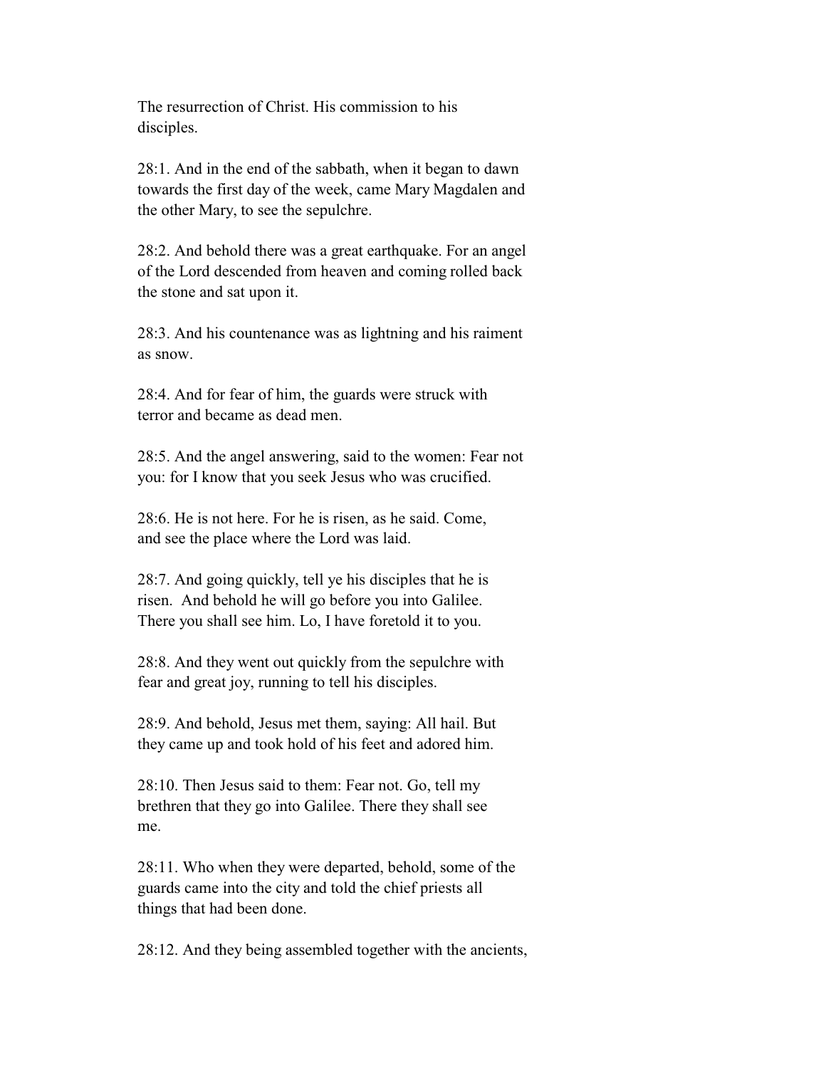The resurrection of Christ. His commission to his disciples.

28:1. And in the end of the sabbath, when it began to dawn towards the first day of the week, came Mary Magdalen and the other Mary, to see the sepulchre.

28:2. And behold there was a great earthquake. For an angel of the Lord descended from heaven and coming rolled back the stone and sat upon it.

28:3. And his countenance was as lightning and his raiment as snow.

28:4. And for fear of him, the guards were struck with terror and became as dead men.

28:5. And the angel answering, said to the women: Fear not you: for I know that you seek Jesus who was crucified.

28:6. He is not here. For he is risen, as he said. Come, and see the place where the Lord was laid.

28:7. And going quickly, tell ye his disciples that he is risen. And behold he will go before you into Galilee. There you shall see him. Lo, I have foretold it to you.

28:8. And they went out quickly from the sepulchre with fear and great joy, running to tell his disciples.

28:9. And behold, Jesus met them, saying: All hail. But they came up and took hold of his feet and adored him.

28:10. Then Jesus said to them: Fear not. Go, tell my brethren that they go into Galilee. There they shall see me.

28:11. Who when they were departed, behold, some of the guards came into the city and told the chief priests all things that had been done.

28:12. And they being assembled together with the ancients,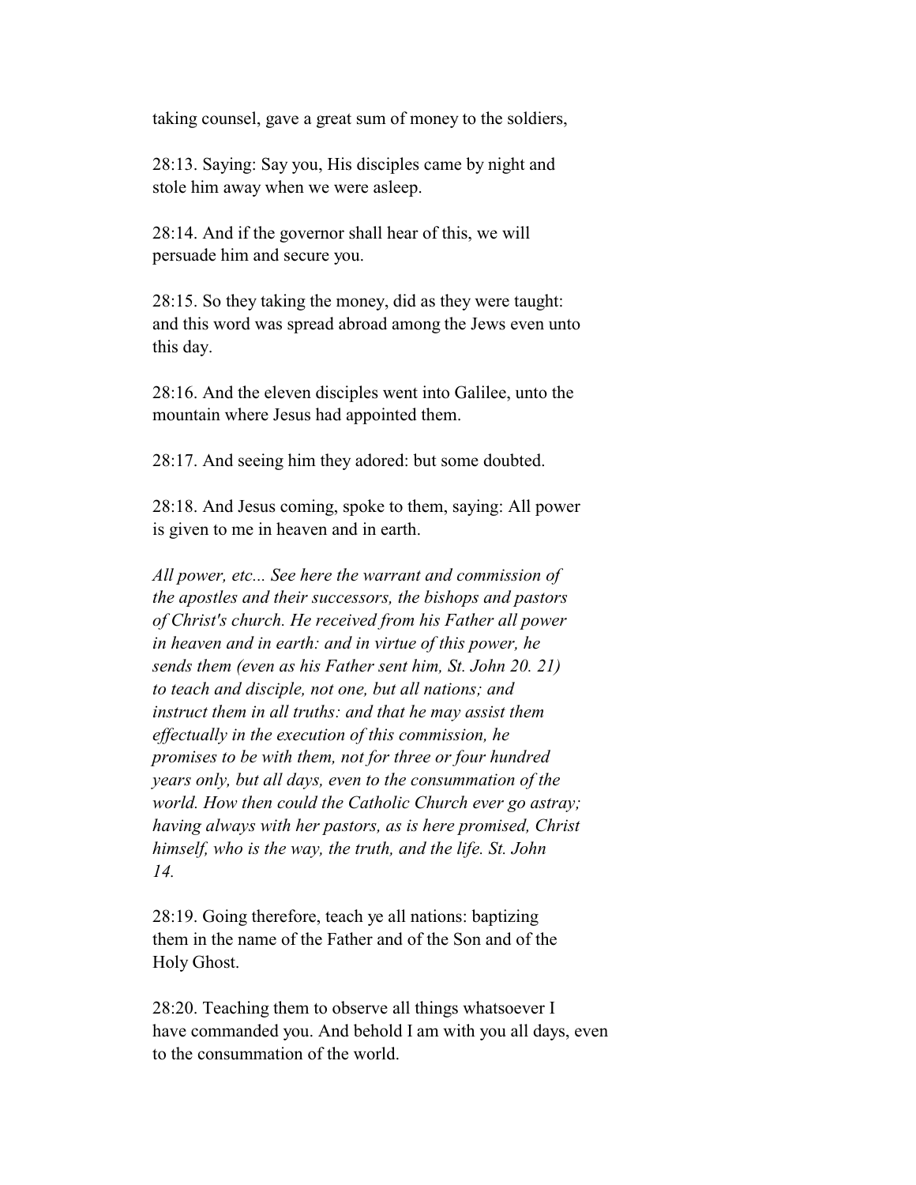taking counsel, gave a great sum of money to the soldiers,

28:13. Saying: Say you, His disciples came by night and stole him away when we were asleep.

28:14. And if the governor shall hear of this, we will persuade him and secure you.

28:15. So they taking the money, did as they were taught: and this word was spread abroad among the Jews even unto this day.

28:16. And the eleven disciples went into Galilee, unto the mountain where Jesus had appointed them.

28:17. And seeing him they adored: but some doubted.

28:18. And Jesus coming, spoke to them, saying: All power is given to me in heaven and in earth.

*All power, etc... See here the warrant and commission of the apostles and their successors, the bishops and pastors of Christ's church. He received from his Father all power in heaven and in earth: and in virtue of this power, he sends them (even as his Father sent him, St. John 20. 21) to teach and disciple, not one, but all nations; and instruct them in all truths: and that he may assist them effectually in the execution of this commission, he promises to be with them, not for three or four hundred years only, but all days, even to the consummation of the world. How then could the Catholic Church ever go astray; having always with her pastors, as is here promised, Christ himself, who is the way, the truth, and the life. St. John 14.*

28:19. Going therefore, teach ye all nations: baptizing them in the name of the Father and of the Son and of the Holy Ghost.

28:20. Teaching them to observe all things whatsoever I have commanded you. And behold I am with you all days, even to the consummation of the world.